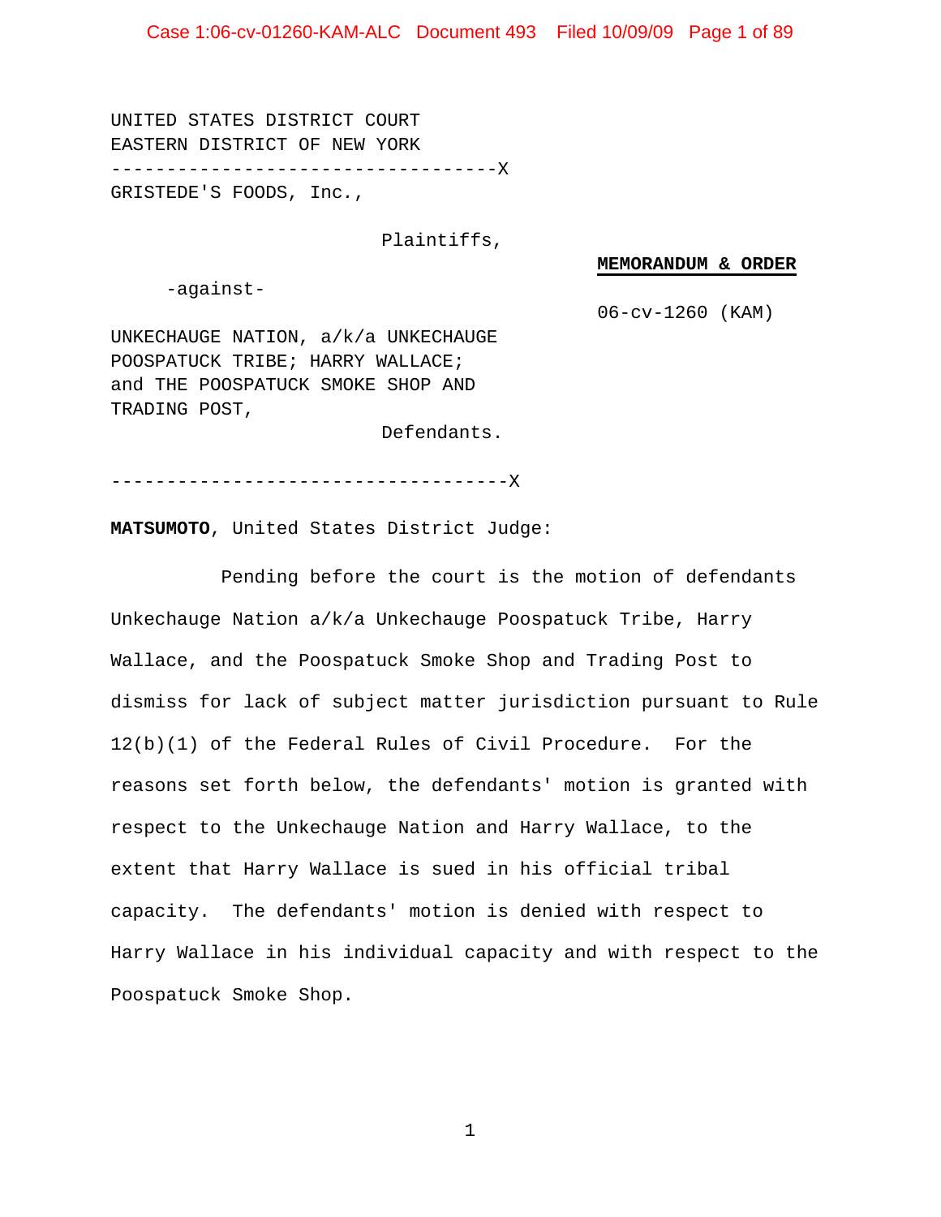UNITED STATES DISTRICT COURT
EASTERN DISTRICT OF NEW YORK

-----------------------------------X

GRISTEDE'S FOODS, Inc.,

Plaintiffs,

**MEMORANDUM & ORDER**

-against-

06-cv-1260 (KAM)

UNKECHAUGE NATION, a/k/a UNKECHAUGE POOSPATUCK TRIBE; HARRY WALLACE; and THE POOSPATUCK SMOKE SHOP AND TRADING POST,

Defendants.

-----------------------------------X

**MATSUMOTO**, United States District Judge:

Pending before the court is the motion of defendants Unkechauge Nation a/k/a Unkechauge Poospatuck Tribe, Harry Wallace, and the Poospatuck Smoke Shop and Trading Post to dismiss for lack of subject matter jurisdiction pursuant to Rule 12(b)(1) of the Federal Rules of Civil Procedure. For the reasons set forth below, the defendants' motion is granted with respect to the Unkechauge Nation and Harry Wallace, to the extent that Harry Wallace is sued in his official tribal capacity. The defendants' motion is denied with respect to Harry Wallace in his individual capacity and with respect to the Poospatuck Smoke Shop.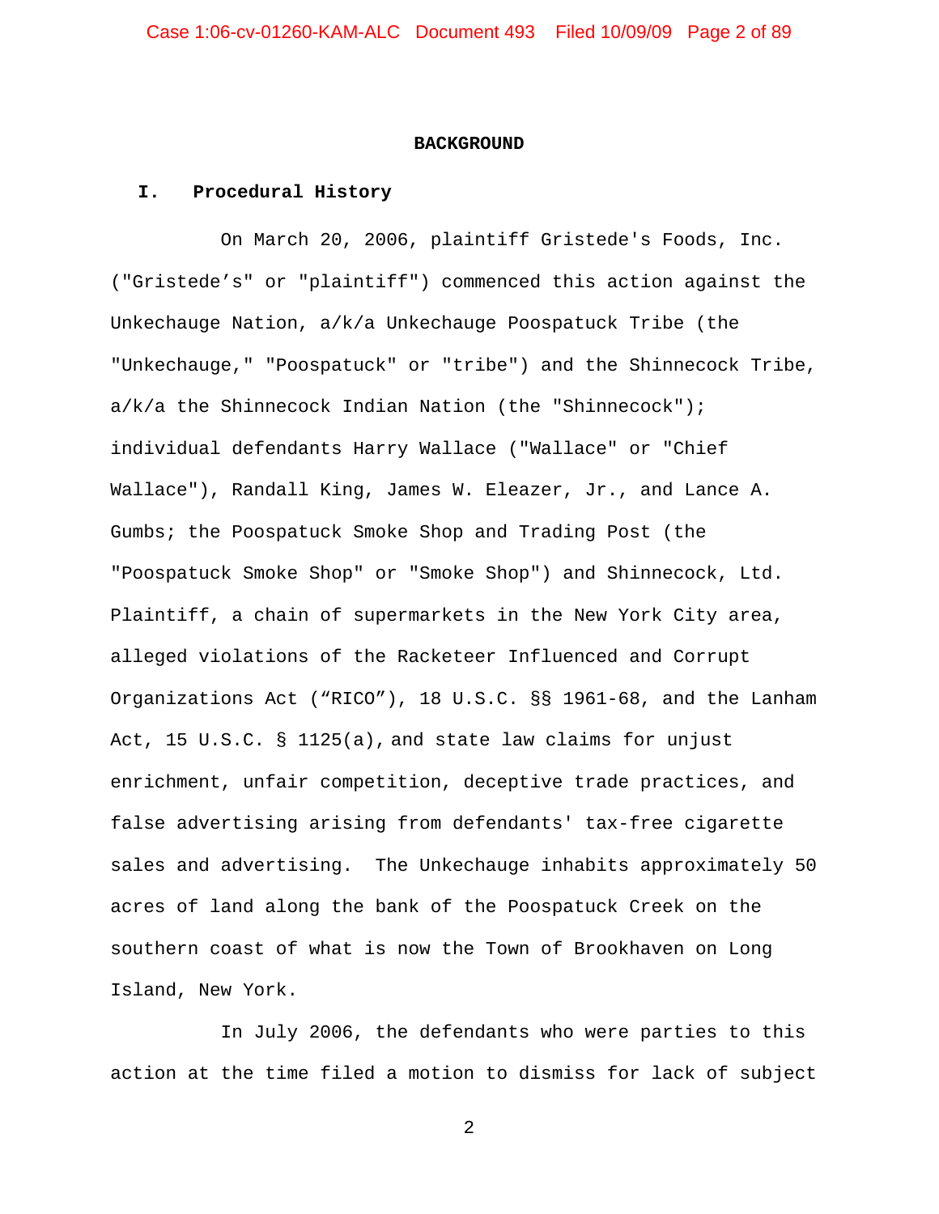# BACKGROUND

## I. Procedural History

On March 20, 2006, plaintiff Gristede's Foods, Inc. ("Gristede's" or "plaintiff") commenced this action against the Unkechauge Nation, a/k/a Unkechauge Poospatuck Tribe (the "Unkechauge," "Poospatuck" or "tribe") and the Shinnecock Tribe, a/k/a the Shinnecock Indian Nation (the "Shinnecock"); individual defendants Harry Wallace ("Wallace" or "Chief Wallace"), Randall King, James W. Eleazer, Jr., and Lance A. Gumbs; the Poospatuck Smoke Shop and Trading Post (the "Poospatuck Smoke Shop" or "Smoke Shop") and Shinnecock, Ltd. Plaintiff, a chain of supermarkets in the New York City area, alleged violations of the Racketeer Influenced and Corrupt Organizations Act ("RICO"), 18 U.S.C. §§ 1961-68, and the Lanham Act, 15 U.S.C. § 1125(a), and state law claims for unjust enrichment, unfair competition, deceptive trade practices, and false advertising arising from defendants' tax-free cigarette sales and advertising. The Unkechauge inhabits approximately 50 acres of land along the bank of the Poospatuck Creek on the southern coast of what is now the Town of Brookhaven on Long Island, New York.

In July 2006, the defendants who were parties to this action at the time filed a motion to dismiss for lack of subject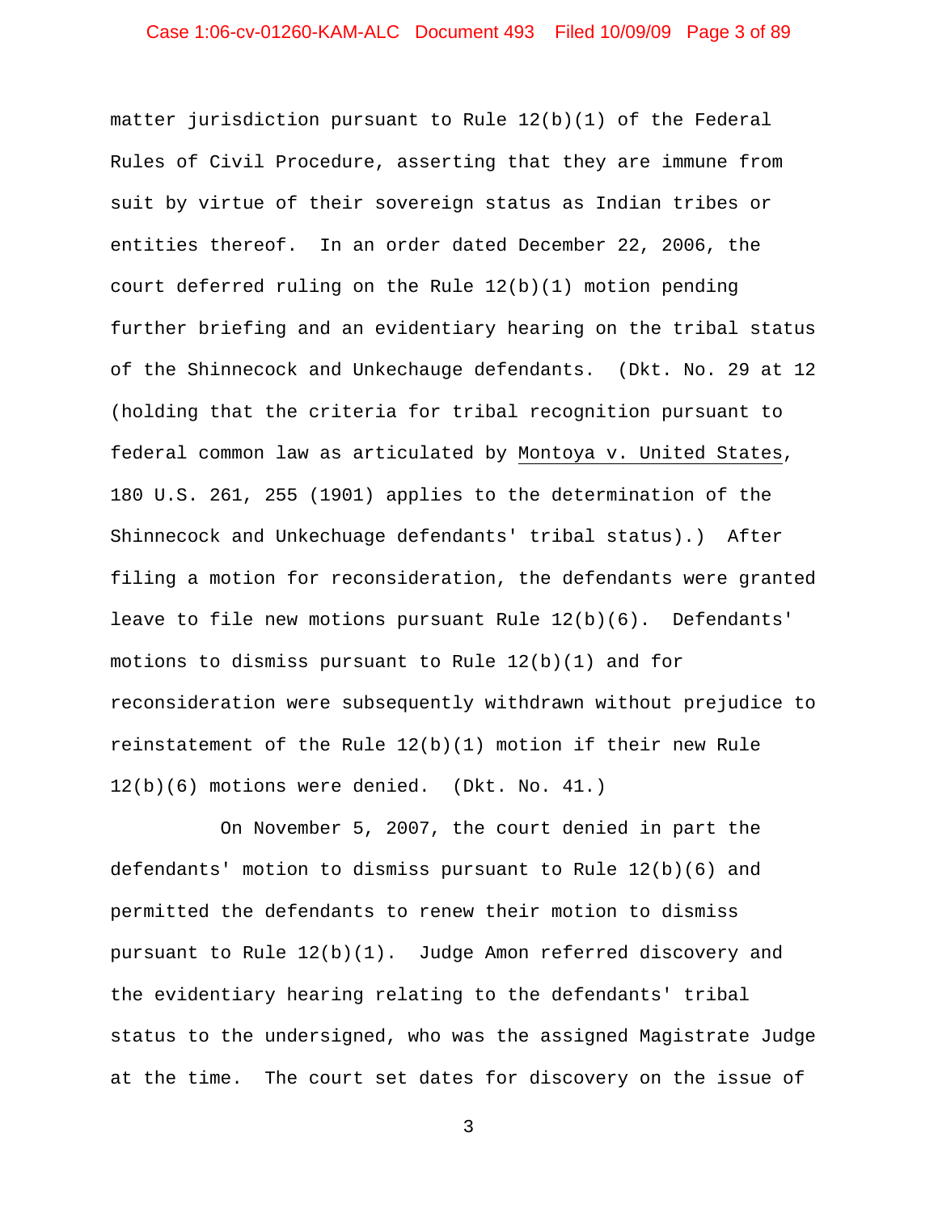matter jurisdiction pursuant to Rule 12(b)(1) of the Federal Rules of Civil Procedure, asserting that they are immune from suit by virtue of their sovereign status as Indian tribes or entities thereof. In an order dated December 22, 2006, the court deferred ruling on the Rule 12(b)(1) motion pending further briefing and an evidentiary hearing on the tribal status of the Shinnecock and Unkechauge defendants. (Dkt. No. 29 at 12 (holding that the criteria for tribal recognition pursuant to federal common law as articulated by Montoya v. United States, 180 U.S. 261, 255 (1901) applies to the determination of the Shinnecock and Unkechuage defendants' tribal status).) After filing a motion for reconsideration, the defendants were granted leave to file new motions pursuant Rule 12(b)(6). Defendants' motions to dismiss pursuant to Rule 12(b)(1) and for reconsideration were subsequently withdrawn without prejudice to reinstatement of the Rule 12(b)(1) motion if their new Rule 12(b)(6) motions were denied. (Dkt. No. 41.)

On November 5, 2007, the court denied in part the defendants' motion to dismiss pursuant to Rule 12(b)(6) and permitted the defendants to renew their motion to dismiss pursuant to Rule 12(b)(1). Judge Amon referred discovery and the evidentiary hearing relating to the defendants' tribal status to the undersigned, who was the assigned Magistrate Judge at the time. The court set dates for discovery on the issue of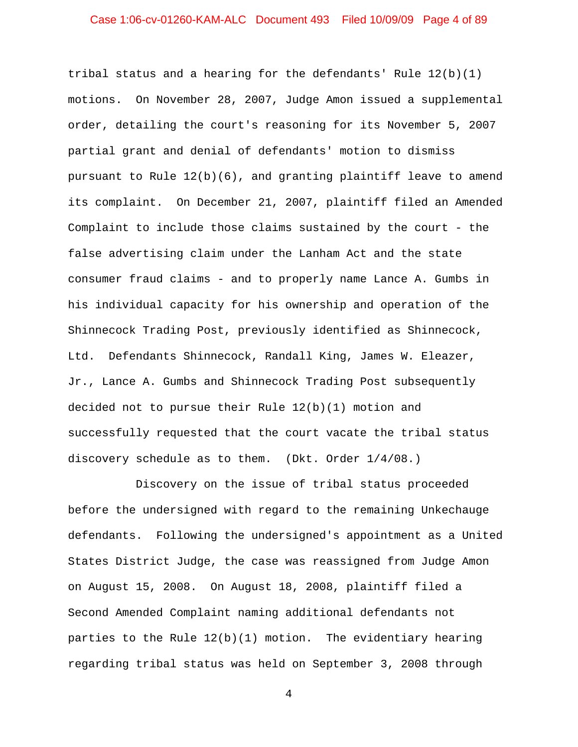tribal status and a hearing for the defendants' Rule 12(b)(1) motions. On November 28, 2007, Judge Amon issued a supplemental order, detailing the court's reasoning for its November 5, 2007 partial grant and denial of defendants' motion to dismiss pursuant to Rule 12(b)(6), and granting plaintiff leave to amend its complaint. On December 21, 2007, plaintiff filed an Amended Complaint to include those claims sustained by the court - the false advertising claim under the Lanham Act and the state consumer fraud claims - and to properly name Lance A. Gumbs in his individual capacity for his ownership and operation of the Shinnecock Trading Post, previously identified as Shinnecock, Ltd. Defendants Shinnecock, Randall King, James W. Eleazer, Jr., Lance A. Gumbs and Shinnecock Trading Post subsequently decided not to pursue their Rule 12(b)(1) motion and successfully requested that the court vacate the tribal status discovery schedule as to them. (Dkt. Order 1/4/08.)

Discovery on the issue of tribal status proceeded before the undersigned with regard to the remaining Unkechauge defendants. Following the undersigned's appointment as a United States District Judge, the case was reassigned from Judge Amon on August 15, 2008. On August 18, 2008, plaintiff filed a Second Amended Complaint naming additional defendants not parties to the Rule 12(b)(1) motion. The evidentiary hearing regarding tribal status was held on September 3, 2008 through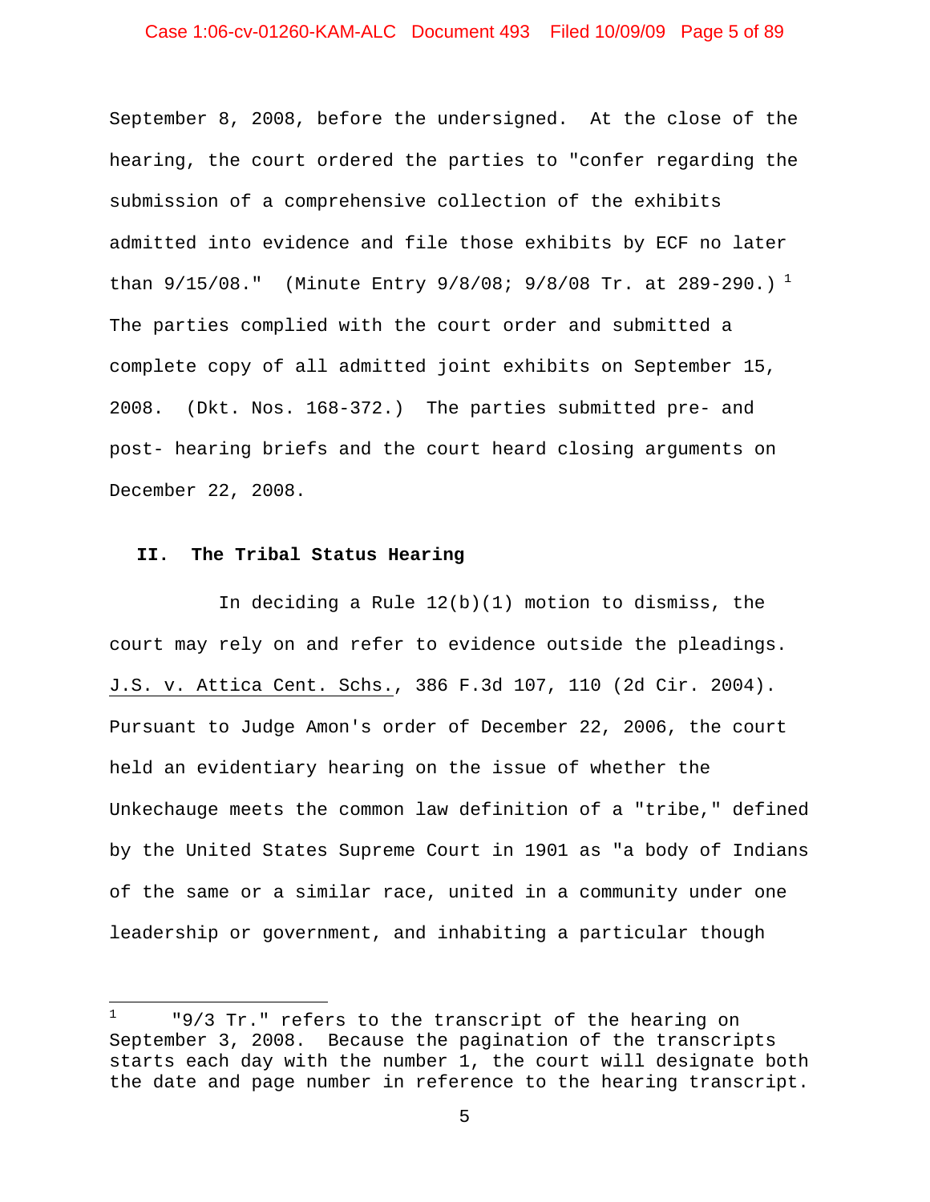September 8, 2008, before the undersigned. At the close of the hearing, the court ordered the parties to "confer regarding the submission of a comprehensive collection of the exhibits admitted into evidence and file those exhibits by ECF no later than 9/15/08." (Minute Entry 9/8/08; 9/8/08 Tr. at 289-290.) [1] The parties complied with the court order and submitted a complete copy of all admitted joint exhibits on September 15, 2008. (Dkt. Nos. 168-372.) The parties submitted pre- and post- hearing briefs and the court heard closing arguments on December 22, 2008.

## II. The Tribal Status Hearing

In deciding a Rule 12(b)(1) motion to dismiss, the court may rely on and refer to evidence outside the pleadings. J.S. v. Attica Cent. Schs., 386 F.3d 107, 110 (2d Cir. 2004). Pursuant to Judge Amon's order of December 22, 2006, the court held an evidentiary hearing on the issue of whether the Unkechauge meets the common law definition of a "tribe," defined by the United States Supreme Court in 1901 as "a body of Indians of the same or a similar race, united in a community under one leadership or government, and inhabiting a particular though

---

[1] "9/3 Tr." refers to the transcript of the hearing on September 3, 2008. Because the pagination of the transcripts starts each day with the number 1, the court will designate both the date and page number in reference to the hearing transcript.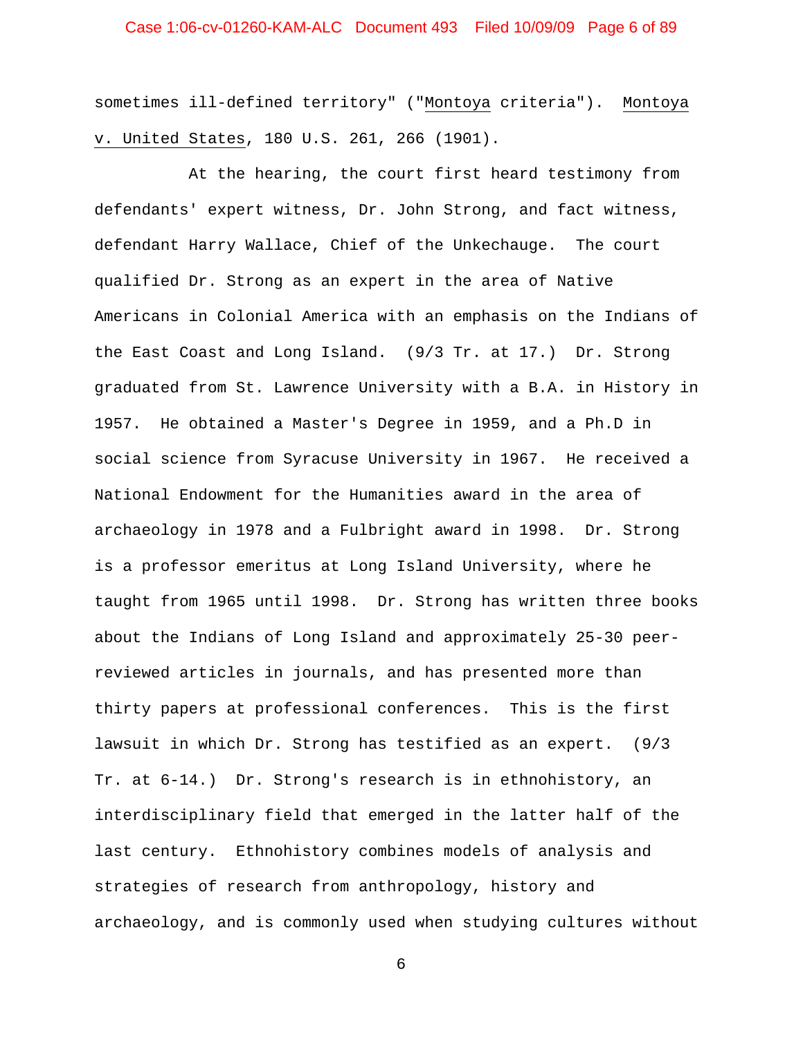sometimes ill-defined territory" ("Montoya criteria"). Montoya v. United States, 180 U.S. 261, 266 (1901).

At the hearing, the court first heard testimony from defendants' expert witness, Dr. John Strong, and fact witness, defendant Harry Wallace, Chief of the Unkechauge. The court qualified Dr. Strong as an expert in the area of Native Americans in Colonial America with an emphasis on the Indians of the East Coast and Long Island. (9/3 Tr. at 17.) Dr. Strong graduated from St. Lawrence University with a B.A. in History in 1957. He obtained a Master's Degree in 1959, and a Ph.D in social science from Syracuse University in 1967. He received a National Endowment for the Humanities award in the area of archaeology in 1978 and a Fulbright award in 1998. Dr. Strong is a professor emeritus at Long Island University, where he taught from 1965 until 1998. Dr. Strong has written three books about the Indians of Long Island and approximately 25-30 peer-reviewed articles in journals, and has presented more than thirty papers at professional conferences. This is the first lawsuit in which Dr. Strong has testified as an expert. (9/3 Tr. at 6-14.) Dr. Strong's research is in ethnohistory, an interdisciplinary field that emerged in the latter half of the last century. Ethnohistory combines models of analysis and strategies of research from anthropology, history and archaeology, and is commonly used when studying cultures without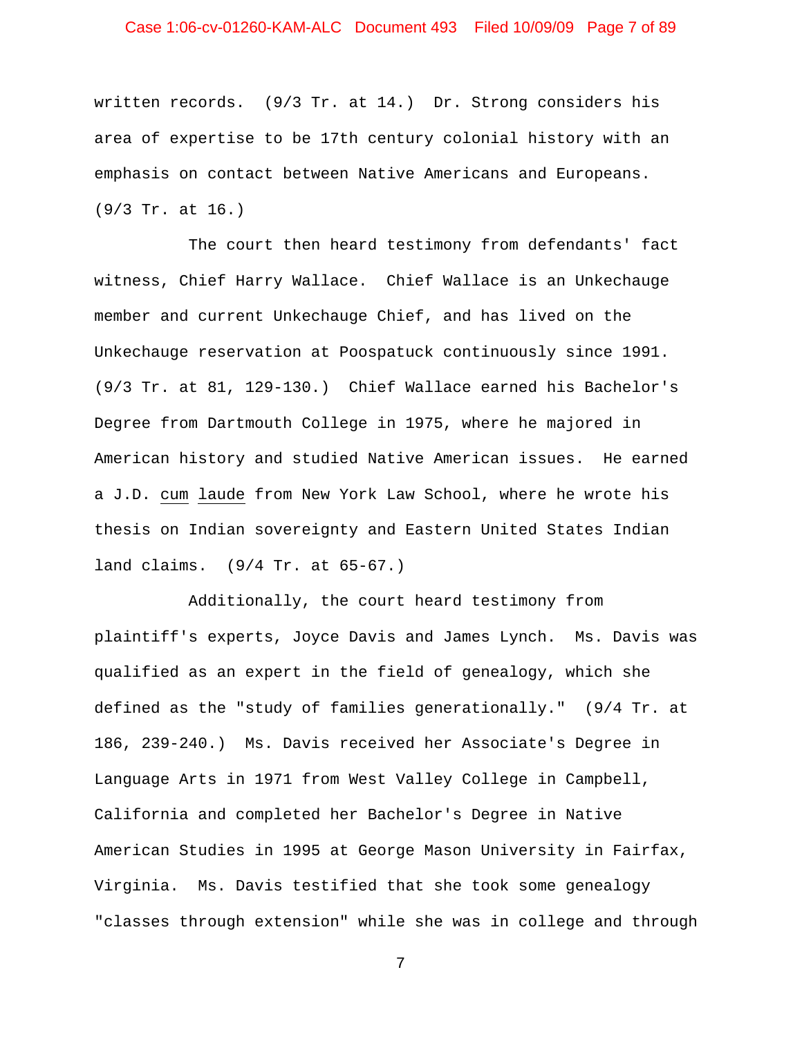written records. (9/3 Tr. at 14.) Dr. Strong considers his area of expertise to be 17th century colonial history with an emphasis on contact between Native Americans and Europeans. (9/3 Tr. at 16.)

The court then heard testimony from defendants' fact witness, Chief Harry Wallace. Chief Wallace is an Unkechauge member and current Unkechauge Chief, and has lived on the Unkechauge reservation at Poospatuck continuously since 1991. (9/3 Tr. at 81, 129-130.) Chief Wallace earned his Bachelor's Degree from Dartmouth College in 1975, where he majored in American history and studied Native American issues. He earned a J.D. _cum laude_ from New York Law School, where he wrote his thesis on Indian sovereignty and Eastern United States Indian land claims. (9/4 Tr. at 65-67.)

Additionally, the court heard testimony from plaintiff's experts, Joyce Davis and James Lynch. Ms. Davis was qualified as an expert in the field of genealogy, which she defined as the "study of families generationally." (9/4 Tr. at 186, 239-240.) Ms. Davis received her Associate's Degree in Language Arts in 1971 from West Valley College in Campbell, California and completed her Bachelor's Degree in Native American Studies in 1995 at George Mason University in Fairfax, Virginia. Ms. Davis testified that she took some genealogy "classes through extension" while she was in college and through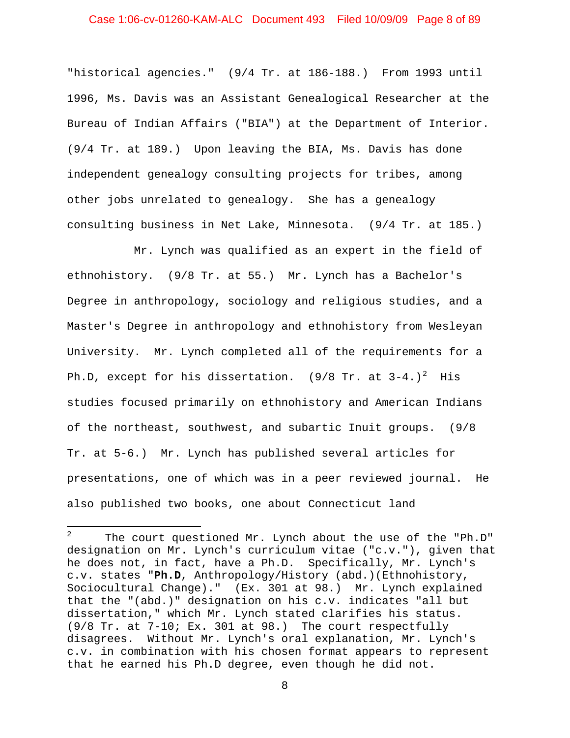"historical agencies." (9/4 Tr. at 186-188.) From 1993 until 1996, Ms. Davis was an Assistant Genealogical Researcher at the Bureau of Indian Affairs ("BIA") at the Department of Interior. (9/4 Tr. at 189.) Upon leaving the BIA, Ms. Davis has done independent genealogy consulting projects for tribes, among other jobs unrelated to genealogy. She has a genealogy consulting business in Net Lake, Minnesota. (9/4 Tr. at 185.)

Mr. Lynch was qualified as an expert in the field of ethnohistory. (9/8 Tr. at 55.) Mr. Lynch has a Bachelor's Degree in anthropology, sociology and religious studies, and a Master's Degree in anthropology and ethnohistory from Wesleyan University. Mr. Lynch completed all of the requirements for a Ph.D, except for his dissertation. (9/8 Tr. at 3-4.)[2] His studies focused primarily on ethnohistory and American Indians of the northeast, southwest, and subartic Inuit groups. (9/8 Tr. at 5-6.) Mr. Lynch has published several articles for presentations, one of which was in a peer reviewed journal. He also published two books, one about Connecticut land

---

[2] The court questioned Mr. Lynch about the use of the "Ph.D" designation on Mr. Lynch's curriculum vitae ("c.v."), given that he does not, in fact, have a Ph.D. Specifically, Mr. Lynch's c.v. states "**Ph.D**, Anthropology/History (abd.)(Ethnohistory, Sociocultural Change)." (Ex. 301 at 98.) Mr. Lynch explained that the "(abd.)" designation on his c.v. indicates "all but dissertation," which Mr. Lynch stated clarifies his status. (9/8 Tr. at 7-10; Ex. 301 at 98.) The court respectfully disagrees. Without Mr. Lynch's oral explanation, Mr. Lynch's c.v. in combination with his chosen format appears to represent that he earned his Ph.D degree, even though he did not.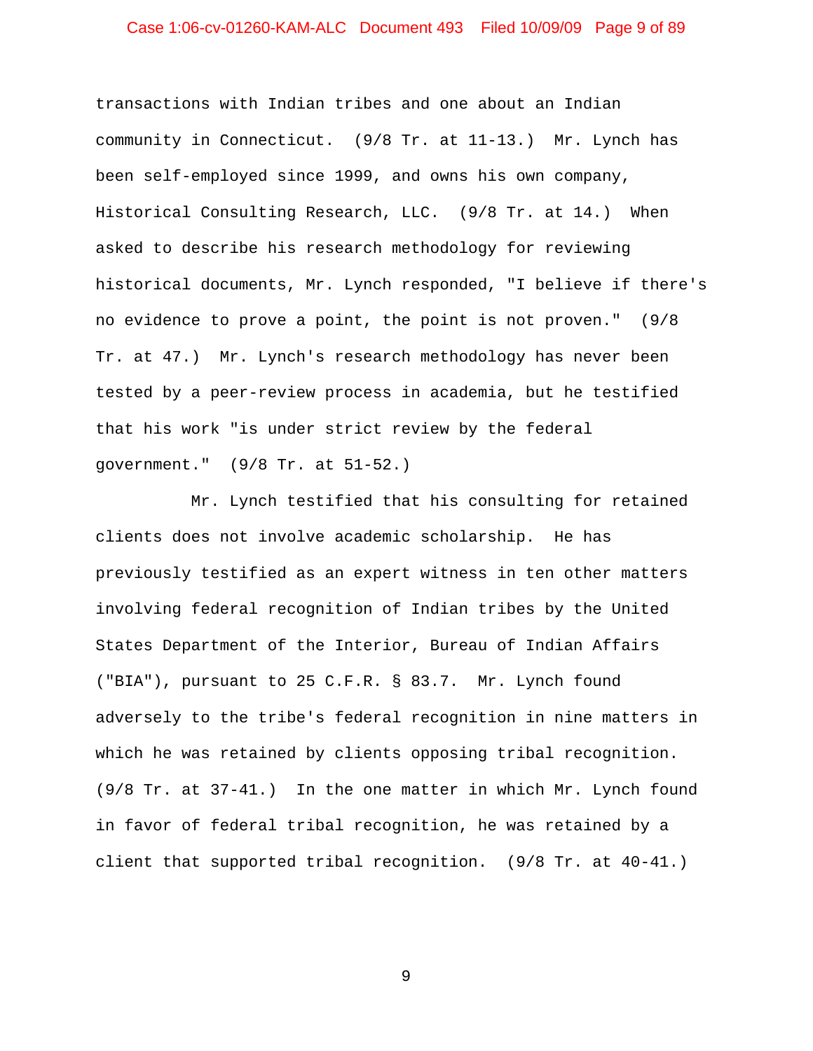transactions with Indian tribes and one about an Indian community in Connecticut. (9/8 Tr. at 11-13.) Mr. Lynch has been self-employed since 1999, and owns his own company, Historical Consulting Research, LLC. (9/8 Tr. at 14.) When asked to describe his research methodology for reviewing historical documents, Mr. Lynch responded, "I believe if there's no evidence to prove a point, the point is not proven." (9/8 Tr. at 47.) Mr. Lynch's research methodology has never been tested by a peer-review process in academia, but he testified that his work "is under strict review by the federal government." (9/8 Tr. at 51-52.)

Mr. Lynch testified that his consulting for retained clients does not involve academic scholarship. He has previously testified as an expert witness in ten other matters involving federal recognition of Indian tribes by the United States Department of the Interior, Bureau of Indian Affairs ("BIA"), pursuant to 25 C.F.R. § 83.7. Mr. Lynch found adversely to the tribe's federal recognition in nine matters in which he was retained by clients opposing tribal recognition. (9/8 Tr. at 37-41.) In the one matter in which Mr. Lynch found in favor of federal tribal recognition, he was retained by a client that supported tribal recognition. (9/8 Tr. at 40-41.)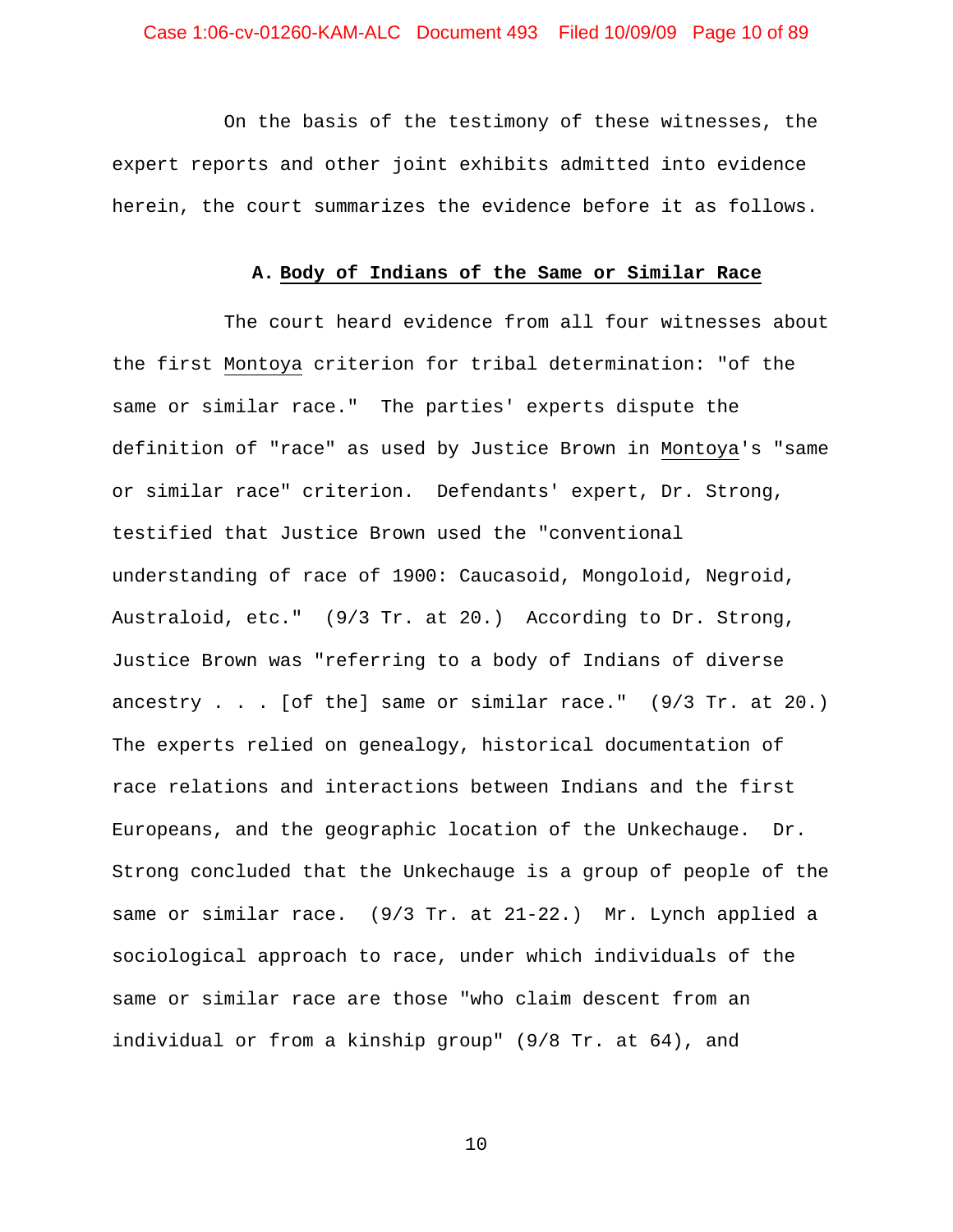On the basis of the testimony of these witnesses, the expert reports and other joint exhibits admitted into evidence herein, the court summarizes the evidence before it as follows.

### A. **Body of Indians of the Same or Similar Race**

The court heard evidence from all four witnesses about the first Montoya criterion for tribal determination: "of the same or similar race." The parties' experts dispute the definition of "race" as used by Justice Brown in Montoya's "same or similar race" criterion. Defendants' expert, Dr. Strong, testified that Justice Brown used the "conventional understanding of race of 1900: Caucasoid, Mongoloid, Negroid, Australoid, etc." (9/3 Tr. at 20.) According to Dr. Strong, Justice Brown was "referring to a body of Indians of diverse ancestry . . . [of the] same or similar race." (9/3 Tr. at 20.) The experts relied on genealogy, historical documentation of race relations and interactions between Indians and the first Europeans, and the geographic location of the Unkechauge. Dr. Strong concluded that the Unkechauge is a group of people of the same or similar race. (9/3 Tr. at 21-22.) Mr. Lynch applied a sociological approach to race, under which individuals of the same or similar race are those "who claim descent from an individual or from a kinship group" (9/8 Tr. at 64), and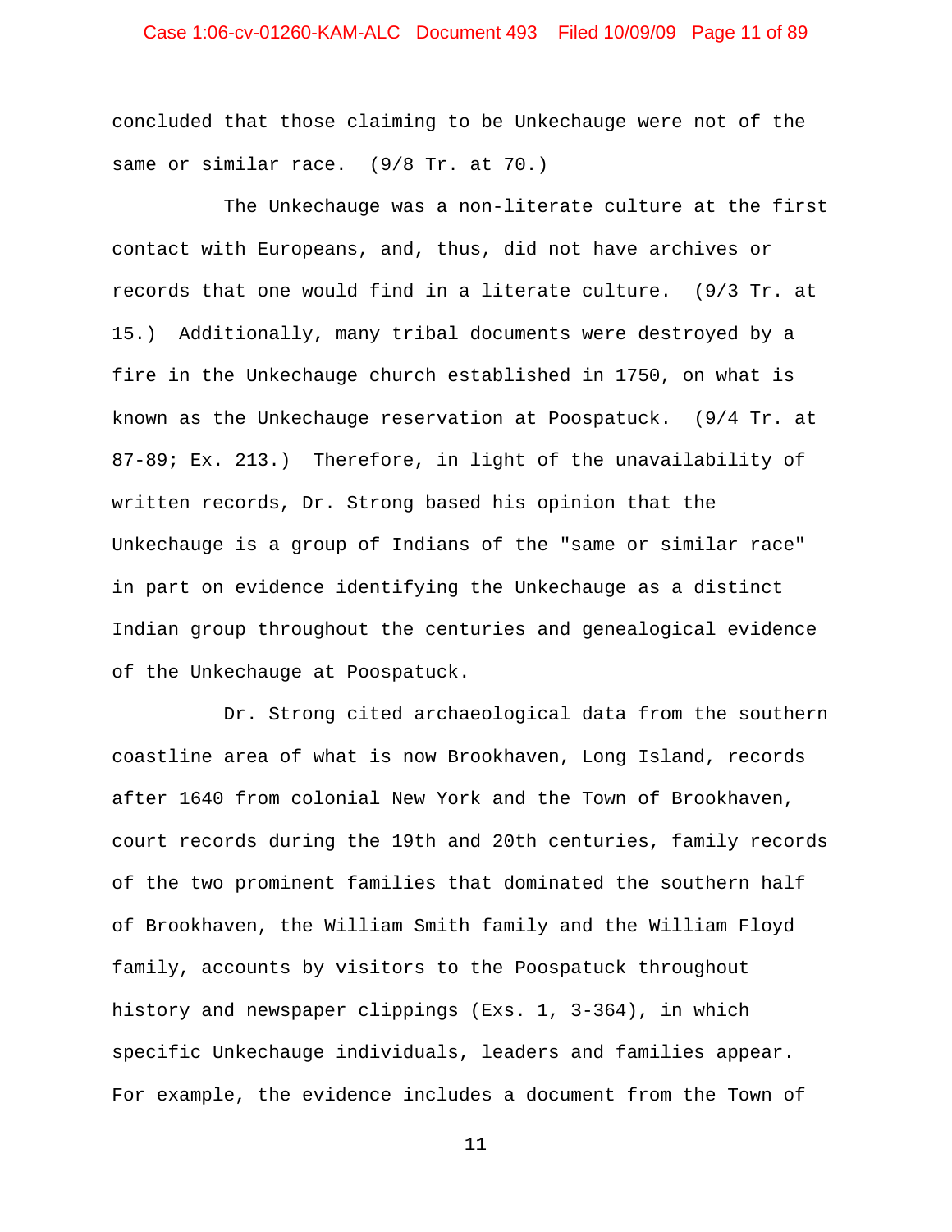concluded that those claiming to be Unkechauge were not of the same or similar race. (9/8 Tr. at 70.)

The Unkechauge was a non-literate culture at the first contact with Europeans, and, thus, did not have archives or records that one would find in a literate culture. (9/3 Tr. at 15.) Additionally, many tribal documents were destroyed by a fire in the Unkechauge church established in 1750, on what is known as the Unkechauge reservation at Poospatuck. (9/4 Tr. at 87-89; Ex. 213.) Therefore, in light of the unavailability of written records, Dr. Strong based his opinion that the Unkechauge is a group of Indians of the "same or similar race" in part on evidence identifying the Unkechauge as a distinct Indian group throughout the centuries and genealogical evidence of the Unkechauge at Poospatuck.

Dr. Strong cited archaeological data from the southern coastline area of what is now Brookhaven, Long Island, records after 1640 from colonial New York and the Town of Brookhaven, court records during the 19th and 20th centuries, family records of the two prominent families that dominated the southern half of Brookhaven, the William Smith family and the William Floyd family, accounts by visitors to the Poospatuck throughout history and newspaper clippings (Exs. 1, 3-364), in which specific Unkechauge individuals, leaders and families appear. For example, the evidence includes a document from the Town of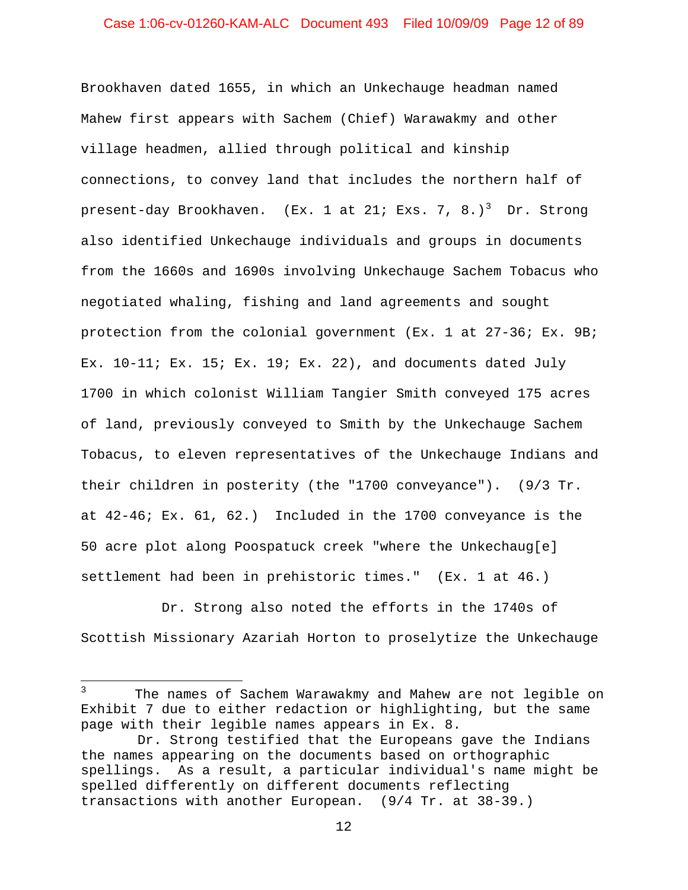Brookhaven dated 1655, in which an Unkechauge headman named Mahew first appears with Sachem (Chief) Warawakmy and other village headmen, allied through political and kinship connections, to convey land that includes the northern half of present-day Brookhaven. (Ex. 1 at 21; Exs. 7, 8.)[3] Dr. Strong also identified Unkechauge individuals and groups in documents from the 1660s and 1690s involving Unkechauge Sachem Tobacus who negotiated whaling, fishing and land agreements and sought protection from the colonial government (Ex. 1 at 27-36; Ex. 9B; Ex. 10-11; Ex. 15; Ex. 19; Ex. 22), and documents dated July 1700 in which colonist William Tangier Smith conveyed 175 acres of land, previously conveyed to Smith by the Unkechauge Sachem Tobacus, to eleven representatives of the Unkechauge Indians and their children in posterity (the "1700 conveyance"). (9/3 Tr. at 42-46; Ex. 61, 62.) Included in the 1700 conveyance is the 50 acre plot along Poospatuck creek "where the Unkechaug[e] settlement had been in prehistoric times." (Ex. 1 at 46.)

Dr. Strong also noted the efforts in the 1740s of Scottish Missionary Azariah Horton to proselytize the Unkechauge

---

[3] The names of Sachem Warawakmy and Mahew are not legible on Exhibit 7 due to either redaction or highlighting, but the same page with their legible names appears in Ex. 8.

Dr. Strong testified that the Europeans gave the Indians the names appearing on the documents based on orthographic spellings. As a result, a particular individual's name might be spelled differently on different documents reflecting transactions with another European. (9/4 Tr. at 38-39.)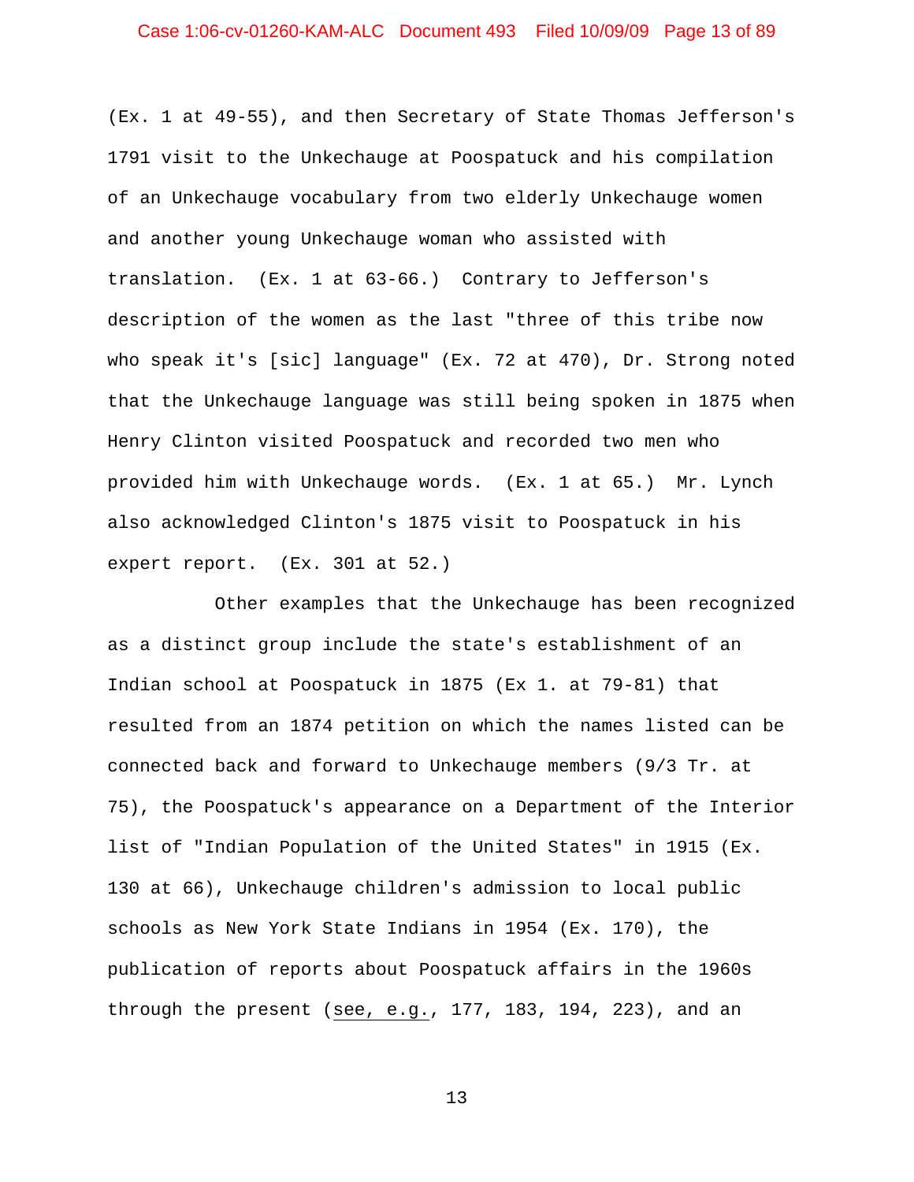(Ex. 1 at 49-55), and then Secretary of State Thomas Jefferson's 1791 visit to the Unkechauge at Poospatuck and his compilation of an Unkechauge vocabulary from two elderly Unkechauge women and another young Unkechauge woman who assisted with translation. (Ex. 1 at 63-66.) Contrary to Jefferson's description of the women as the last "three of this tribe now who speak it's [sic] language" (Ex. 72 at 470), Dr. Strong noted that the Unkechauge language was still being spoken in 1875 when Henry Clinton visited Poospatuck and recorded two men who provided him with Unkechauge words. (Ex. 1 at 65.) Mr. Lynch also acknowledged Clinton's 1875 visit to Poospatuck in his expert report. (Ex. 301 at 52.)

Other examples that the Unkechauge has been recognized as a distinct group include the state's establishment of an Indian school at Poospatuck in 1875 (Ex 1. at 79-81) that resulted from an 1874 petition on which the names listed can be connected back and forward to Unkechauge members (9/3 Tr. at 75), the Poospatuck's appearance on a Department of the Interior list of "Indian Population of the United States" in 1915 (Ex. 130 at 66), Unkechauge children's admission to local public schools as New York State Indians in 1954 (Ex. 170), the publication of reports about Poospatuck affairs in the 1960s through the present (see, e.g., 177, 183, 194, 223), and an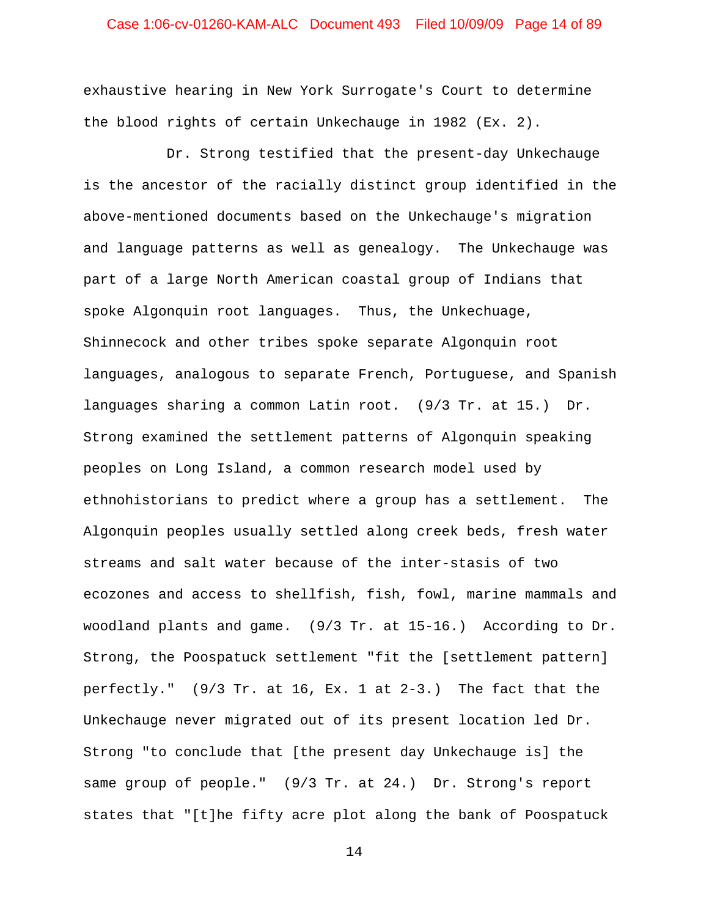exhaustive hearing in New York Surrogate's Court to determine the blood rights of certain Unkechauge in 1982 (Ex. 2).

Dr. Strong testified that the present-day Unkechauge is the ancestor of the racially distinct group identified in the above-mentioned documents based on the Unkechauge's migration and language patterns as well as genealogy. The Unkechauge was part of a large North American coastal group of Indians that spoke Algonquin root languages. Thus, the Unkechuage, Shinnecock and other tribes spoke separate Algonquin root languages, analogous to separate French, Portuguese, and Spanish languages sharing a common Latin root. (9/3 Tr. at 15.) Dr. Strong examined the settlement patterns of Algonquin speaking peoples on Long Island, a common research model used by ethnohistorians to predict where a group has a settlement. The Algonquin peoples usually settled along creek beds, fresh water streams and salt water because of the inter-stasis of two ecozones and access to shellfish, fish, fowl, marine mammals and woodland plants and game. (9/3 Tr. at 15-16.) According to Dr. Strong, the Poospatuck settlement "fit the [settlement pattern] perfectly." (9/3 Tr. at 16, Ex. 1 at 2-3.) The fact that the Unkechauge never migrated out of its present location led Dr. Strong "to conclude that [the present day Unkechauge is] the same group of people." (9/3 Tr. at 24.) Dr. Strong's report states that "[t]he fifty acre plot along the bank of Poospatuck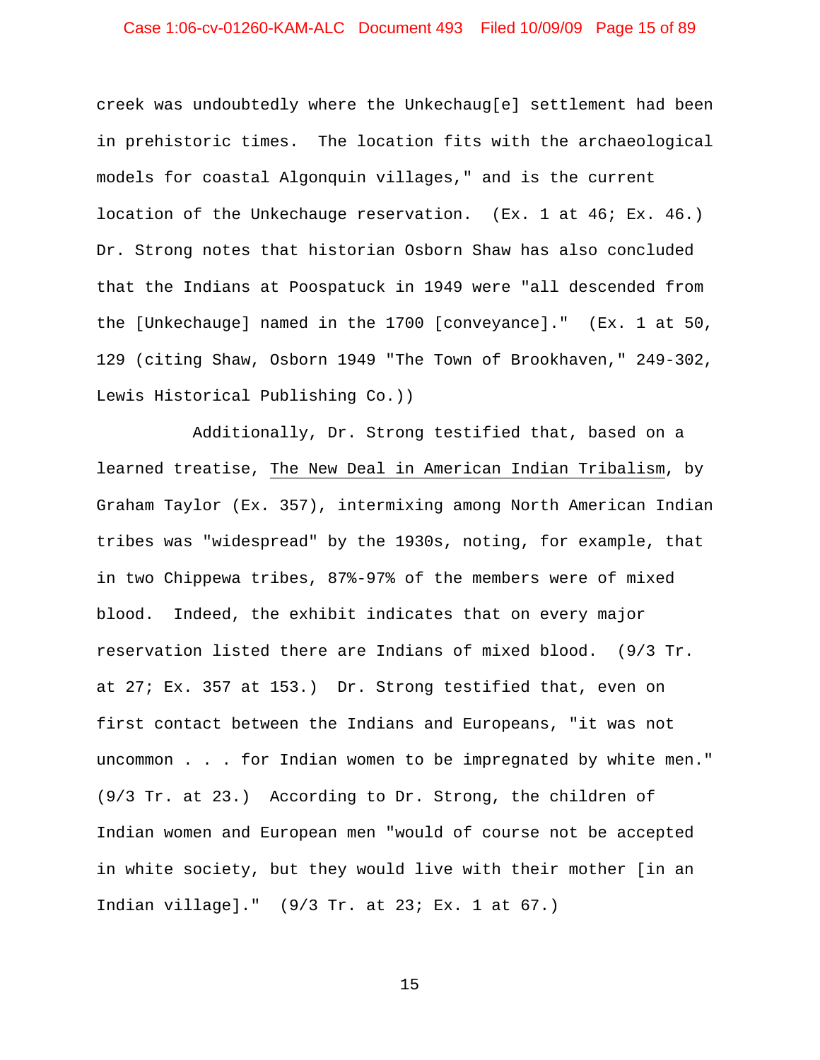creek was undoubtedly where the Unkechaug[e] settlement had been in prehistoric times. The location fits with the archaeological models for coastal Algonquin villages," and is the current location of the Unkechauge reservation. (Ex. 1 at 46; Ex. 46.) Dr. Strong notes that historian Osborn Shaw has also concluded that the Indians at Poospatuck in 1949 were "all descended from the [Unkechauge] named in the 1700 [conveyance]." (Ex. 1 at 50, 129 (citing Shaw, Osborn 1949 "The Town of Brookhaven," 249-302, Lewis Historical Publishing Co.))

Additionally, Dr. Strong testified that, based on a learned treatise, The New Deal in American Indian Tribalism, by Graham Taylor (Ex. 357), intermixing among North American Indian tribes was "widespread" by the 1930s, noting, for example, that in two Chippewa tribes, 87%-97% of the members were of mixed blood. Indeed, the exhibit indicates that on every major reservation listed there are Indians of mixed blood. (9/3 Tr. at 27; Ex. 357 at 153.) Dr. Strong testified that, even on first contact between the Indians and Europeans, "it was not uncommon . . . for Indian women to be impregnated by white men." (9/3 Tr. at 23.) According to Dr. Strong, the children of Indian women and European men "would of course not be accepted in white society, but they would live with their mother [in an Indian village]." (9/3 Tr. at 23; Ex. 1 at 67.)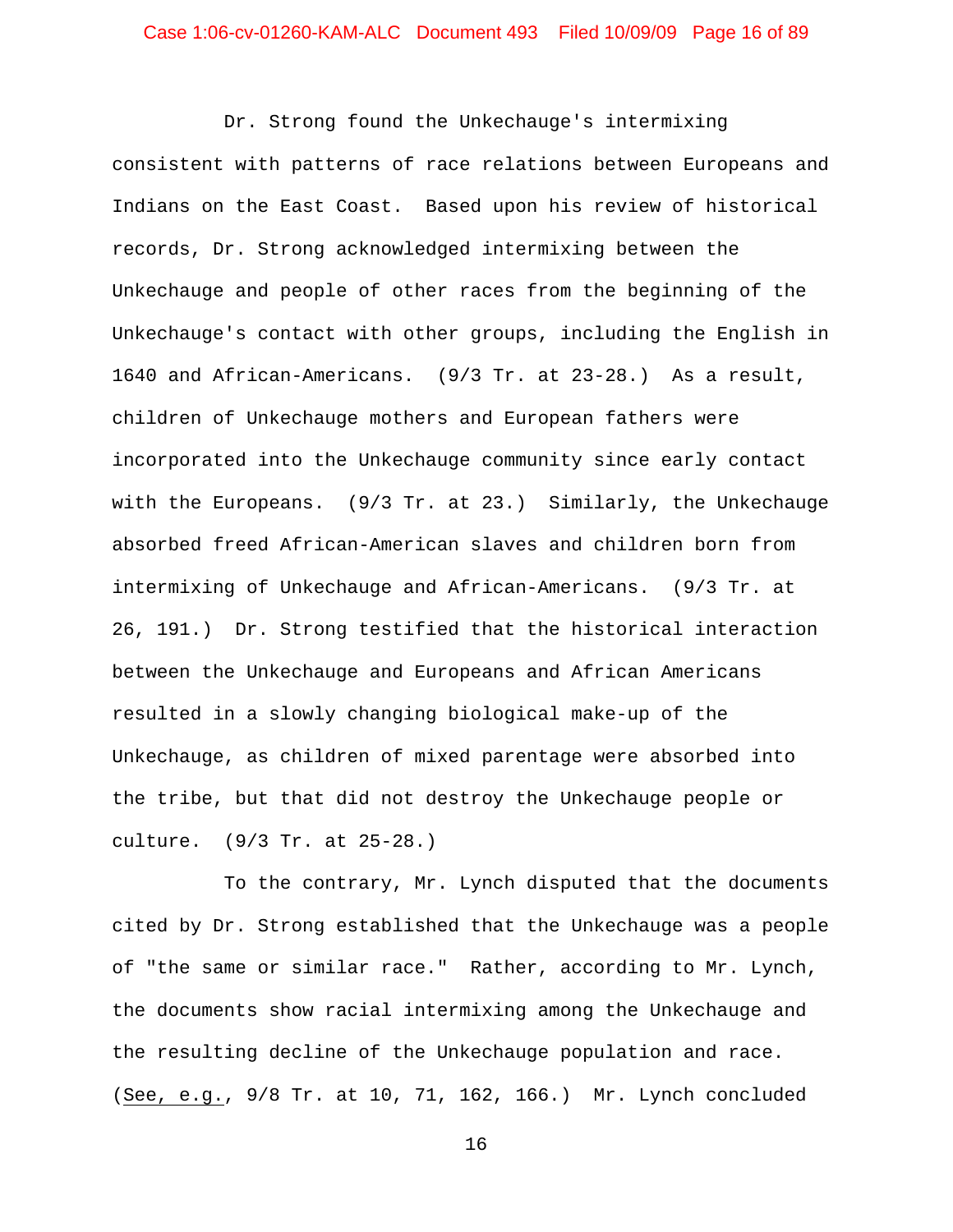Dr. Strong found the Unkechauge's intermixing consistent with patterns of race relations between Europeans and Indians on the East Coast. Based upon his review of historical records, Dr. Strong acknowledged intermixing between the Unkechauge and people of other races from the beginning of the Unkechauge's contact with other groups, including the English in 1640 and African-Americans. (9/3 Tr. at 23-28.) As a result, children of Unkechauge mothers and European fathers were incorporated into the Unkechauge community since early contact with the Europeans. (9/3 Tr. at 23.) Similarly, the Unkechauge absorbed freed African-American slaves and children born from intermixing of Unkechauge and African-Americans. (9/3 Tr. at 26, 191.) Dr. Strong testified that the historical interaction between the Unkechauge and Europeans and African Americans resulted in a slowly changing biological make-up of the Unkechauge, as children of mixed parentage were absorbed into the tribe, but that did not destroy the Unkechauge people or culture. (9/3 Tr. at 25-28.)

To the contrary, Mr. Lynch disputed that the documents cited by Dr. Strong established that the Unkechauge was a people of "the same or similar race." Rather, according to Mr. Lynch, the documents show racial intermixing among the Unkechauge and the resulting decline of the Unkechauge population and race. (See, e.g., 9/8 Tr. at 10, 71, 162, 166.) Mr. Lynch concluded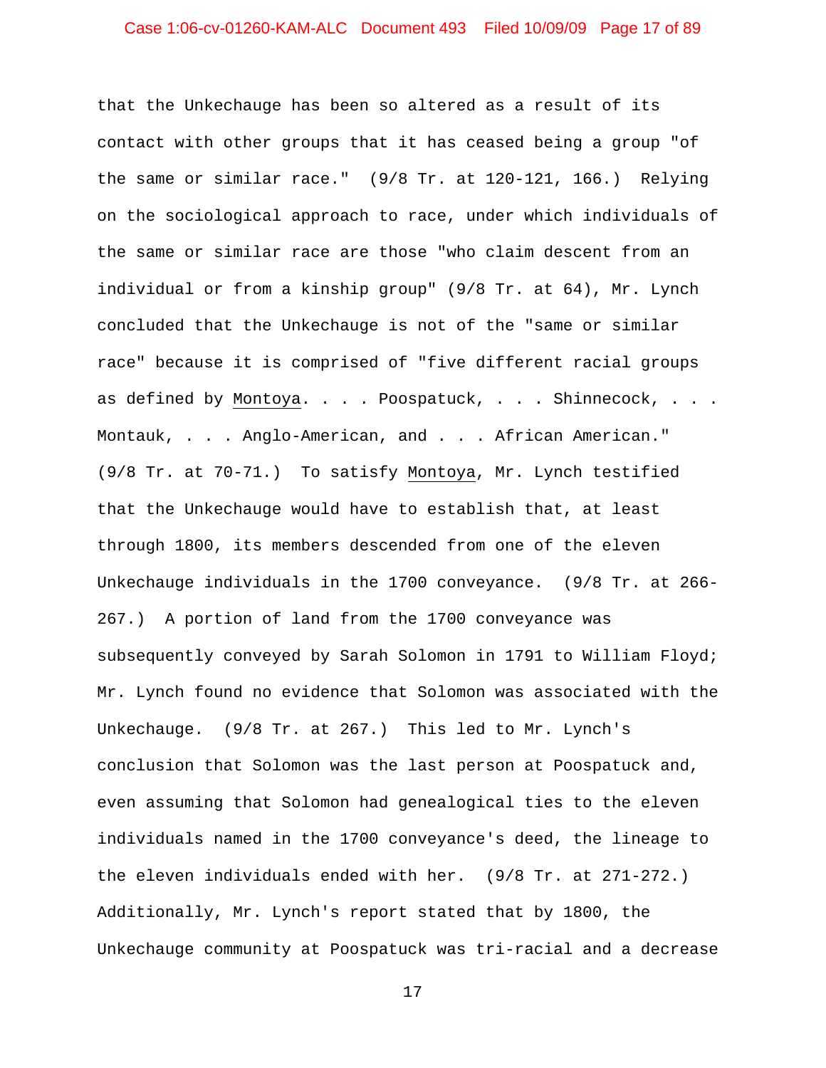that the Unkechauge has been so altered as a result of its contact with other groups that it has ceased being a group "of the same or similar race." (9/8 Tr. at 120-121, 166.) Relying on the sociological approach to race, under which individuals of the same or similar race are those "who claim descent from an individual or from a kinship group" (9/8 Tr. at 64), Mr. Lynch concluded that the Unkechauge is not of the "same or similar race" because it is comprised of "five different racial groups as defined by Montoya. . . . Poospatuck, . . . Shinnecock, . . . Montauk, . . . Anglo-American, and . . . African American." (9/8 Tr. at 70-71.) To satisfy Montoya, Mr. Lynch testified that the Unkechauge would have to establish that, at least through 1800, its members descended from one of the eleven Unkechauge individuals in the 1700 conveyance. (9/8 Tr. at 266-267.) A portion of land from the 1700 conveyance was subsequently conveyed by Sarah Solomon in 1791 to William Floyd; Mr. Lynch found no evidence that Solomon was associated with the Unkechauge. (9/8 Tr. at 267.) This led to Mr. Lynch's conclusion that Solomon was the last person at Poospatuck and, even assuming that Solomon had genealogical ties to the eleven individuals named in the 1700 conveyance's deed, the lineage to the eleven individuals ended with her. (9/8 Tr. at 271-272.) Additionally, Mr. Lynch's report stated that by 1800, the Unkechauge community at Poospatuck was tri-racial and a decrease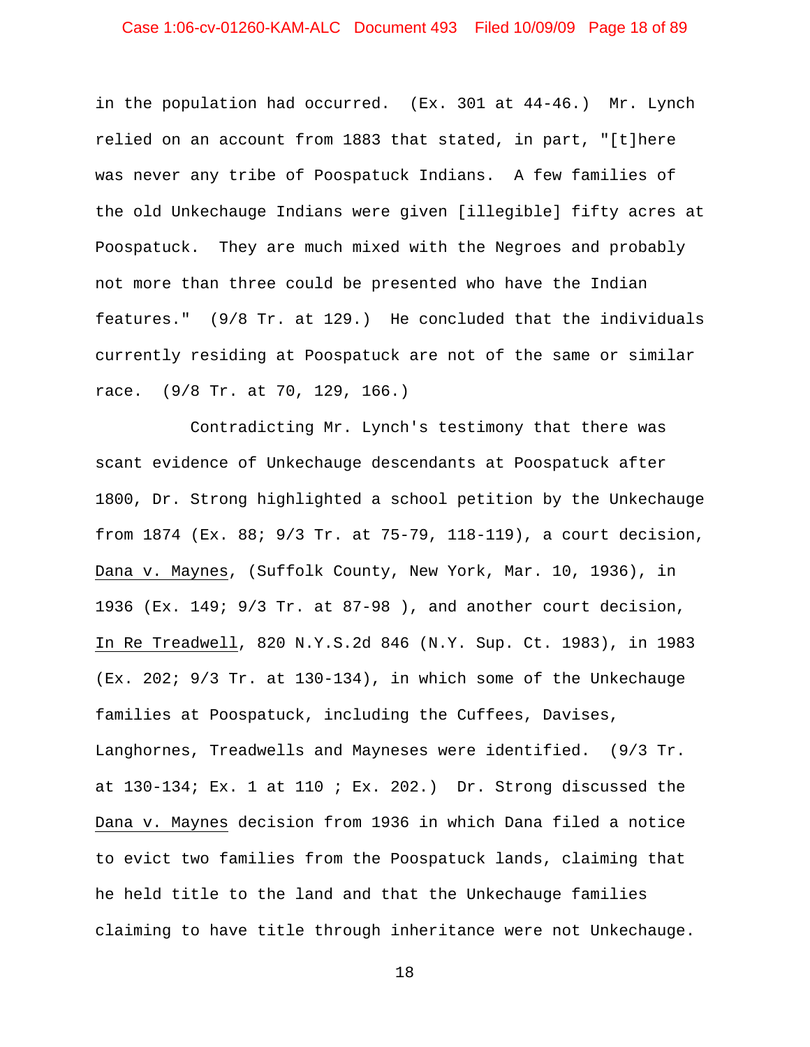in the population had occurred. (Ex. 301 at 44-46.) Mr. Lynch relied on an account from 1883 that stated, in part, "[t]here was never any tribe of Poospatuck Indians. A few families of the old Unkechauge Indians were given [illegible] fifty acres at Poospatuck. They are much mixed with the Negroes and probably not more than three could be presented who have the Indian features." (9/8 Tr. at 129.) He concluded that the individuals currently residing at Poospatuck are not of the same or similar race. (9/8 Tr. at 70, 129, 166.)

Contradicting Mr. Lynch's testimony that there was scant evidence of Unkechauge descendants at Poospatuck after 1800, Dr. Strong highlighted a school petition by the Unkechauge from 1874 (Ex. 88; 9/3 Tr. at 75-79, 118-119), a court decision, <u>Dana v. Maynes</u>, (Suffolk County, New York, Mar. 10, 1936), in 1936 (Ex. 149; 9/3 Tr. at 87-98 ), and another court decision, <u>In Re Treadwell</u>, 820 N.Y.S.2d 846 (N.Y. Sup. Ct. 1983), in 1983 (Ex. 202; 9/3 Tr. at 130-134), in which some of the Unkechauge families at Poospatuck, including the Cuffees, Davises, Langhornes, Treadwells and Mayneses were identified. (9/3 Tr. at 130-134; Ex. 1 at 110 ; Ex. 202.) Dr. Strong discussed the <u>Dana v. Maynes</u> decision from 1936 in which Dana filed a notice to evict two families from the Poospatuck lands, claiming that he held title to the land and that the Unkechauge families claiming to have title through inheritance were not Unkechauge.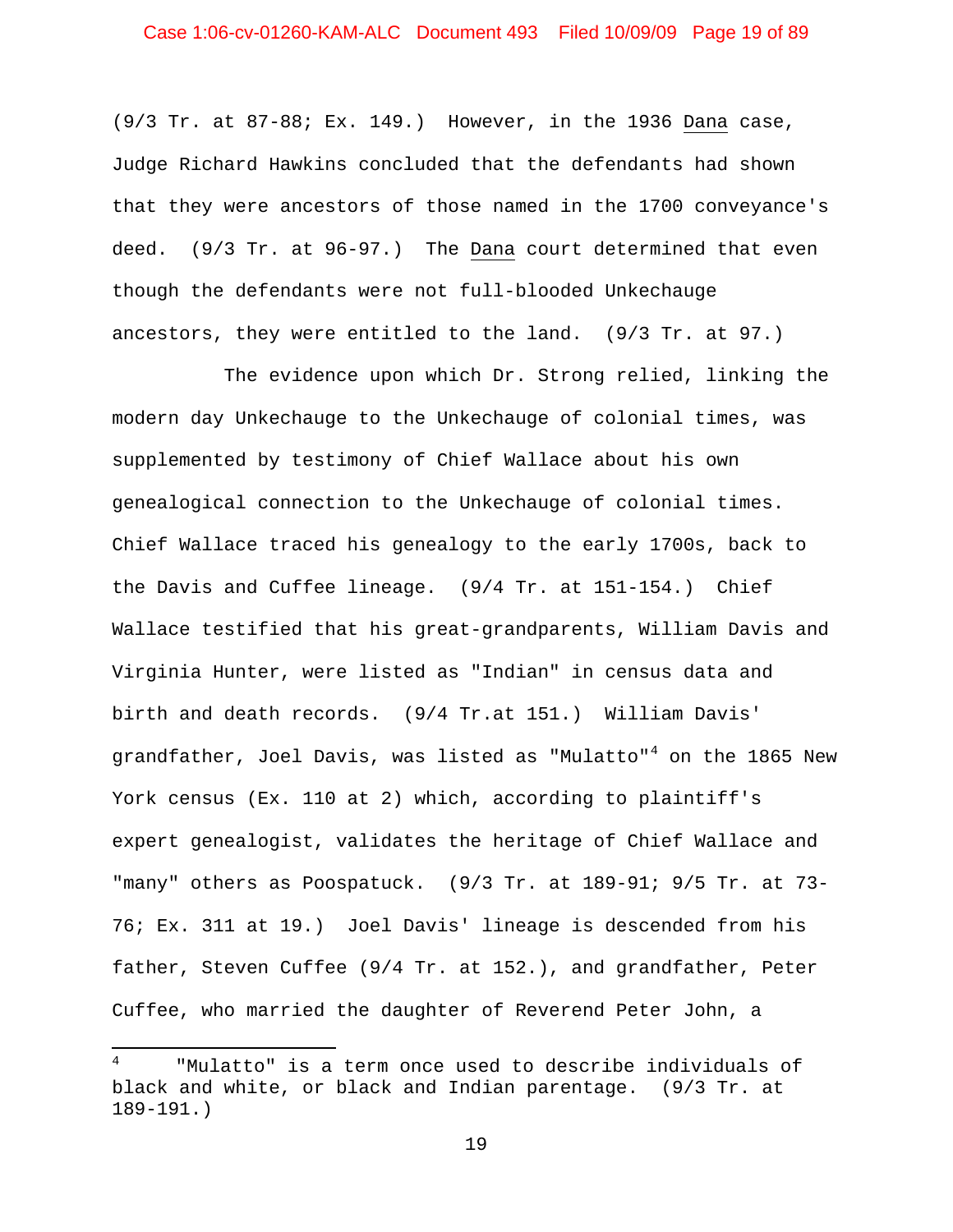(9/3 Tr. at 87-88; Ex. 149.) However, in the 1936 Dana case, Judge Richard Hawkins concluded that the defendants had shown that they were ancestors of those named in the 1700 conveyance's deed. (9/3 Tr. at 96-97.) The Dana court determined that even though the defendants were not full-blooded Unkechauge ancestors, they were entitled to the land. (9/3 Tr. at 97.)

The evidence upon which Dr. Strong relied, linking the modern day Unkechauge to the Unkechauge of colonial times, was supplemented by testimony of Chief Wallace about his own genealogical connection to the Unkechauge of colonial times. Chief Wallace traced his genealogy to the early 1700s, back to the Davis and Cuffee lineage. (9/4 Tr. at 151-154.) Chief Wallace testified that his great-grandparents, William Davis and Virginia Hunter, were listed as "Indian" in census data and birth and death records. (9/4 Tr.at 151.) William Davis' grandfather, Joel Davis, was listed as "Mulatto"[4] on the 1865 New York census (Ex. 110 at 2) which, according to plaintiff's expert genealogist, validates the heritage of Chief Wallace and "many" others as Poospatuck. (9/3 Tr. at 189-91; 9/5 Tr. at 73-76; Ex. 311 at 19.) Joel Davis' lineage is descended from his father, Steven Cuffee (9/4 Tr. at 152.), and grandfather, Peter Cuffee, who married the daughter of Reverend Peter John, a

[4] "Mulatto" is a term once used to describe individuals of black and white, or black and Indian parentage. (9/3 Tr. at 189-191.)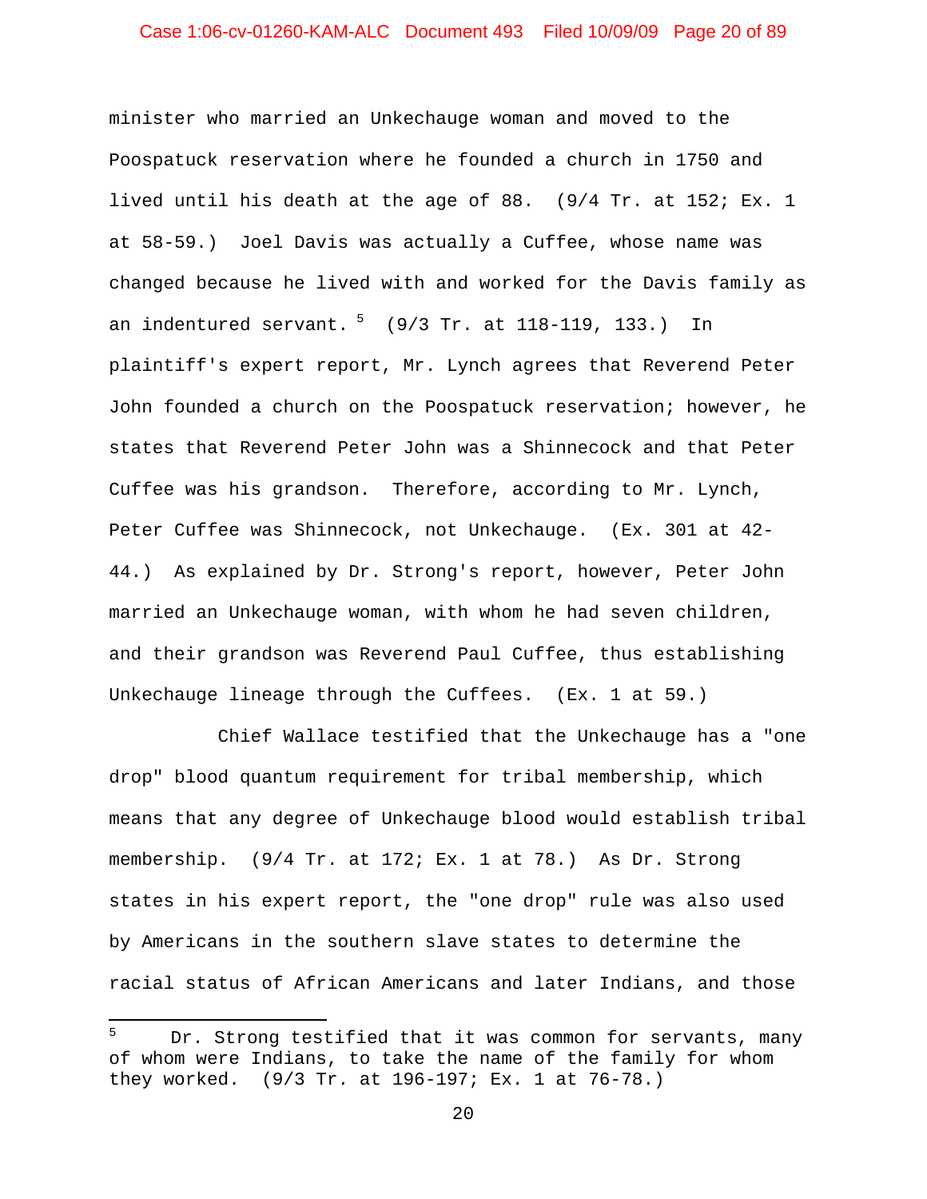minister who married an Unkechauge woman and moved to the Poospatuck reservation where he founded a church in 1750 and lived until his death at the age of 88. (9/4 Tr. at 152; Ex. 1 at 58-59.) Joel Davis was actually a Cuffee, whose name was changed because he lived with and worked for the Davis family as an indentured servant.[5] (9/3 Tr. at 118-119, 133.) In plaintiff's expert report, Mr. Lynch agrees that Reverend Peter John founded a church on the Poospatuck reservation; however, he states that Reverend Peter John was a Shinnecock and that Peter Cuffee was his grandson. Therefore, according to Mr. Lynch, Peter Cuffee was Shinnecock, not Unkechauge. (Ex. 301 at 42-44.) As explained by Dr. Strong's report, however, Peter John married an Unkechauge woman, with whom he had seven children, and their grandson was Reverend Paul Cuffee, thus establishing Unkechauge lineage through the Cuffees. (Ex. 1 at 59.)

Chief Wallace testified that the Unkechauge has a "one drop" blood quantum requirement for tribal membership, which means that any degree of Unkechauge blood would establish tribal membership. (9/4 Tr. at 172; Ex. 1 at 78.) As Dr. Strong states in his expert report, the "one drop" rule was also used by Americans in the southern slave states to determine the racial status of African Americans and later Indians, and those

---

[5] Dr. Strong testified that it was common for servants, many of whom were Indians, to take the name of the family for whom they worked. (9/3 Tr. at 196-197; Ex. 1 at 76-78.)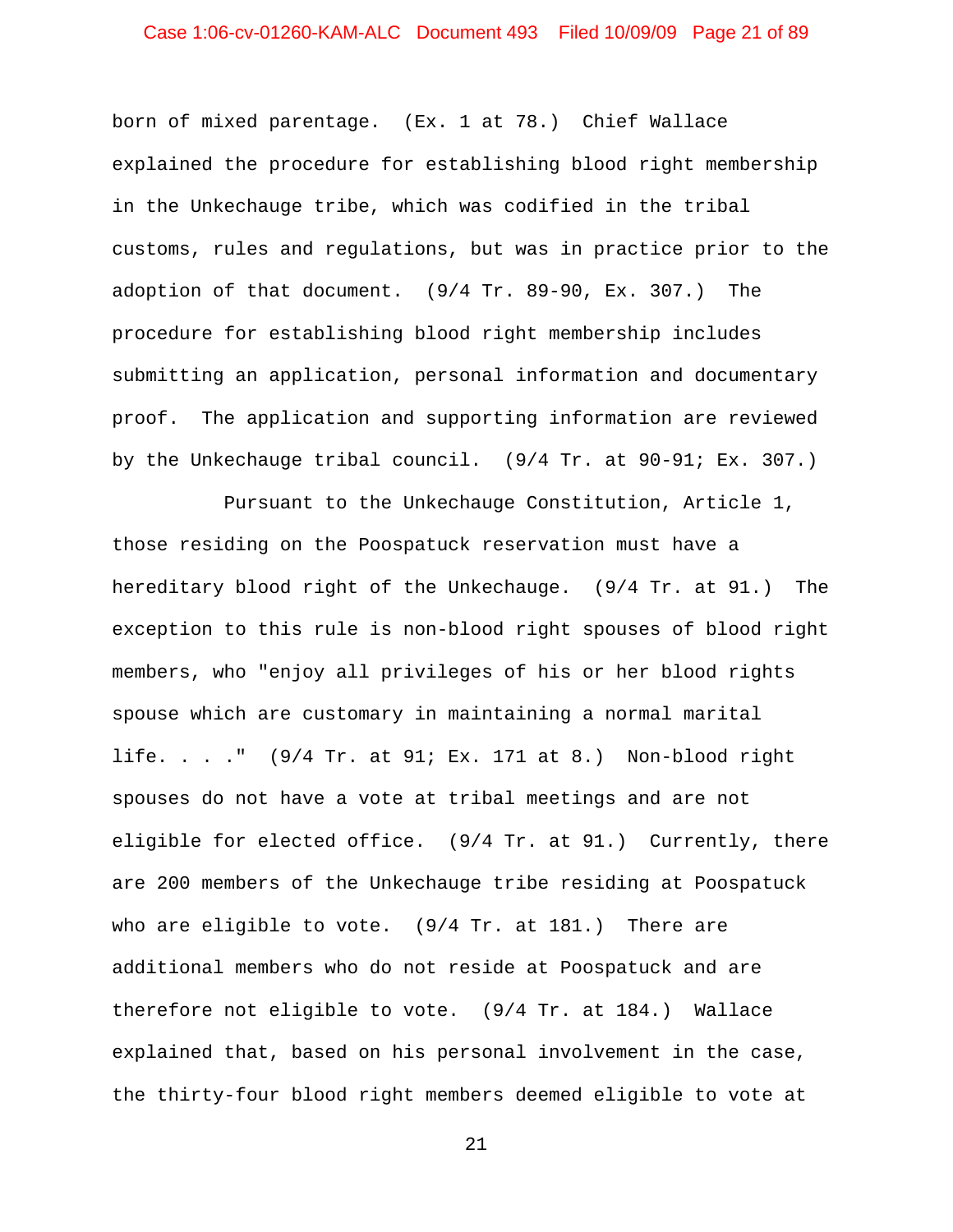born of mixed parentage. (Ex. 1 at 78.) Chief Wallace explained the procedure for establishing blood right membership in the Unkechauge tribe, which was codified in the tribal customs, rules and regulations, but was in practice prior to the adoption of that document. (9/4 Tr. 89-90, Ex. 307.) The procedure for establishing blood right membership includes submitting an application, personal information and documentary proof. The application and supporting information are reviewed by the Unkechauge tribal council. (9/4 Tr. at 90-91; Ex. 307.)

Pursuant to the Unkechauge Constitution, Article 1, those residing on the Poospatuck reservation must have a hereditary blood right of the Unkechauge. (9/4 Tr. at 91.) The exception to this rule is non-blood right spouses of blood right members, who "enjoy all privileges of his or her blood rights spouse which are customary in maintaining a normal marital life. . . ." (9/4 Tr. at 91; Ex. 171 at 8.) Non-blood right spouses do not have a vote at tribal meetings and are not eligible for elected office. (9/4 Tr. at 91.) Currently, there are 200 members of the Unkechauge tribe residing at Poospatuck who are eligible to vote. (9/4 Tr. at 181.) There are additional members who do not reside at Poospatuck and are therefore not eligible to vote. (9/4 Tr. at 184.) Wallace explained that, based on his personal involvement in the case, the thirty-four blood right members deemed eligible to vote at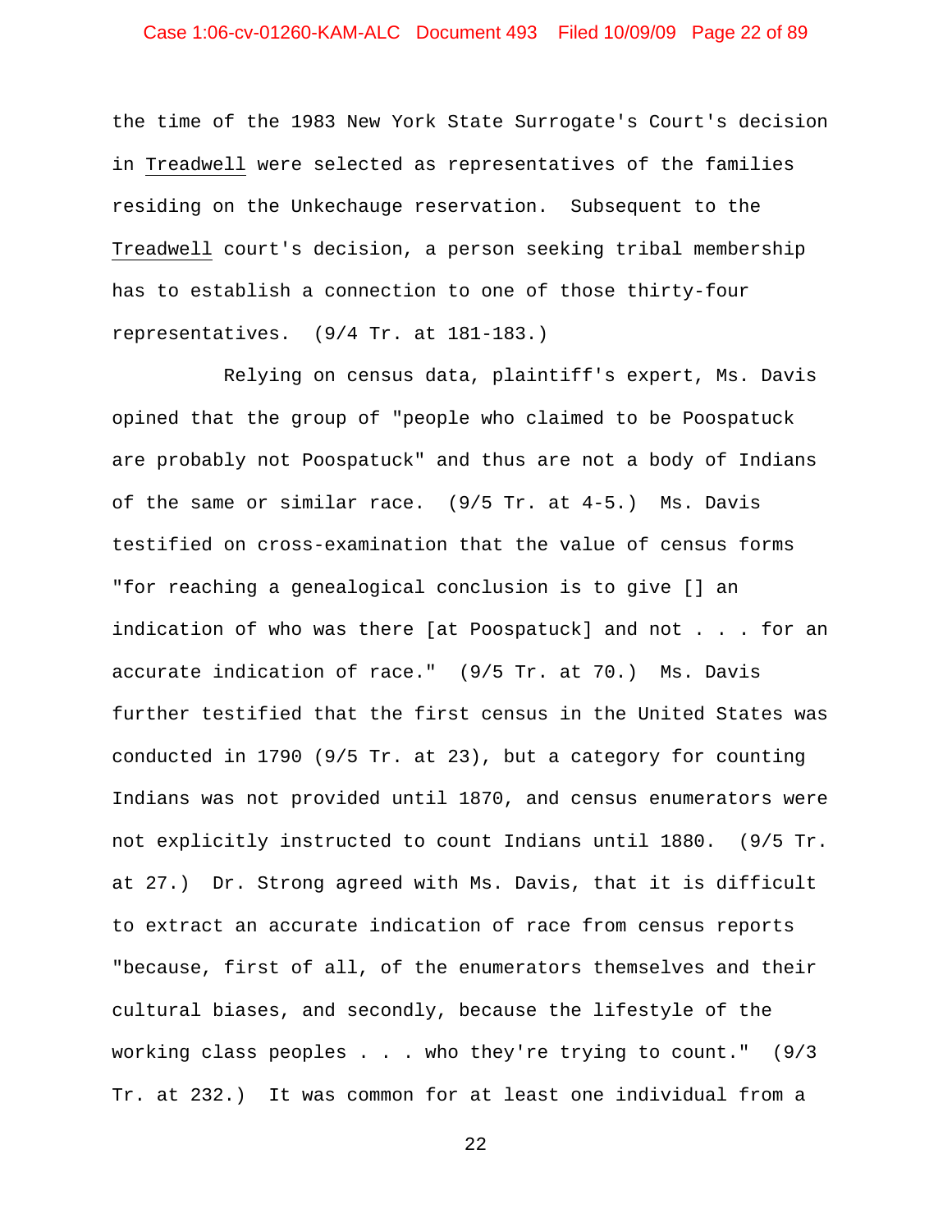the time of the 1983 New York State Surrogate's Court's decision in Treadwell were selected as representatives of the families residing on the Unkechauge reservation. Subsequent to the Treadwell court's decision, a person seeking tribal membership has to establish a connection to one of those thirty-four representatives. (9/4 Tr. at 181-183.)

Relying on census data, plaintiff's expert, Ms. Davis opined that the group of "people who claimed to be Poospatuck are probably not Poospatuck" and thus are not a body of Indians of the same or similar race. (9/5 Tr. at 4-5.) Ms. Davis testified on cross-examination that the value of census forms "for reaching a genealogical conclusion is to give [] an indication of who was there [at Poospatuck] and not . . . for an accurate indication of race." (9/5 Tr. at 70.) Ms. Davis further testified that the first census in the United States was conducted in 1790 (9/5 Tr. at 23), but a category for counting Indians was not provided until 1870, and census enumerators were not explicitly instructed to count Indians until 1880. (9/5 Tr. at 27.) Dr. Strong agreed with Ms. Davis, that it is difficult to extract an accurate indication of race from census reports "because, first of all, of the enumerators themselves and their cultural biases, and secondly, because the lifestyle of the working class peoples . . . who they're trying to count." (9/3 Tr. at 232.) It was common for at least one individual from a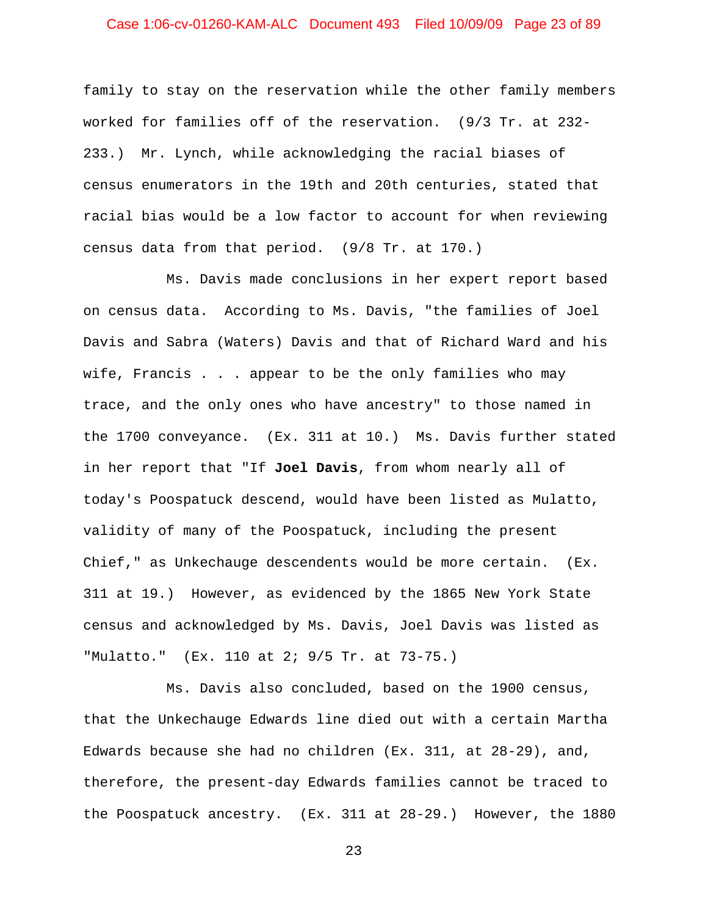family to stay on the reservation while the other family members worked for families off of the reservation. (9/3 Tr. at 232-233.) Mr. Lynch, while acknowledging the racial biases of census enumerators in the 19th and 20th centuries, stated that racial bias would be a low factor to account for when reviewing census data from that period. (9/8 Tr. at 170.)

Ms. Davis made conclusions in her expert report based on census data. According to Ms. Davis, "the families of Joel Davis and Sabra (Waters) Davis and that of Richard Ward and his wife, Francis . . . appear to be the only families who may trace, and the only ones who have ancestry" to those named in the 1700 conveyance. (Ex. 311 at 10.) Ms. Davis further stated in her report that "If **Joel Davis**, from whom nearly all of today's Poospatuck descend, would have been listed as Mulatto, validity of many of the Poospatuck, including the present Chief," as Unkechauge descendents would be more certain. (Ex. 311 at 19.) However, as evidenced by the 1865 New York State census and acknowledged by Ms. Davis, Joel Davis was listed as "Mulatto." (Ex. 110 at 2; 9/5 Tr. at 73-75.)

Ms. Davis also concluded, based on the 1900 census, that the Unkechauge Edwards line died out with a certain Martha Edwards because she had no children (Ex. 311, at 28-29), and, therefore, the present-day Edwards families cannot be traced to the Poospatuck ancestry. (Ex. 311 at 28-29.) However, the 1880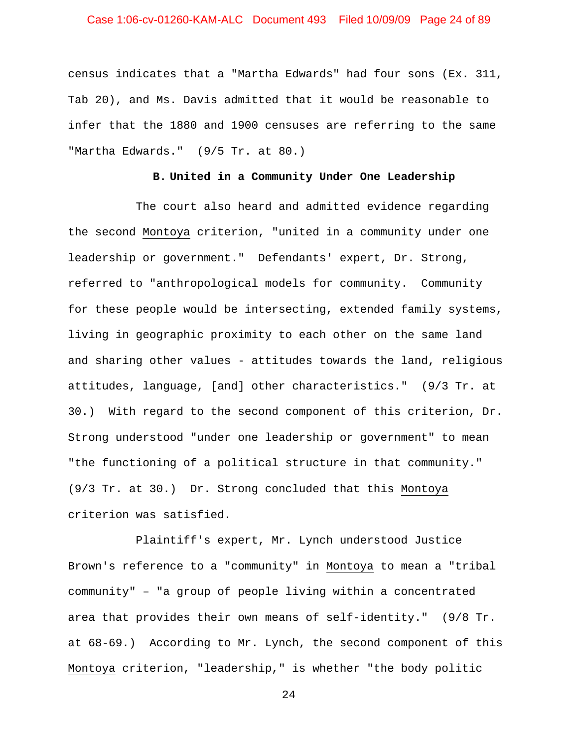census indicates that a "Martha Edwards" had four sons (Ex. 311, Tab 20), and Ms. Davis admitted that it would be reasonable to infer that the 1880 and 1900 censuses are referring to the same "Martha Edwards." (9/5 Tr. at 80.)

**B. United in a Community Under One Leadership**

The court also heard and admitted evidence regarding the second Montoya criterion, "united in a community under one leadership or government." Defendants' expert, Dr. Strong, referred to "anthropological models for community. Community for these people would be intersecting, extended family systems, living in geographic proximity to each other on the same land and sharing other values - attitudes towards the land, religious attitudes, language, [and] other characteristics." (9/3 Tr. at 30.) With regard to the second component of this criterion, Dr. Strong understood "under one leadership or government" to mean "the functioning of a political structure in that community." (9/3 Tr. at 30.) Dr. Strong concluded that this Montoya criterion was satisfied.

Plaintiff's expert, Mr. Lynch understood Justice Brown's reference to a "community" in Montoya to mean a "tribal community" – "a group of people living within a concentrated area that provides their own means of self-identity." (9/8 Tr. at 68-69.) According to Mr. Lynch, the second component of this Montoya criterion, "leadership," is whether "the body politic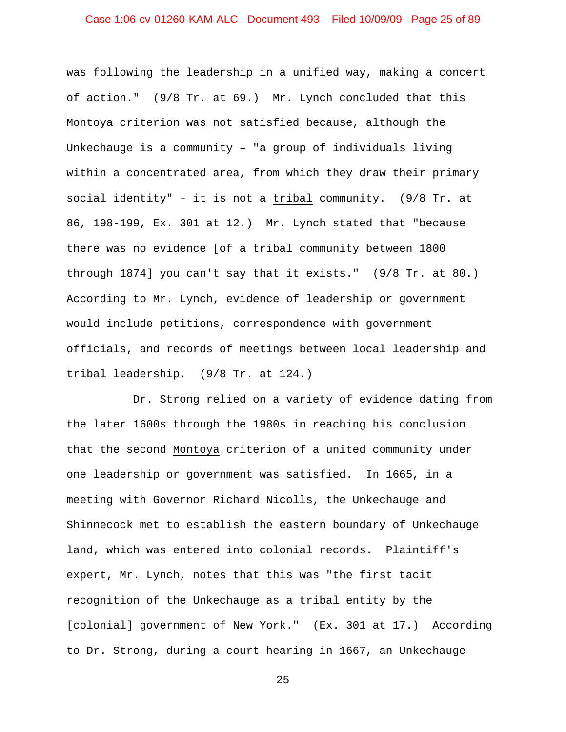was following the leadership in a unified way, making a concert of action." (9/8 Tr. at 69.) Mr. Lynch concluded that this Montoya criterion was not satisfied because, although the Unkechauge is a community – "a group of individuals living within a concentrated area, from which they draw their primary social identity" – it is not a tribal community. (9/8 Tr. at 86, 198-199, Ex. 301 at 12.) Mr. Lynch stated that "because there was no evidence [of a tribal community between 1800 through 1874] you can't say that it exists." (9/8 Tr. at 80.) According to Mr. Lynch, evidence of leadership or government would include petitions, correspondence with government officials, and records of meetings between local leadership and tribal leadership. (9/8 Tr. at 124.)

Dr. Strong relied on a variety of evidence dating from the later 1600s through the 1980s in reaching his conclusion that the second Montoya criterion of a united community under one leadership or government was satisfied. In 1665, in a meeting with Governor Richard Nicolls, the Unkechauge and Shinnecock met to establish the eastern boundary of Unkechauge land, which was entered into colonial records. Plaintiff's expert, Mr. Lynch, notes that this was "the first tacit recognition of the Unkechauge as a tribal entity by the [colonial] government of New York." (Ex. 301 at 17.) According to Dr. Strong, during a court hearing in 1667, an Unkechauge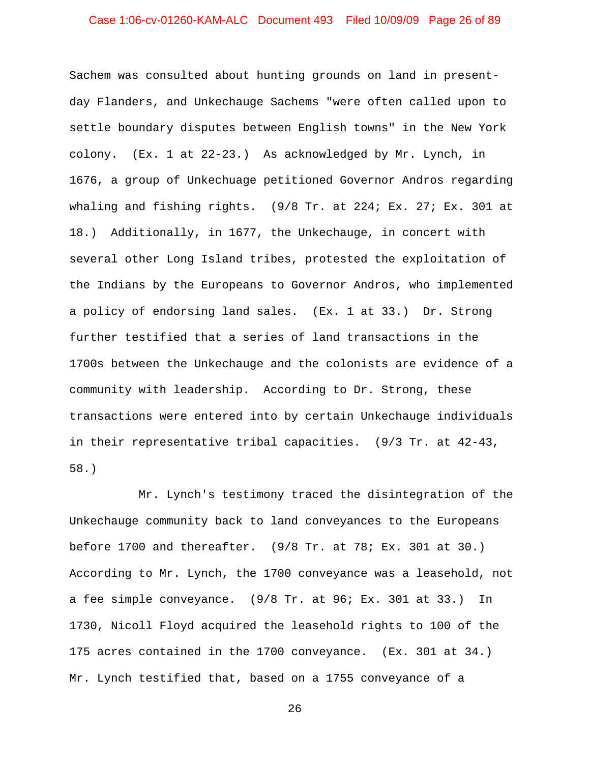Sachem was consulted about hunting grounds on land in present-day Flanders, and Unkechauge Sachems "were often called upon to settle boundary disputes between English towns" in the New York colony. (Ex. 1 at 22-23.) As acknowledged by Mr. Lynch, in 1676, a group of Unkechuage petitioned Governor Andros regarding whaling and fishing rights. (9/8 Tr. at 224; Ex. 27; Ex. 301 at 18.) Additionally, in 1677, the Unkechauge, in concert with several other Long Island tribes, protested the exploitation of the Indians by the Europeans to Governor Andros, who implemented a policy of endorsing land sales. (Ex. 1 at 33.) Dr. Strong further testified that a series of land transactions in the 1700s between the Unkechauge and the colonists are evidence of a community with leadership. According to Dr. Strong, these transactions were entered into by certain Unkechauge individuals in their representative tribal capacities. (9/3 Tr. at 42-43, 58.)

Mr. Lynch's testimony traced the disintegration of the Unkechauge community back to land conveyances to the Europeans before 1700 and thereafter. (9/8 Tr. at 78; Ex. 301 at 30.) According to Mr. Lynch, the 1700 conveyance was a leasehold, not a fee simple conveyance. (9/8 Tr. at 96; Ex. 301 at 33.) In 1730, Nicoll Floyd acquired the leasehold rights to 100 of the 175 acres contained in the 1700 conveyance. (Ex. 301 at 34.) Mr. Lynch testified that, based on a 1755 conveyance of a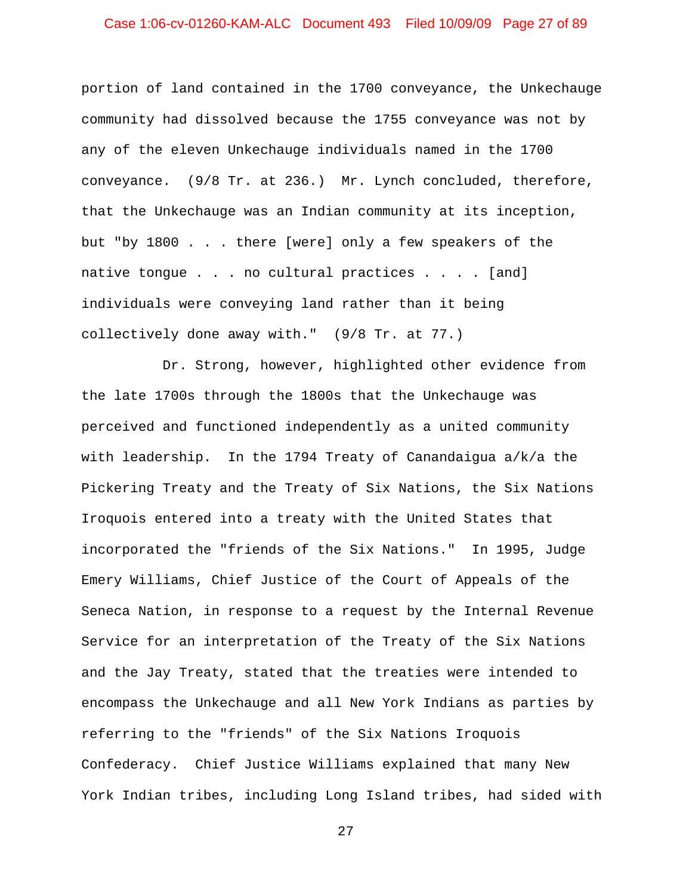portion of land contained in the 1700 conveyance, the Unkechauge community had dissolved because the 1755 conveyance was not by any of the eleven Unkechauge individuals named in the 1700 conveyance. (9/8 Tr. at 236.) Mr. Lynch concluded, therefore, that the Unkechauge was an Indian community at its inception, but "by 1800 . . . there [were] only a few speakers of the native tongue . . . no cultural practices . . . . [and] individuals were conveying land rather than it being collectively done away with." (9/8 Tr. at 77.)

Dr. Strong, however, highlighted other evidence from the late 1700s through the 1800s that the Unkechauge was perceived and functioned independently as a united community with leadership. In the 1794 Treaty of Canandaigua a/k/a the Pickering Treaty and the Treaty of Six Nations, the Six Nations Iroquois entered into a treaty with the United States that incorporated the "friends of the Six Nations." In 1995, Judge Emery Williams, Chief Justice of the Court of Appeals of the Seneca Nation, in response to a request by the Internal Revenue Service for an interpretation of the Treaty of the Six Nations and the Jay Treaty, stated that the treaties were intended to encompass the Unkechauge and all New York Indians as parties by referring to the "friends" of the Six Nations Iroquois Confederacy. Chief Justice Williams explained that many New York Indian tribes, including Long Island tribes, had sided with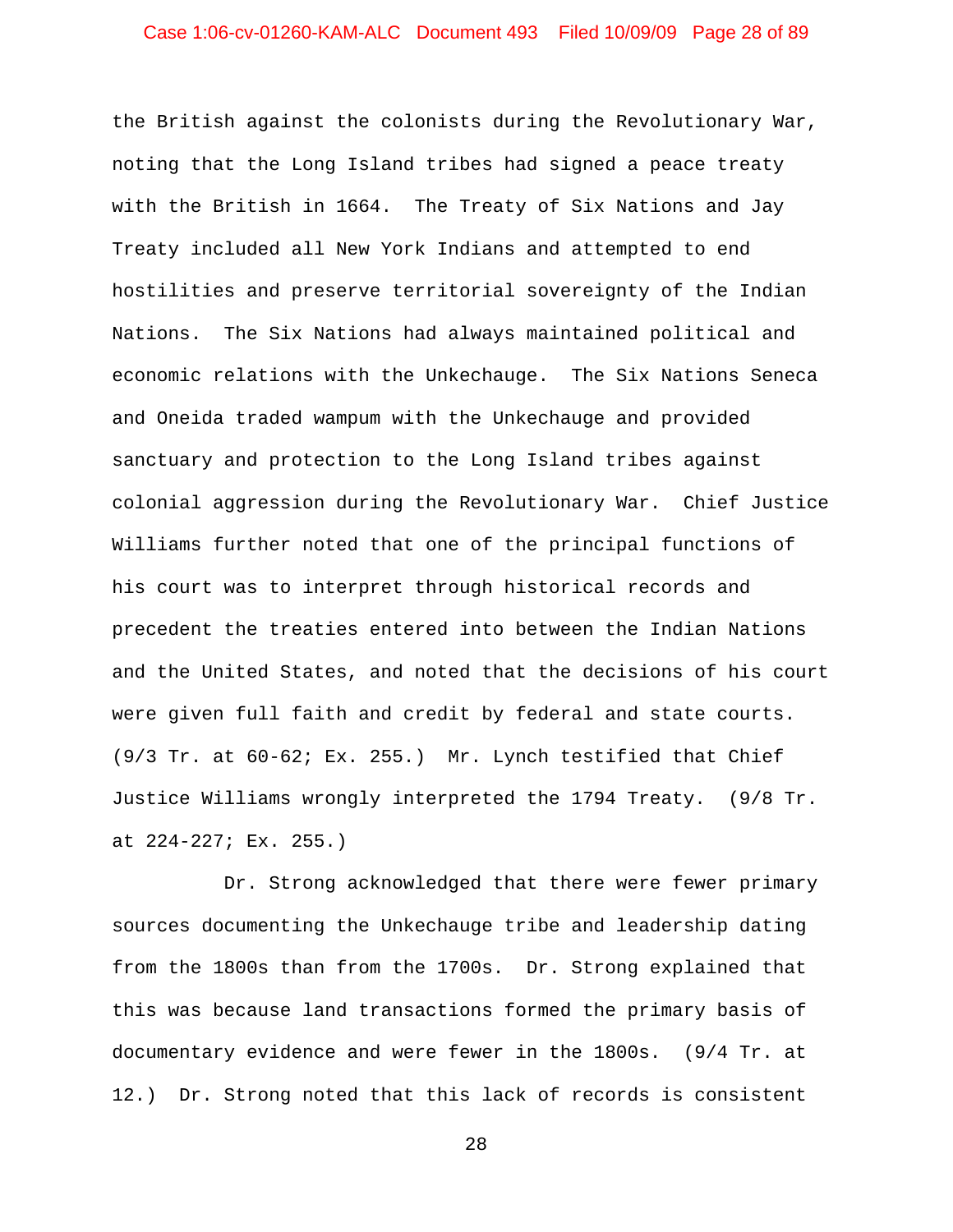the British against the colonists during the Revolutionary War, noting that the Long Island tribes had signed a peace treaty with the British in 1664. The Treaty of Six Nations and Jay Treaty included all New York Indians and attempted to end hostilities and preserve territorial sovereignty of the Indian Nations. The Six Nations had always maintained political and economic relations with the Unkechauge. The Six Nations Seneca and Oneida traded wampum with the Unkechauge and provided sanctuary and protection to the Long Island tribes against colonial aggression during the Revolutionary War. Chief Justice Williams further noted that one of the principal functions of his court was to interpret through historical records and precedent the treaties entered into between the Indian Nations and the United States, and noted that the decisions of his court were given full faith and credit by federal and state courts. (9/3 Tr. at 60-62; Ex. 255.) Mr. Lynch testified that Chief Justice Williams wrongly interpreted the 1794 Treaty. (9/8 Tr. at 224-227; Ex. 255.)

Dr. Strong acknowledged that there were fewer primary sources documenting the Unkechauge tribe and leadership dating from the 1800s than from the 1700s. Dr. Strong explained that this was because land transactions formed the primary basis of documentary evidence and were fewer in the 1800s. (9/4 Tr. at 12.) Dr. Strong noted that this lack of records is consistent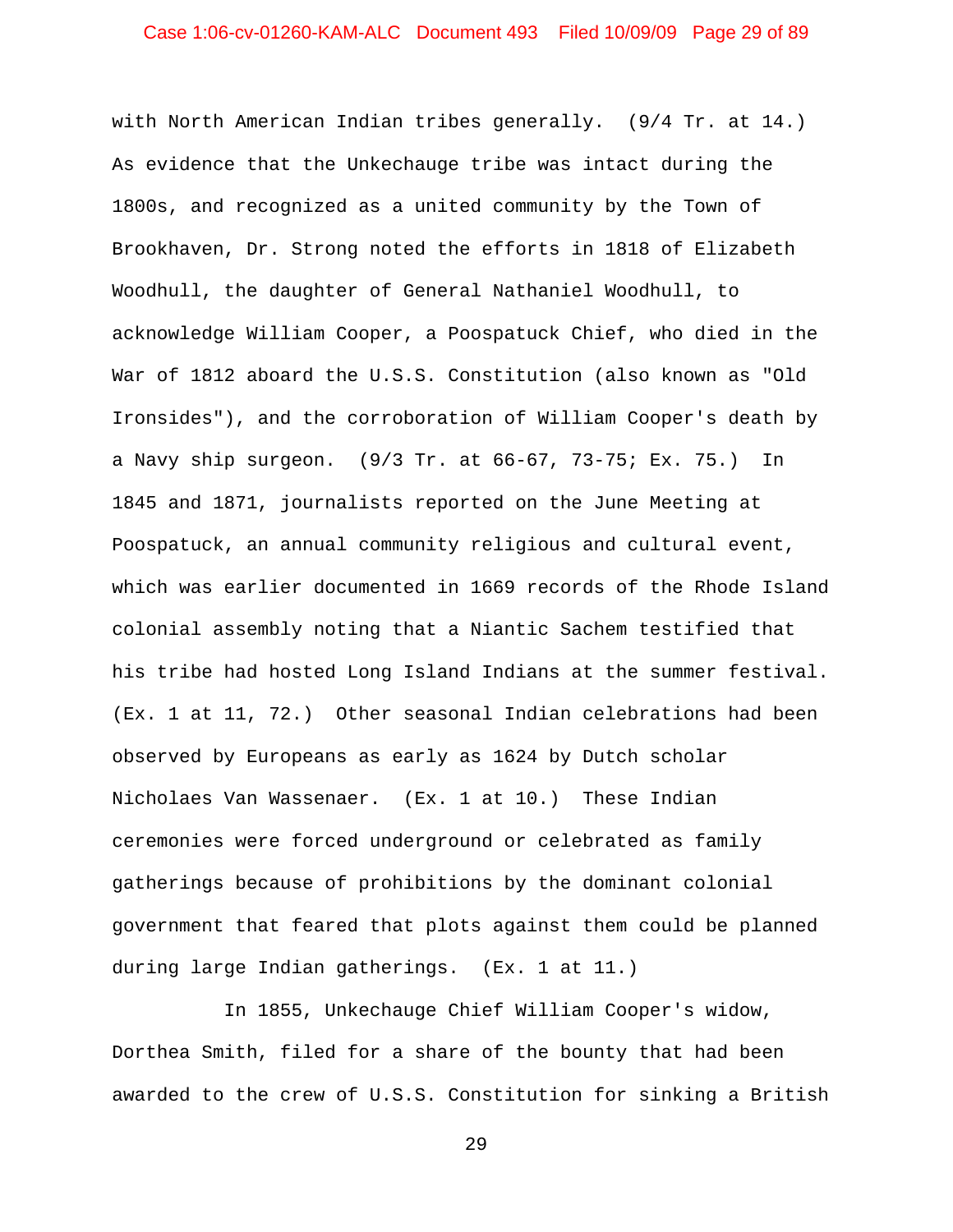with North American Indian tribes generally. (9/4 Tr. at 14.) As evidence that the Unkechauge tribe was intact during the 1800s, and recognized as a united community by the Town of Brookhaven, Dr. Strong noted the efforts in 1818 of Elizabeth Woodhull, the daughter of General Nathaniel Woodhull, to acknowledge William Cooper, a Poospatuck Chief, who died in the War of 1812 aboard the U.S.S. Constitution (also known as "Old Ironsides"), and the corroboration of William Cooper's death by a Navy ship surgeon. (9/3 Tr. at 66-67, 73-75; Ex. 75.) In 1845 and 1871, journalists reported on the June Meeting at Poospatuck, an annual community religious and cultural event, which was earlier documented in 1669 records of the Rhode Island colonial assembly noting that a Niantic Sachem testified that his tribe had hosted Long Island Indians at the summer festival. (Ex. 1 at 11, 72.) Other seasonal Indian celebrations had been observed by Europeans as early as 1624 by Dutch scholar Nicholaes Van Wassenaer. (Ex. 1 at 10.) These Indian ceremonies were forced underground or celebrated as family gatherings because of prohibitions by the dominant colonial government that feared that plots against them could be planned during large Indian gatherings. (Ex. 1 at 11.)

In 1855, Unkechauge Chief William Cooper's widow, Dorthea Smith, filed for a share of the bounty that had been awarded to the crew of U.S.S. Constitution for sinking a British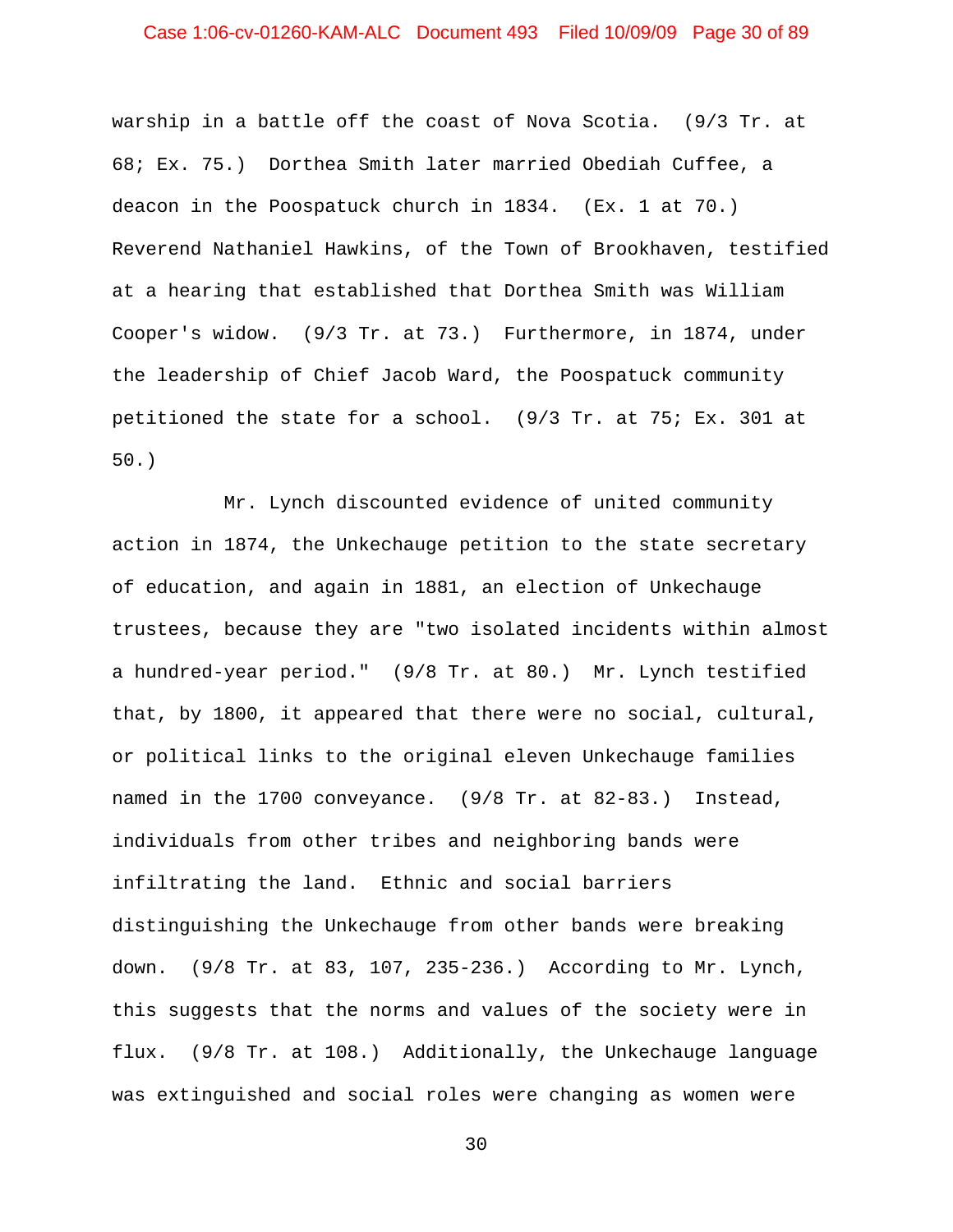warship in a battle off the coast of Nova Scotia. (9/3 Tr. at 68; Ex. 75.) Dorthea Smith later married Obediah Cuffee, a deacon in the Poospatuck church in 1834. (Ex. 1 at 70.) Reverend Nathaniel Hawkins, of the Town of Brookhaven, testified at a hearing that established that Dorthea Smith was William Cooper's widow. (9/3 Tr. at 73.) Furthermore, in 1874, under the leadership of Chief Jacob Ward, the Poospatuck community petitioned the state for a school. (9/3 Tr. at 75; Ex. 301 at 50.)

Mr. Lynch discounted evidence of united community action in 1874, the Unkechauge petition to the state secretary of education, and again in 1881, an election of Unkechauge trustees, because they are "two isolated incidents within almost a hundred-year period." (9/8 Tr. at 80.) Mr. Lynch testified that, by 1800, it appeared that there were no social, cultural, or political links to the original eleven Unkechauge families named in the 1700 conveyance. (9/8 Tr. at 82-83.) Instead, individuals from other tribes and neighboring bands were infiltrating the land. Ethnic and social barriers distinguishing the Unkechauge from other bands were breaking down. (9/8 Tr. at 83, 107, 235-236.) According to Mr. Lynch, this suggests that the norms and values of the society were in flux. (9/8 Tr. at 108.) Additionally, the Unkechauge language was extinguished and social roles were changing as women were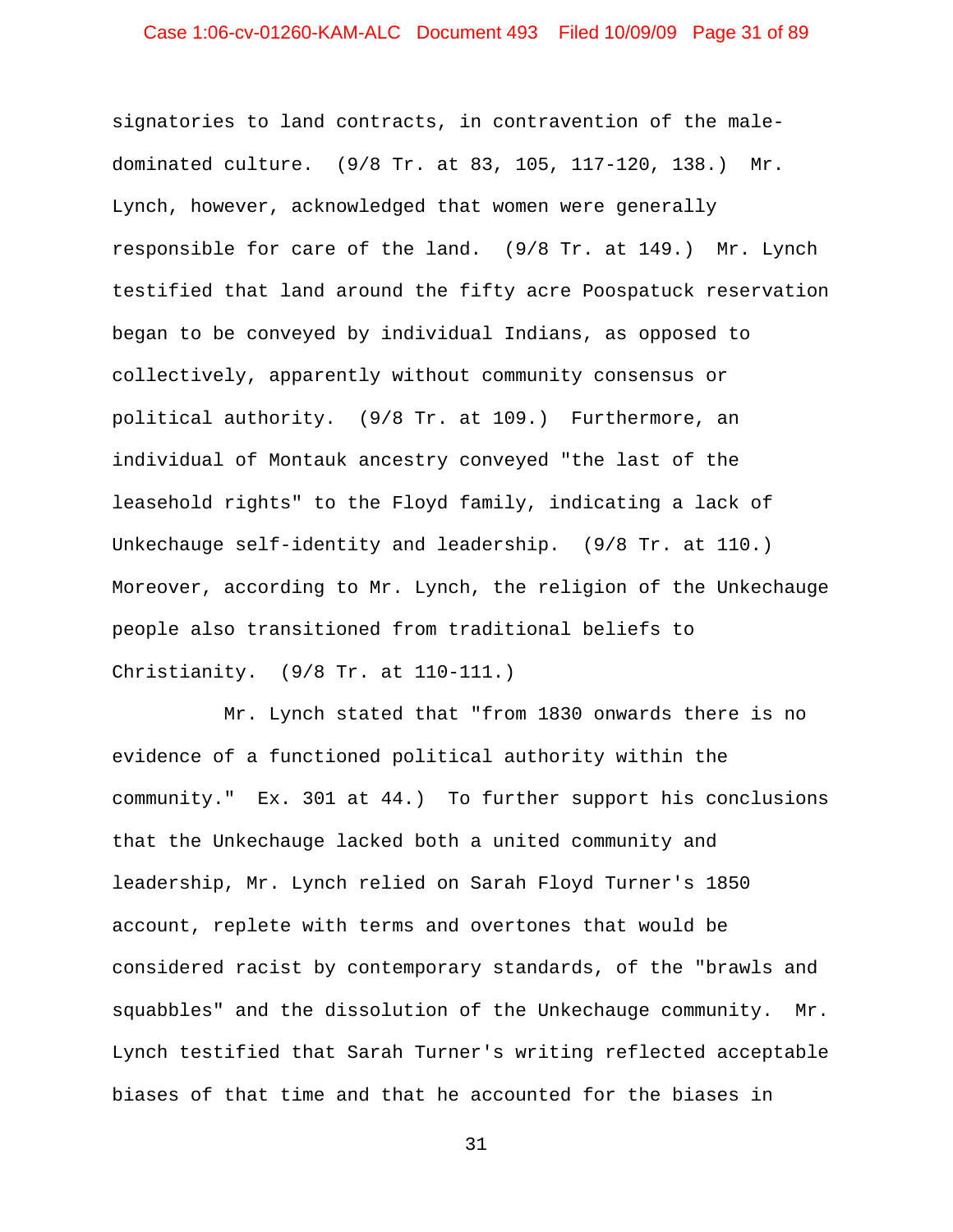signatories to land contracts, in contravention of the male-dominated culture. (9/8 Tr. at 83, 105, 117-120, 138.) Mr. Lynch, however, acknowledged that women were generally responsible for care of the land. (9/8 Tr. at 149.) Mr. Lynch testified that land around the fifty acre Poospatuck reservation began to be conveyed by individual Indians, as opposed to collectively, apparently without community consensus or political authority. (9/8 Tr. at 109.) Furthermore, an individual of Montauk ancestry conveyed "the last of the leasehold rights" to the Floyd family, indicating a lack of Unkechauge self-identity and leadership. (9/8 Tr. at 110.) Moreover, according to Mr. Lynch, the religion of the Unkechauge people also transitioned from traditional beliefs to Christianity. (9/8 Tr. at 110-111.)

Mr. Lynch stated that "from 1830 onwards there is no evidence of a functioned political authority within the community." Ex. 301 at 44.) To further support his conclusions that the Unkechauge lacked both a united community and leadership, Mr. Lynch relied on Sarah Floyd Turner's 1850 account, replete with terms and overtones that would be considered racist by contemporary standards, of the "brawls and squabbles" and the dissolution of the Unkechauge community. Mr. Lynch testified that Sarah Turner's writing reflected acceptable biases of that time and that he accounted for the biases in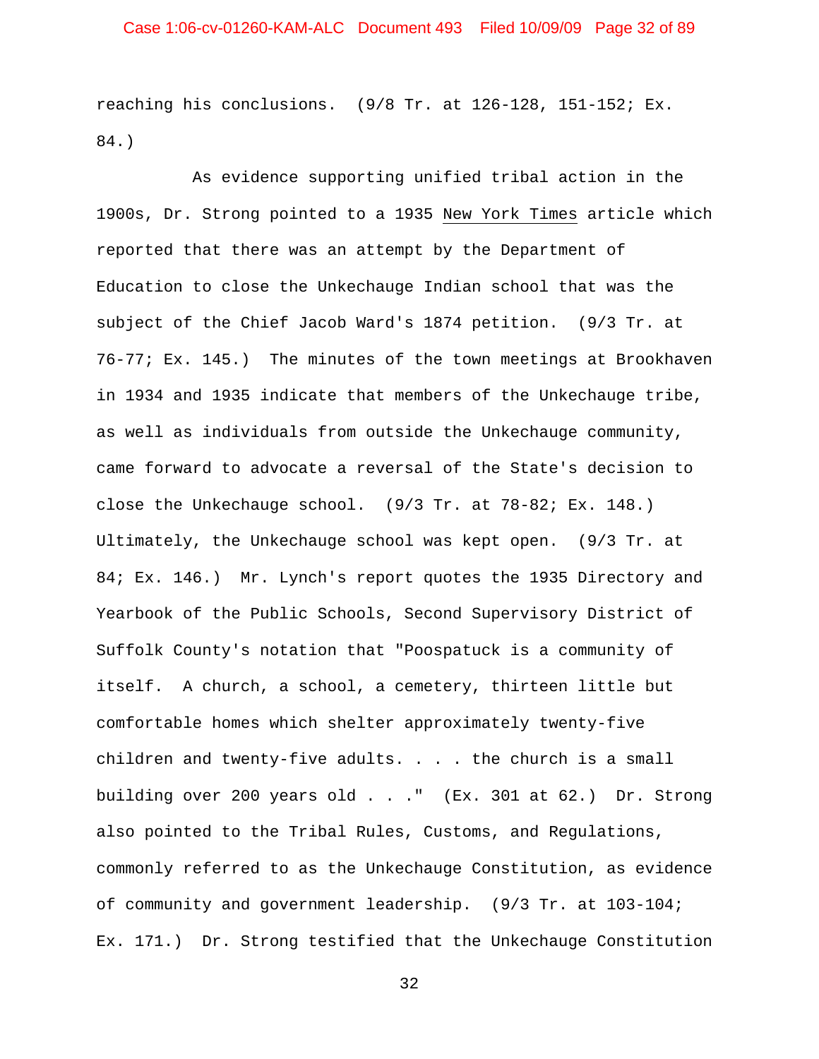reaching his conclusions. (9/8 Tr. at 126-128, 151-152; Ex. 84.)

As evidence supporting unified tribal action in the 1900s, Dr. Strong pointed to a 1935 New York Times article which reported that there was an attempt by the Department of Education to close the Unkechauge Indian school that was the subject of the Chief Jacob Ward's 1874 petition. (9/3 Tr. at 76-77; Ex. 145.) The minutes of the town meetings at Brookhaven in 1934 and 1935 indicate that members of the Unkechauge tribe, as well as individuals from outside the Unkechauge community, came forward to advocate a reversal of the State's decision to close the Unkechauge school. (9/3 Tr. at 78-82; Ex. 148.) Ultimately, the Unkechauge school was kept open. (9/3 Tr. at 84; Ex. 146.) Mr. Lynch's report quotes the 1935 Directory and Yearbook of the Public Schools, Second Supervisory District of Suffolk County's notation that "Poospatuck is a community of itself. A church, a school, a cemetery, thirteen little but comfortable homes which shelter approximately twenty-five children and twenty-five adults. . . . the church is a small building over 200 years old . . ." (Ex. 301 at 62.) Dr. Strong also pointed to the Tribal Rules, Customs, and Regulations, commonly referred to as the Unkechauge Constitution, as evidence of community and government leadership. (9/3 Tr. at 103-104; Ex. 171.) Dr. Strong testified that the Unkechauge Constitution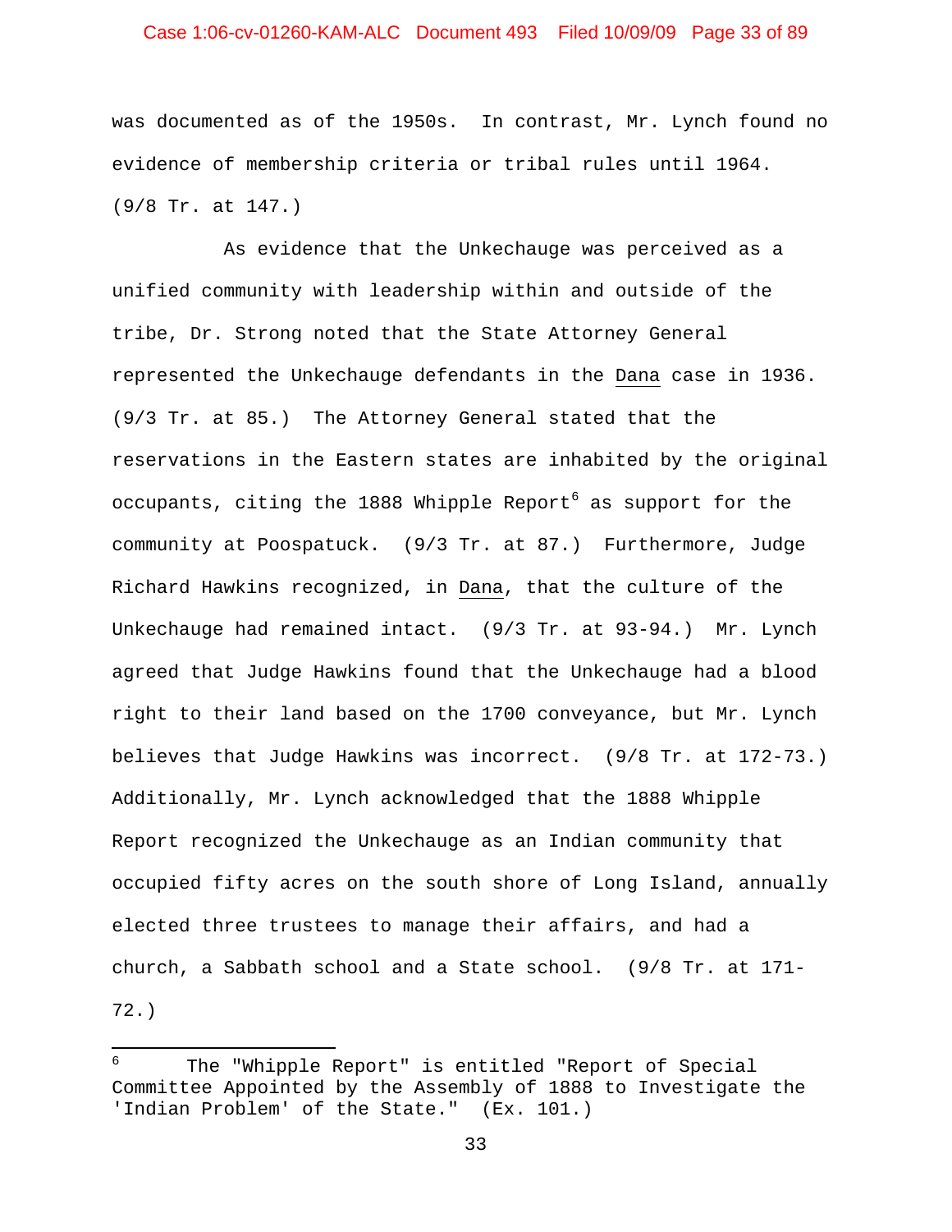was documented as of the 1950s. In contrast, Mr. Lynch found no evidence of membership criteria or tribal rules until 1964. (9/8 Tr. at 147.)

As evidence that the Unkechauge was perceived as a unified community with leadership within and outside of the tribe, Dr. Strong noted that the State Attorney General represented the Unkechauge defendants in the Dana case in 1936. (9/3 Tr. at 85.) The Attorney General stated that the reservations in the Eastern states are inhabited by the original occupants, citing the 1888 Whipple Report[6] as support for the community at Poospatuck. (9/3 Tr. at 87.) Furthermore, Judge Richard Hawkins recognized, in Dana, that the culture of the Unkechauge had remained intact. (9/3 Tr. at 93-94.) Mr. Lynch agreed that Judge Hawkins found that the Unkechauge had a blood right to their land based on the 1700 conveyance, but Mr. Lynch believes that Judge Hawkins was incorrect. (9/8 Tr. at 172-73.) Additionally, Mr. Lynch acknowledged that the 1888 Whipple Report recognized the Unkechauge as an Indian community that occupied fifty acres on the south shore of Long Island, annually elected three trustees to manage their affairs, and had a church, a Sabbath school and a State school. (9/8 Tr. at 171-72.)

---

[6] The "Whipple Report" is entitled "Report of Special Committee Appointed by the Assembly of 1888 to Investigate the 'Indian Problem' of the State." (Ex. 101.)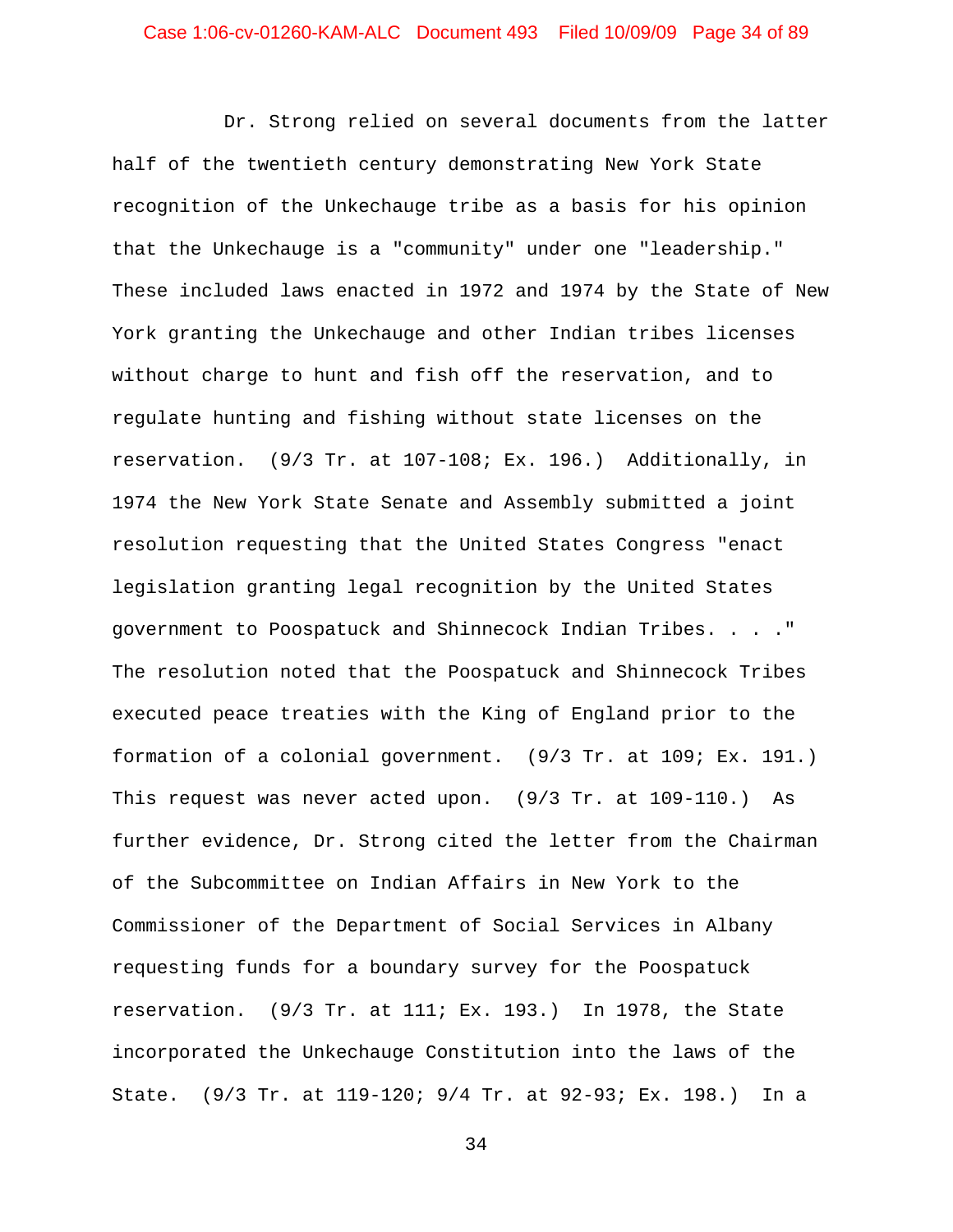Dr. Strong relied on several documents from the latter half of the twentieth century demonstrating New York State recognition of the Unkechauge tribe as a basis for his opinion that the Unkechauge is a "community" under one "leadership." These included laws enacted in 1972 and 1974 by the State of New York granting the Unkechauge and other Indian tribes licenses without charge to hunt and fish off the reservation, and to regulate hunting and fishing without state licenses on the reservation. (9/3 Tr. at 107-108; Ex. 196.) Additionally, in 1974 the New York State Senate and Assembly submitted a joint resolution requesting that the United States Congress "enact legislation granting legal recognition by the United States government to Poospatuck and Shinnecock Indian Tribes. . . ." The resolution noted that the Poospatuck and Shinnecock Tribes executed peace treaties with the King of England prior to the formation of a colonial government. (9/3 Tr. at 109; Ex. 191.) This request was never acted upon. (9/3 Tr. at 109-110.) As further evidence, Dr. Strong cited the letter from the Chairman of the Subcommittee on Indian Affairs in New York to the Commissioner of the Department of Social Services in Albany requesting funds for a boundary survey for the Poospatuck reservation. (9/3 Tr. at 111; Ex. 193.) In 1978, the State incorporated the Unkechauge Constitution into the laws of the State. (9/3 Tr. at 119-120; 9/4 Tr. at 92-93; Ex. 198.) In a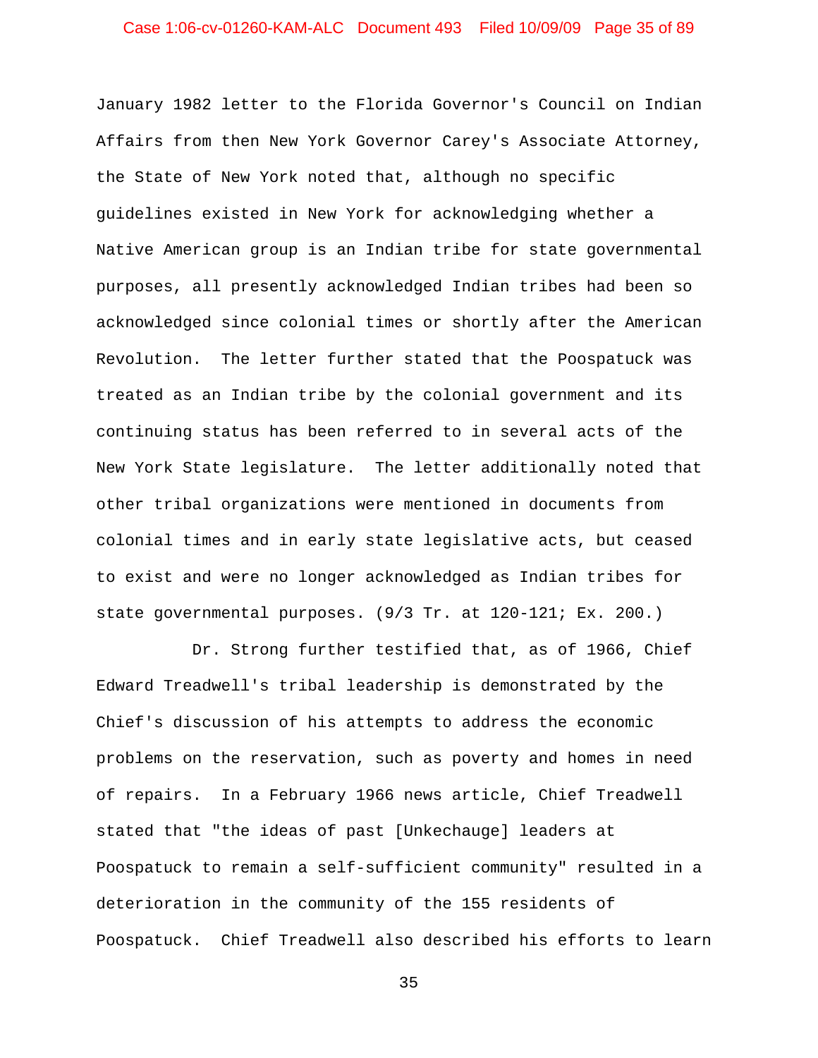January 1982 letter to the Florida Governor's Council on Indian Affairs from then New York Governor Carey's Associate Attorney, the State of New York noted that, although no specific guidelines existed in New York for acknowledging whether a Native American group is an Indian tribe for state governmental purposes, all presently acknowledged Indian tribes had been so acknowledged since colonial times or shortly after the American Revolution. The letter further stated that the Poospatuck was treated as an Indian tribe by the colonial government and its continuing status has been referred to in several acts of the New York State legislature. The letter additionally noted that other tribal organizations were mentioned in documents from colonial times and in early state legislative acts, but ceased to exist and were no longer acknowledged as Indian tribes for state governmental purposes. (9/3 Tr. at 120-121; Ex. 200.)

Dr. Strong further testified that, as of 1966, Chief Edward Treadwell's tribal leadership is demonstrated by the Chief's discussion of his attempts to address the economic problems on the reservation, such as poverty and homes in need of repairs. In a February 1966 news article, Chief Treadwell stated that "the ideas of past [Unkechauge] leaders at Poospatuck to remain a self-sufficient community" resulted in a deterioration in the community of the 155 residents of Poospatuck. Chief Treadwell also described his efforts to learn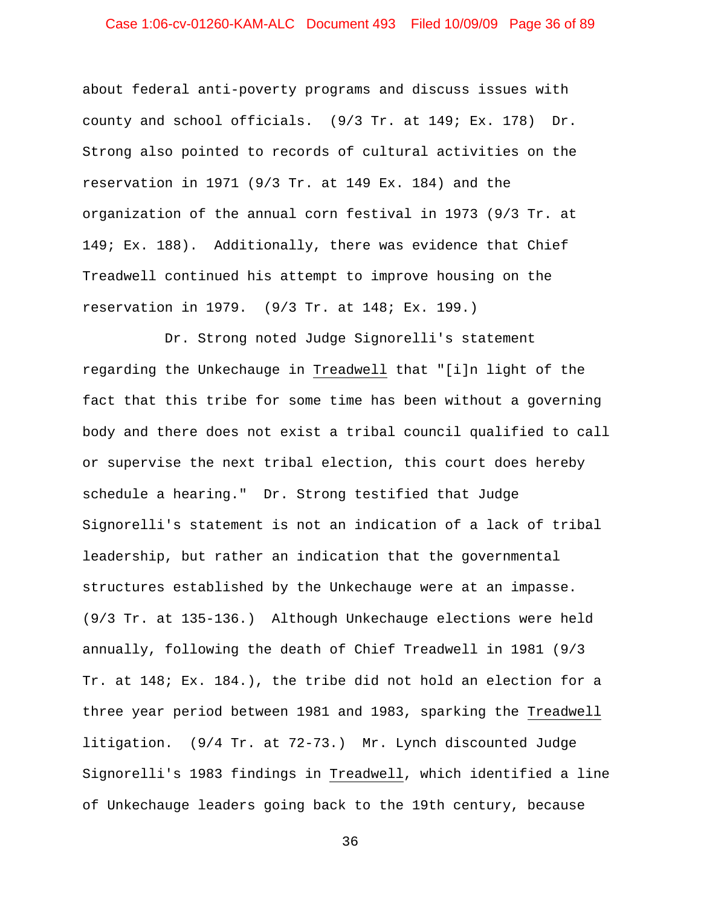about federal anti-poverty programs and discuss issues with county and school officials. (9/3 Tr. at 149; Ex. 178) Dr. Strong also pointed to records of cultural activities on the reservation in 1971 (9/3 Tr. at 149 Ex. 184) and the organization of the annual corn festival in 1973 (9/3 Tr. at 149; Ex. 188). Additionally, there was evidence that Chief Treadwell continued his attempt to improve housing on the reservation in 1979. (9/3 Tr. at 148; Ex. 199.)

Dr. Strong noted Judge Signorelli's statement regarding the Unkechauge in Treadwell that "[i]n light of the fact that this tribe for some time has been without a governing body and there does not exist a tribal council qualified to call or supervise the next tribal election, this court does hereby schedule a hearing." Dr. Strong testified that Judge Signorelli's statement is not an indication of a lack of tribal leadership, but rather an indication that the governmental structures established by the Unkechauge were at an impasse. (9/3 Tr. at 135-136.) Although Unkechauge elections were held annually, following the death of Chief Treadwell in 1981 (9/3 Tr. at 148; Ex. 184.), the tribe did not hold an election for a three year period between 1981 and 1983, sparking the Treadwell litigation. (9/4 Tr. at 72-73.) Mr. Lynch discounted Judge Signorelli's 1983 findings in Treadwell, which identified a line of Unkechauge leaders going back to the 19th century, because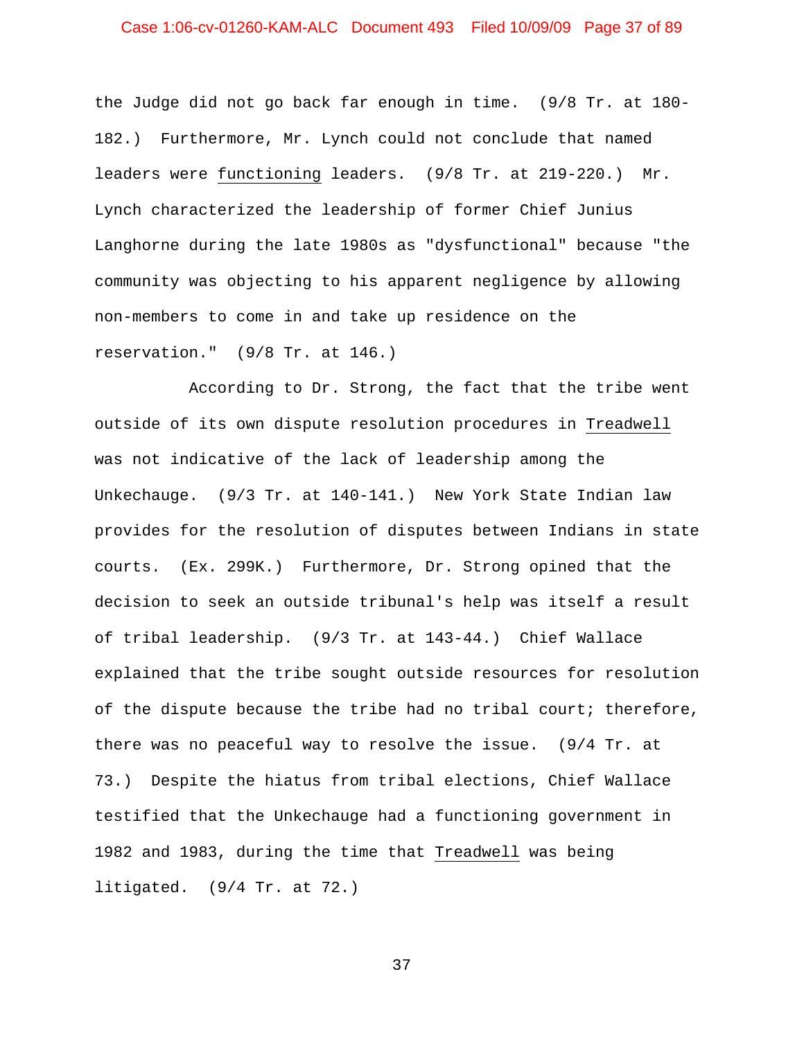the Judge did not go back far enough in time. (9/8 Tr. at 180-182.) Furthermore, Mr. Lynch could not conclude that named leaders were functioning leaders. (9/8 Tr. at 219-220.) Mr. Lynch characterized the leadership of former Chief Junius Langhorne during the late 1980s as "dysfunctional" because "the community was objecting to his apparent negligence by allowing non-members to come in and take up residence on the reservation." (9/8 Tr. at 146.)

According to Dr. Strong, the fact that the tribe went outside of its own dispute resolution procedures in Treadwell was not indicative of the lack of leadership among the Unkechauge. (9/3 Tr. at 140-141.) New York State Indian law provides for the resolution of disputes between Indians in state courts. (Ex. 299K.) Furthermore, Dr. Strong opined that the decision to seek an outside tribunal's help was itself a result of tribal leadership. (9/3 Tr. at 143-44.) Chief Wallace explained that the tribe sought outside resources for resolution of the dispute because the tribe had no tribal court; therefore, there was no peaceful way to resolve the issue. (9/4 Tr. at 73.) Despite the hiatus from tribal elections, Chief Wallace testified that the Unkechauge had a functioning government in 1982 and 1983, during the time that Treadwell was being litigated. (9/4 Tr. at 72.)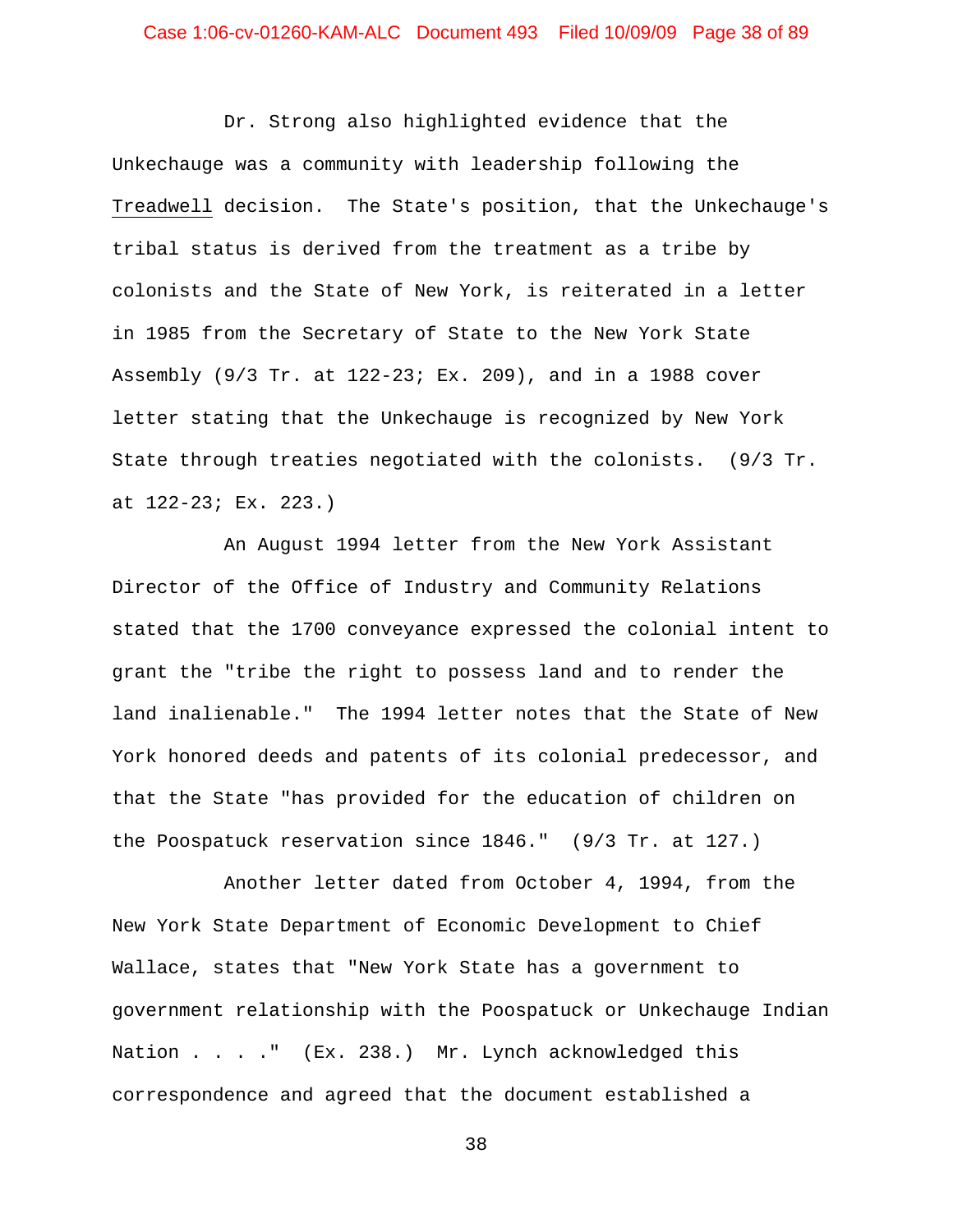Dr. Strong also highlighted evidence that the Unkechauge was a community with leadership following the Treadwell decision. The State's position, that the Unkechauge's tribal status is derived from the treatment as a tribe by colonists and the State of New York, is reiterated in a letter in 1985 from the Secretary of State to the New York State Assembly (9/3 Tr. at 122-23; Ex. 209), and in a 1988 cover letter stating that the Unkechauge is recognized by New York State through treaties negotiated with the colonists. (9/3 Tr. at 122-23; Ex. 223.)

An August 1994 letter from the New York Assistant Director of the Office of Industry and Community Relations stated that the 1700 conveyance expressed the colonial intent to grant the "tribe the right to possess land and to render the land inalienable." The 1994 letter notes that the State of New York honored deeds and patents of its colonial predecessor, and that the State "has provided for the education of children on the Poospatuck reservation since 1846." (9/3 Tr. at 127.)

Another letter dated from October 4, 1994, from the New York State Department of Economic Development to Chief Wallace, states that "New York State has a government to government relationship with the Poospatuck or Unkechauge Indian Nation . . . ." (Ex. 238.) Mr. Lynch acknowledged this correspondence and agreed that the document established a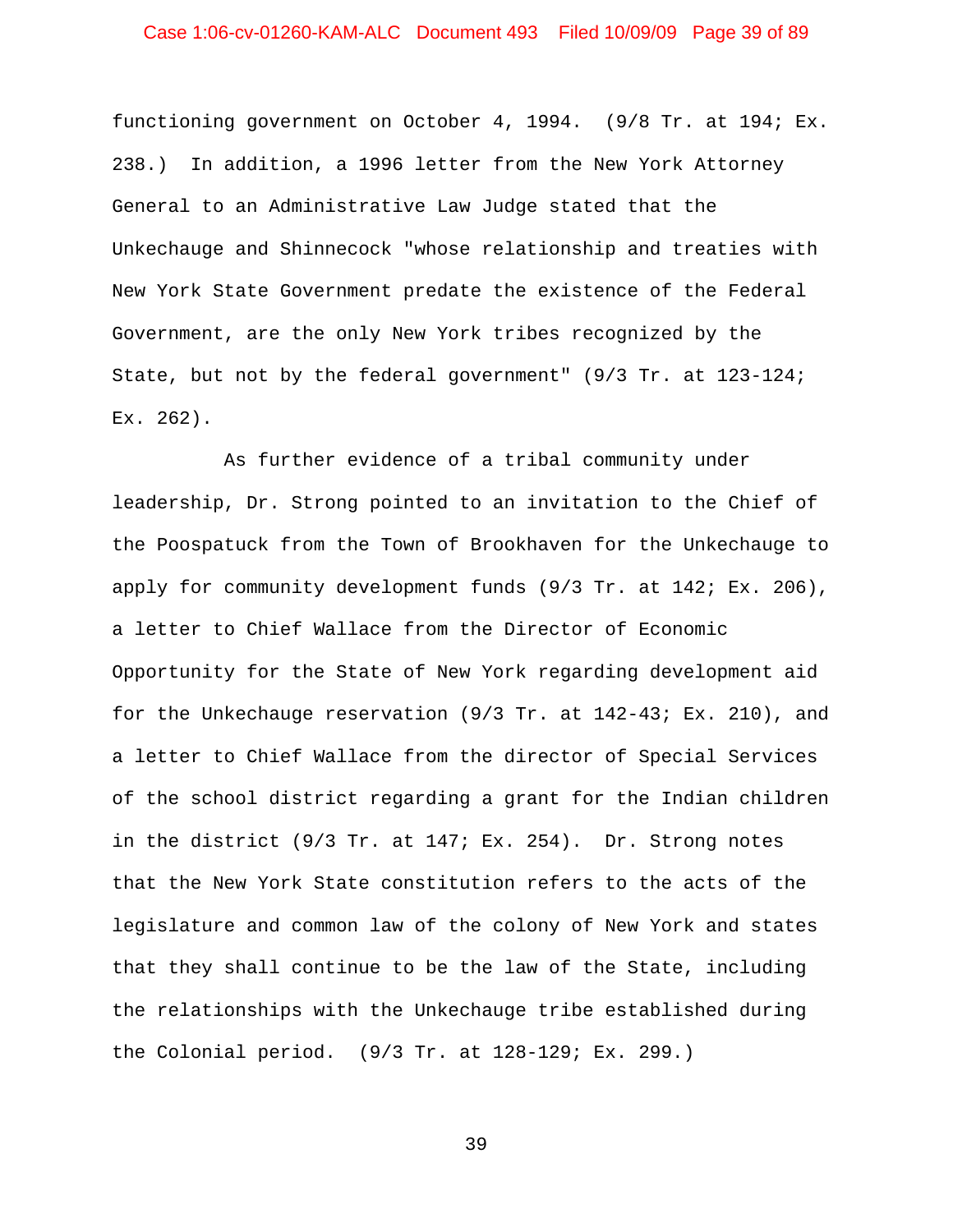functioning government on October 4, 1994. (9/8 Tr. at 194; Ex. 238.) In addition, a 1996 letter from the New York Attorney General to an Administrative Law Judge stated that the Unkechauge and Shinnecock "whose relationship and treaties with New York State Government predate the existence of the Federal Government, are the only New York tribes recognized by the State, but not by the federal government" (9/3 Tr. at 123-124; Ex. 262).

As further evidence of a tribal community under leadership, Dr. Strong pointed to an invitation to the Chief of the Poospatuck from the Town of Brookhaven for the Unkechauge to apply for community development funds (9/3 Tr. at 142; Ex. 206), a letter to Chief Wallace from the Director of Economic Opportunity for the State of New York regarding development aid for the Unkechauge reservation (9/3 Tr. at 142-43; Ex. 210), and a letter to Chief Wallace from the director of Special Services of the school district regarding a grant for the Indian children in the district (9/3 Tr. at 147; Ex. 254). Dr. Strong notes that the New York State constitution refers to the acts of the legislature and common law of the colony of New York and states that they shall continue to be the law of the State, including the relationships with the Unkechauge tribe established during the Colonial period. (9/3 Tr. at 128-129; Ex. 299.)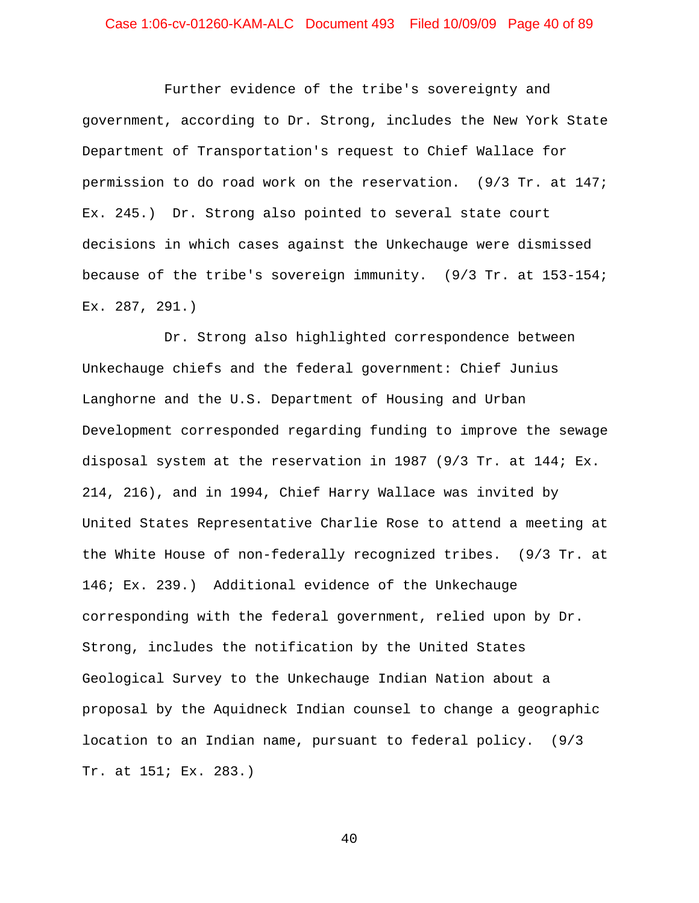Further evidence of the tribe's sovereignty and government, according to Dr. Strong, includes the New York State Department of Transportation's request to Chief Wallace for permission to do road work on the reservation. (9/3 Tr. at 147; Ex. 245.) Dr. Strong also pointed to several state court decisions in which cases against the Unkechauge were dismissed because of the tribe's sovereign immunity. (9/3 Tr. at 153-154; Ex. 287, 291.)

Dr. Strong also highlighted correspondence between Unkechauge chiefs and the federal government: Chief Junius Langhorne and the U.S. Department of Housing and Urban Development corresponded regarding funding to improve the sewage disposal system at the reservation in 1987 (9/3 Tr. at 144; Ex. 214, 216), and in 1994, Chief Harry Wallace was invited by United States Representative Charlie Rose to attend a meeting at the White House of non-federally recognized tribes. (9/3 Tr. at 146; Ex. 239.) Additional evidence of the Unkechauge corresponding with the federal government, relied upon by Dr. Strong, includes the notification by the United States Geological Survey to the Unkechauge Indian Nation about a proposal by the Aquidneck Indian counsel to change a geographic location to an Indian name, pursuant to federal policy. (9/3 Tr. at 151; Ex. 283.)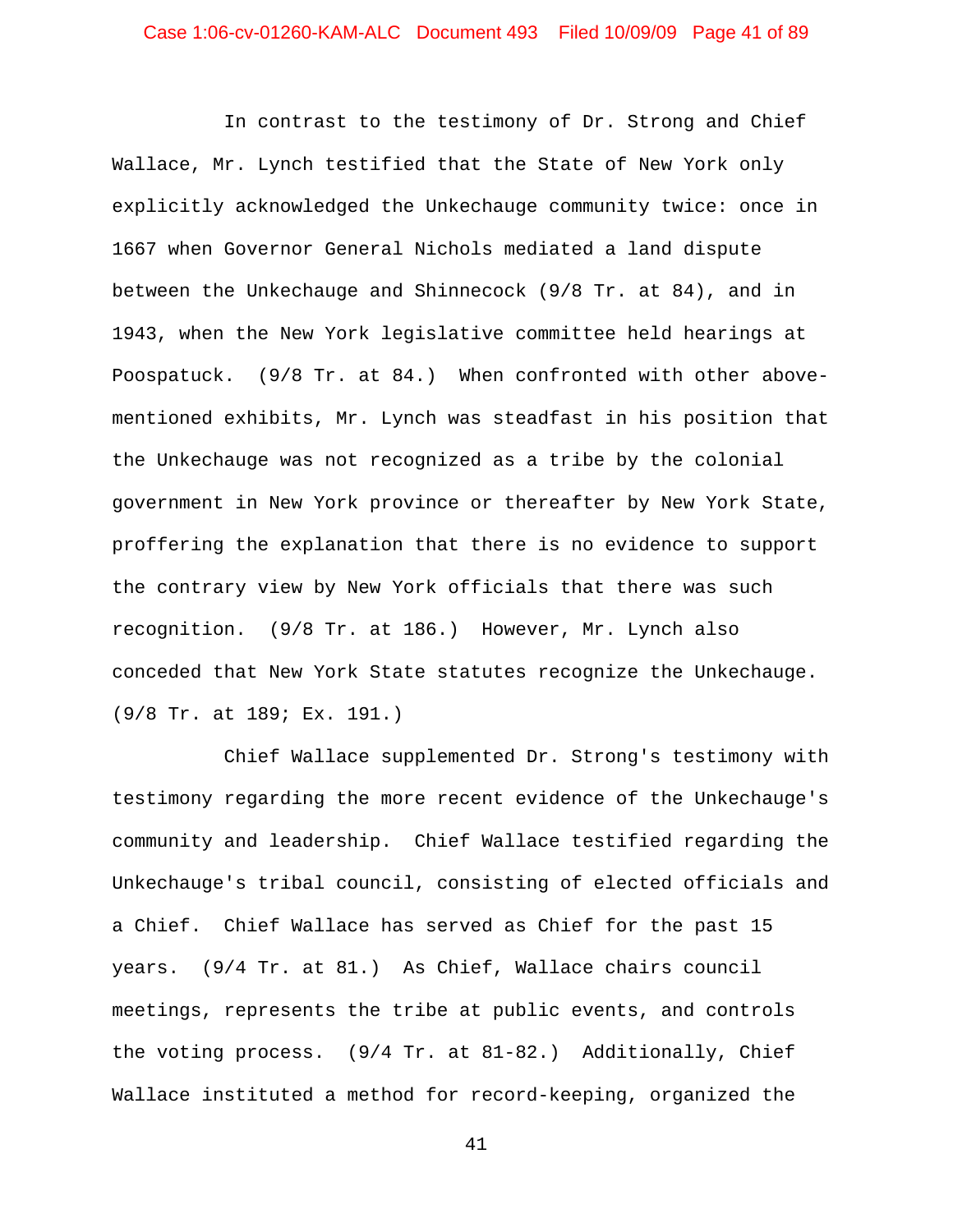In contrast to the testimony of Dr. Strong and Chief Wallace, Mr. Lynch testified that the State of New York only explicitly acknowledged the Unkechauge community twice: once in 1667 when Governor General Nichols mediated a land dispute between the Unkechauge and Shinnecock (9/8 Tr. at 84), and in 1943, when the New York legislative committee held hearings at Poospatuck. (9/8 Tr. at 84.) When confronted with other above-mentioned exhibits, Mr. Lynch was steadfast in his position that the Unkechauge was not recognized as a tribe by the colonial government in New York province or thereafter by New York State, proffering the explanation that there is no evidence to support the contrary view by New York officials that there was such recognition. (9/8 Tr. at 186.) However, Mr. Lynch also conceded that New York State statutes recognize the Unkechauge. (9/8 Tr. at 189; Ex. 191.)

Chief Wallace supplemented Dr. Strong's testimony with testimony regarding the more recent evidence of the Unkechauge's community and leadership. Chief Wallace testified regarding the Unkechauge's tribal council, consisting of elected officials and a Chief. Chief Wallace has served as Chief for the past 15 years. (9/4 Tr. at 81.) As Chief, Wallace chairs council meetings, represents the tribe at public events, and controls the voting process. (9/4 Tr. at 81-82.) Additionally, Chief Wallace instituted a method for record-keeping, organized the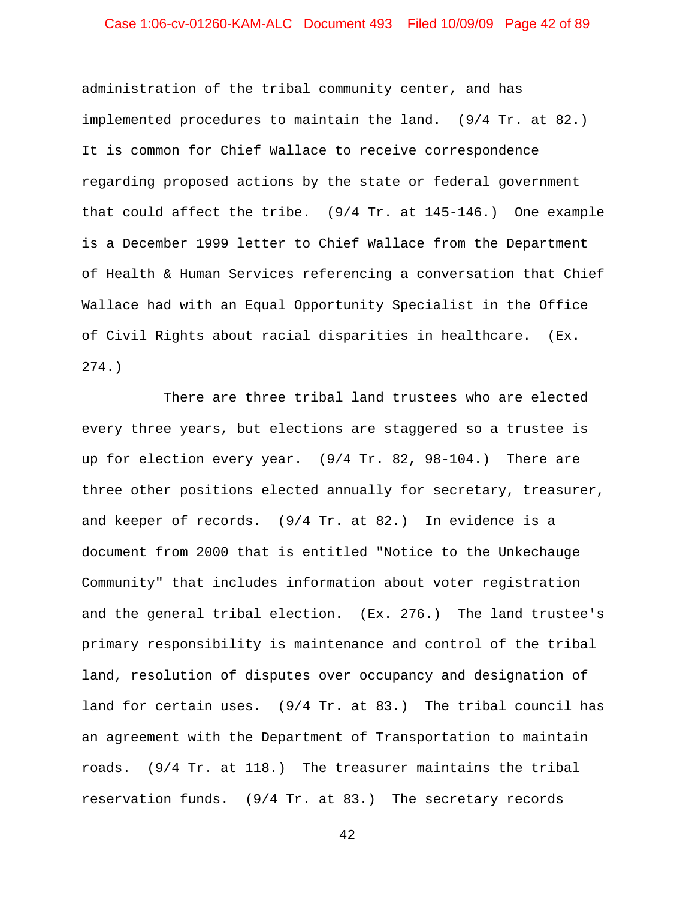administration of the tribal community center, and has implemented procedures to maintain the land. (9/4 Tr. at 82.) It is common for Chief Wallace to receive correspondence regarding proposed actions by the state or federal government that could affect the tribe. (9/4 Tr. at 145-146.) One example is a December 1999 letter to Chief Wallace from the Department of Health & Human Services referencing a conversation that Chief Wallace had with an Equal Opportunity Specialist in the Office of Civil Rights about racial disparities in healthcare. (Ex. 274.)

There are three tribal land trustees who are elected every three years, but elections are staggered so a trustee is up for election every year. (9/4 Tr. 82, 98-104.) There are three other positions elected annually for secretary, treasurer, and keeper of records. (9/4 Tr. at 82.) In evidence is a document from 2000 that is entitled "Notice to the Unkechauge Community" that includes information about voter registration and the general tribal election. (Ex. 276.) The land trustee's primary responsibility is maintenance and control of the tribal land, resolution of disputes over occupancy and designation of land for certain uses. (9/4 Tr. at 83.) The tribal council has an agreement with the Department of Transportation to maintain roads. (9/4 Tr. at 118.) The treasurer maintains the tribal reservation funds. (9/4 Tr. at 83.) The secretary records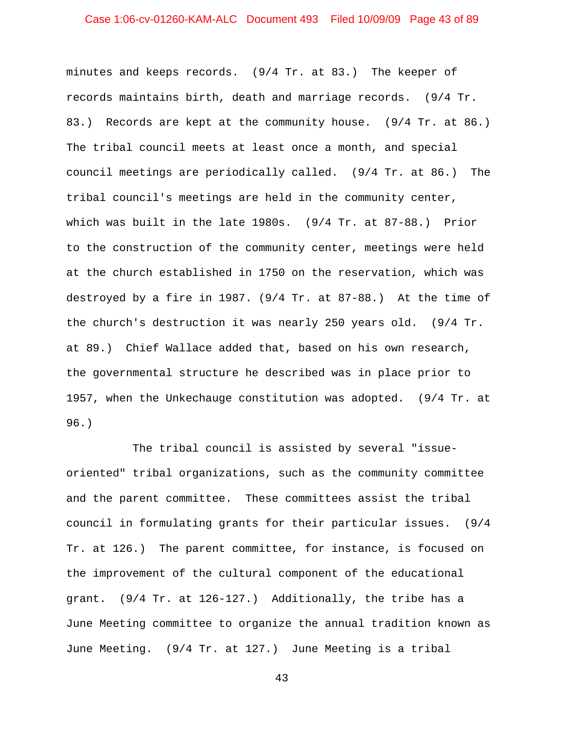minutes and keeps records. (9/4 Tr. at 83.) The keeper of records maintains birth, death and marriage records. (9/4 Tr. 83.) Records are kept at the community house. (9/4 Tr. at 86.) The tribal council meets at least once a month, and special council meetings are periodically called. (9/4 Tr. at 86.) The tribal council's meetings are held in the community center, which was built in the late 1980s. (9/4 Tr. at 87-88.) Prior to the construction of the community center, meetings were held at the church established in 1750 on the reservation, which was destroyed by a fire in 1987. (9/4 Tr. at 87-88.) At the time of the church's destruction it was nearly 250 years old. (9/4 Tr. at 89.) Chief Wallace added that, based on his own research, the governmental structure he described was in place prior to 1957, when the Unkechauge constitution was adopted. (9/4 Tr. at 96.)

The tribal council is assisted by several "issue-oriented" tribal organizations, such as the community committee and the parent committee. These committees assist the tribal council in formulating grants for their particular issues. (9/4 Tr. at 126.) The parent committee, for instance, is focused on the improvement of the cultural component of the educational grant. (9/4 Tr. at 126-127.) Additionally, the tribe has a June Meeting committee to organize the annual tradition known as June Meeting. (9/4 Tr. at 127.) June Meeting is a tribal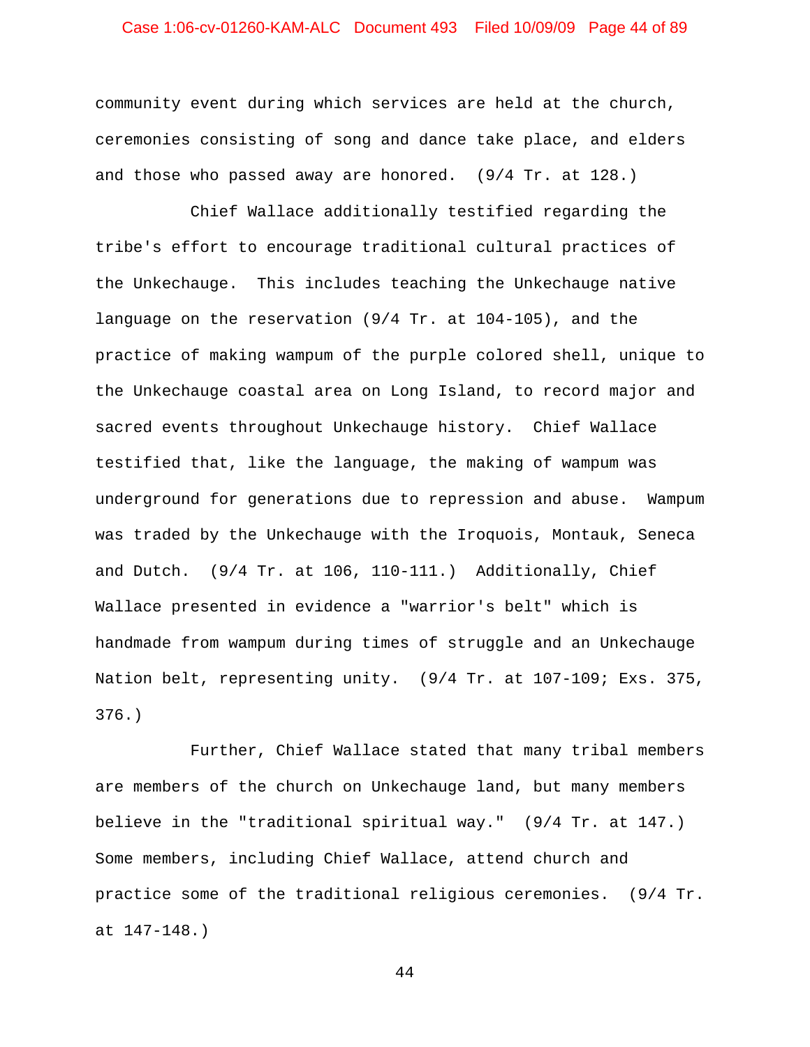community event during which services are held at the church, ceremonies consisting of song and dance take place, and elders and those who passed away are honored. (9/4 Tr. at 128.)

Chief Wallace additionally testified regarding the tribe's effort to encourage traditional cultural practices of the Unkechauge. This includes teaching the Unkechauge native language on the reservation (9/4 Tr. at 104-105), and the practice of making wampum of the purple colored shell, unique to the Unkechauge coastal area on Long Island, to record major and sacred events throughout Unkechauge history. Chief Wallace testified that, like the language, the making of wampum was underground for generations due to repression and abuse. Wampum was traded by the Unkechauge with the Iroquois, Montauk, Seneca and Dutch. (9/4 Tr. at 106, 110-111.) Additionally, Chief Wallace presented in evidence a "warrior's belt" which is handmade from wampum during times of struggle and an Unkechauge Nation belt, representing unity. (9/4 Tr. at 107-109; Exs. 375, 376.)

Further, Chief Wallace stated that many tribal members are members of the church on Unkechauge land, but many members believe in the "traditional spiritual way." (9/4 Tr. at 147.) Some members, including Chief Wallace, attend church and practice some of the traditional religious ceremonies. (9/4 Tr. at 147-148.)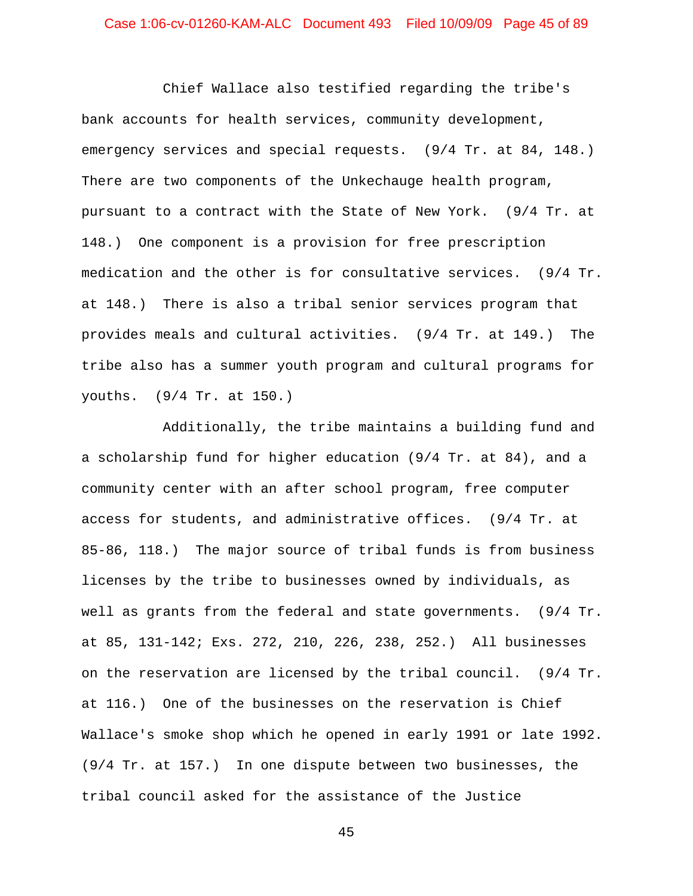Chief Wallace also testified regarding the tribe's bank accounts for health services, community development, emergency services and special requests. (9/4 Tr. at 84, 148.) There are two components of the Unkechauge health program, pursuant to a contract with the State of New York. (9/4 Tr. at 148.) One component is a provision for free prescription medication and the other is for consultative services. (9/4 Tr. at 148.) There is also a tribal senior services program that provides meals and cultural activities. (9/4 Tr. at 149.) The tribe also has a summer youth program and cultural programs for youths. (9/4 Tr. at 150.)

Additionally, the tribe maintains a building fund and a scholarship fund for higher education (9/4 Tr. at 84), and a community center with an after school program, free computer access for students, and administrative offices. (9/4 Tr. at 85-86, 118.) The major source of tribal funds is from business licenses by the tribe to businesses owned by individuals, as well as grants from the federal and state governments. (9/4 Tr. at 85, 131-142; Exs. 272, 210, 226, 238, 252.) All businesses on the reservation are licensed by the tribal council. (9/4 Tr. at 116.) One of the businesses on the reservation is Chief Wallace's smoke shop which he opened in early 1991 or late 1992. (9/4 Tr. at 157.) In one dispute between two businesses, the tribal council asked for the assistance of the Justice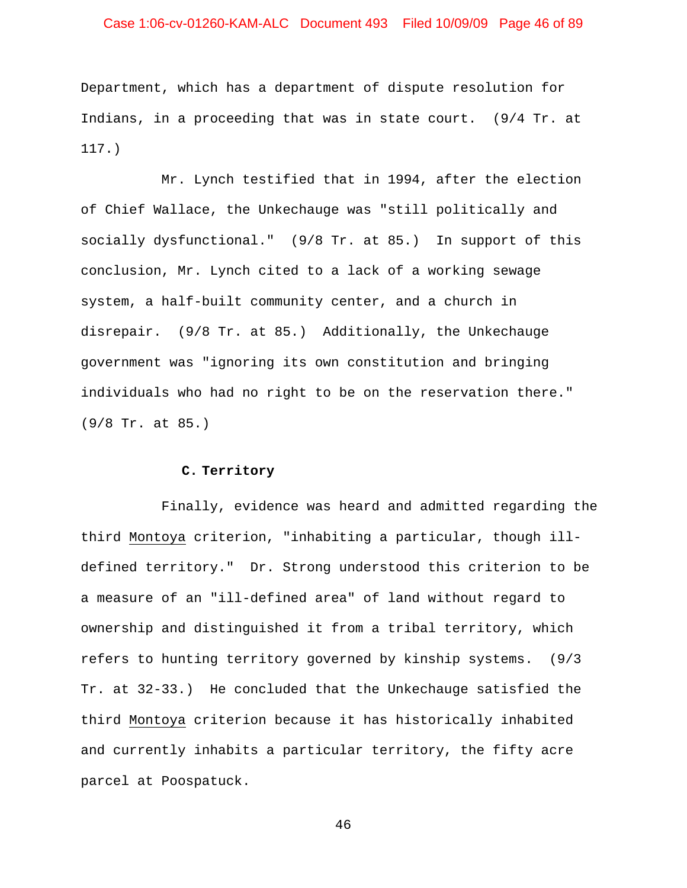Department, which has a department of dispute resolution for Indians, in a proceeding that was in state court. (9/4 Tr. at 117.)

Mr. Lynch testified that in 1994, after the election of Chief Wallace, the Unkechauge was "still politically and socially dysfunctional." (9/8 Tr. at 85.) In support of this conclusion, Mr. Lynch cited to a lack of a working sewage system, a half-built community center, and a church in disrepair. (9/8 Tr. at 85.) Additionally, the Unkechauge government was "ignoring its own constitution and bringing individuals who had no right to be on the reservation there." (9/8 Tr. at 85.)

### C. Territory

Finally, evidence was heard and admitted regarding the third Montoya criterion, "inhabiting a particular, though ill-defined territory." Dr. Strong understood this criterion to be a measure of an "ill-defined area" of land without regard to ownership and distinguished it from a tribal territory, which refers to hunting territory governed by kinship systems. (9/3 Tr. at 32-33.) He concluded that the Unkechauge satisfied the third Montoya criterion because it has historically inhabited and currently inhabits a particular territory, the fifty acre parcel at Poospatuck.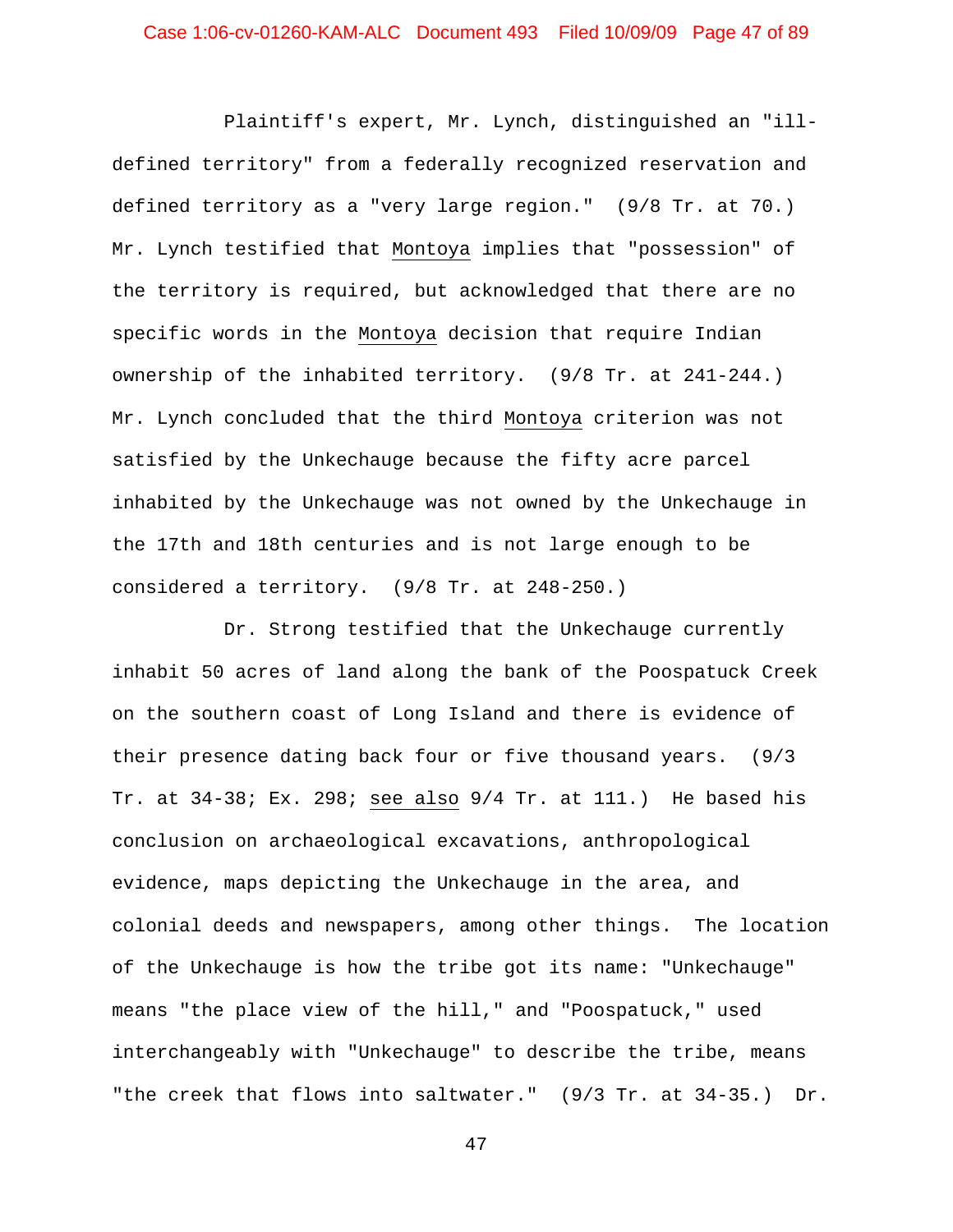Plaintiff's expert, Mr. Lynch, distinguished an "ill-defined territory" from a federally recognized reservation and defined territory as a "very large region." (9/8 Tr. at 70.) Mr. Lynch testified that Montoya implies that "possession" of the territory is required, but acknowledged that there are no specific words in the Montoya decision that require Indian ownership of the inhabited territory. (9/8 Tr. at 241-244.) Mr. Lynch concluded that the third Montoya criterion was not satisfied by the Unkechauge because the fifty acre parcel inhabited by the Unkechauge was not owned by the Unkechauge in the 17th and 18th centuries and is not large enough to be considered a territory. (9/8 Tr. at 248-250.)

Dr. Strong testified that the Unkechauge currently inhabit 50 acres of land along the bank of the Poospatuck Creek on the southern coast of Long Island and there is evidence of their presence dating back four or five thousand years. (9/3 Tr. at 34-38; Ex. 298; see also 9/4 Tr. at 111.) He based his conclusion on archaeological excavations, anthropological evidence, maps depicting the Unkechauge in the area, and colonial deeds and newspapers, among other things. The location of the Unkechauge is how the tribe got its name: "Unkechauge" means "the place view of the hill," and "Poospatuck," used interchangeably with "Unkechauge" to describe the tribe, means "the creek that flows into saltwater." (9/3 Tr. at 34-35.) Dr.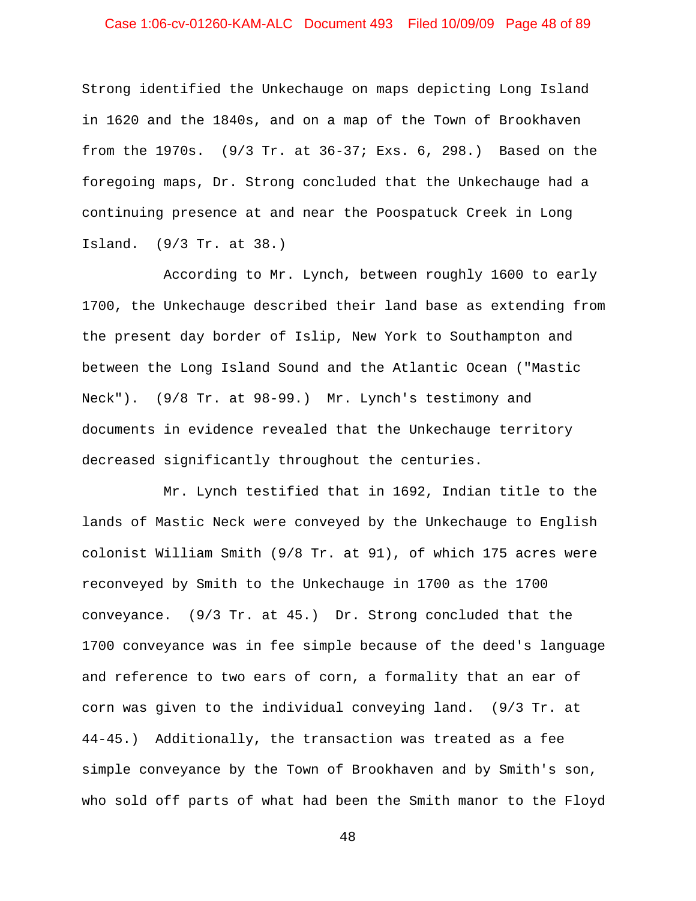Strong identified the Unkechauge on maps depicting Long Island in 1620 and the 1840s, and on a map of the Town of Brookhaven from the 1970s. (9/3 Tr. at 36-37; Exs. 6, 298.) Based on the foregoing maps, Dr. Strong concluded that the Unkechauge had a continuing presence at and near the Poospatuck Creek in Long Island. (9/3 Tr. at 38.)

According to Mr. Lynch, between roughly 1600 to early 1700, the Unkechauge described their land base as extending from the present day border of Islip, New York to Southampton and between the Long Island Sound and the Atlantic Ocean ("Mastic Neck"). (9/8 Tr. at 98-99.) Mr. Lynch's testimony and documents in evidence revealed that the Unkechauge territory decreased significantly throughout the centuries.

Mr. Lynch testified that in 1692, Indian title to the lands of Mastic Neck were conveyed by the Unkechauge to English colonist William Smith (9/8 Tr. at 91), of which 175 acres were reconveyed by Smith to the Unkechauge in 1700 as the 1700 conveyance. (9/3 Tr. at 45.) Dr. Strong concluded that the 1700 conveyance was in fee simple because of the deed's language and reference to two ears of corn, a formality that an ear of corn was given to the individual conveying land. (9/3 Tr. at 44-45.) Additionally, the transaction was treated as a fee simple conveyance by the Town of Brookhaven and by Smith's son, who sold off parts of what had been the Smith manor to the Floyd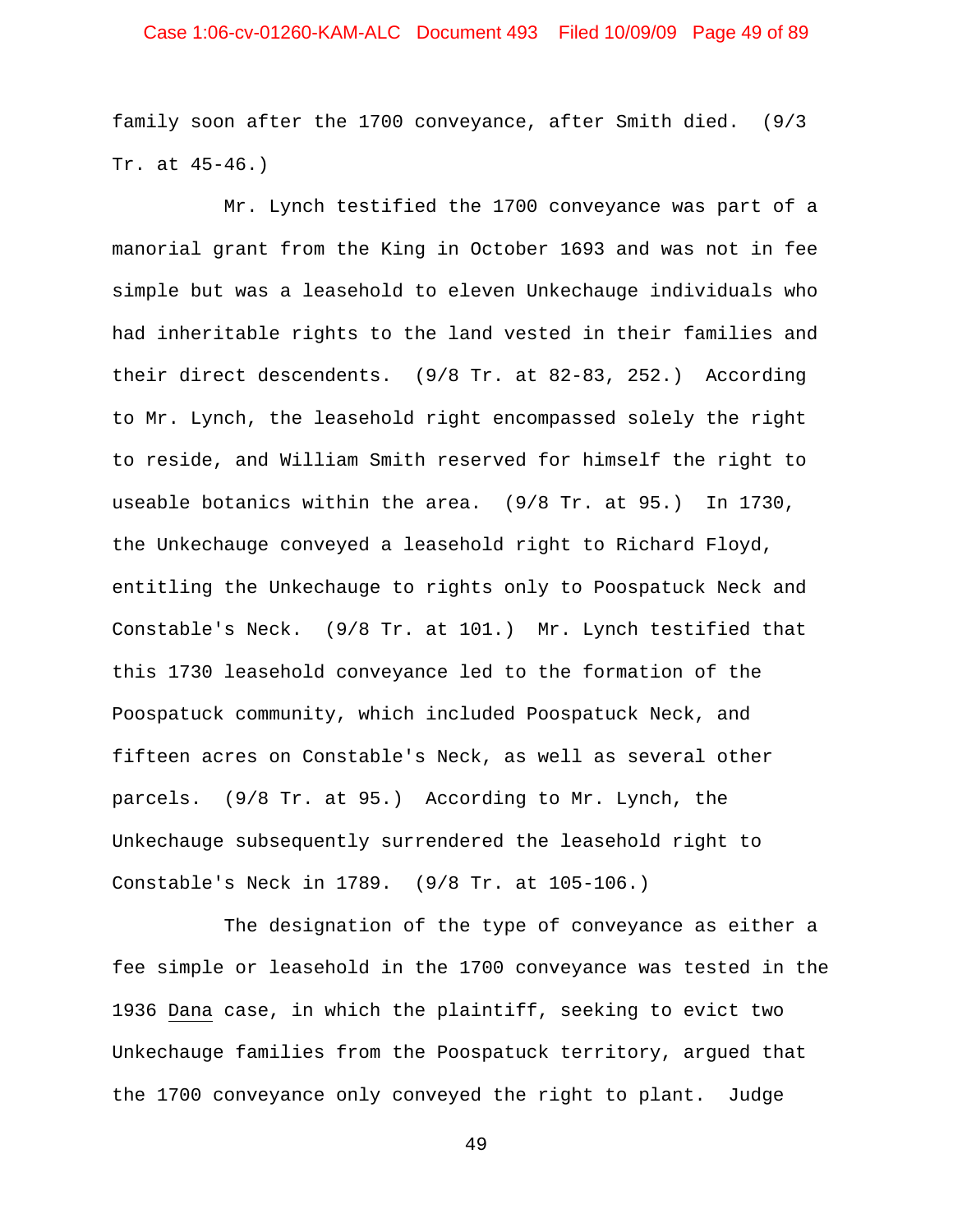family soon after the 1700 conveyance, after Smith died. (9/3 Tr. at 45-46.)

Mr. Lynch testified the 1700 conveyance was part of a manorial grant from the King in October 1693 and was not in fee simple but was a leasehold to eleven Unkechauge individuals who had inheritable rights to the land vested in their families and their direct descendents. (9/8 Tr. at 82-83, 252.) According to Mr. Lynch, the leasehold right encompassed solely the right to reside, and William Smith reserved for himself the right to useable botanics within the area. (9/8 Tr. at 95.) In 1730, the Unkechauge conveyed a leasehold right to Richard Floyd, entitling the Unkechauge to rights only to Poospatuck Neck and Constable's Neck. (9/8 Tr. at 101.) Mr. Lynch testified that this 1730 leasehold conveyance led to the formation of the Poospatuck community, which included Poospatuck Neck, and fifteen acres on Constable's Neck, as well as several other parcels. (9/8 Tr. at 95.) According to Mr. Lynch, the Unkechauge subsequently surrendered the leasehold right to Constable's Neck in 1789. (9/8 Tr. at 105-106.)

The designation of the type of conveyance as either a fee simple or leasehold in the 1700 conveyance was tested in the 1936 <u>Dana</u> case, in which the plaintiff, seeking to evict two Unkechauge families from the Poospatuck territory, argued that the 1700 conveyance only conveyed the right to plant. Judge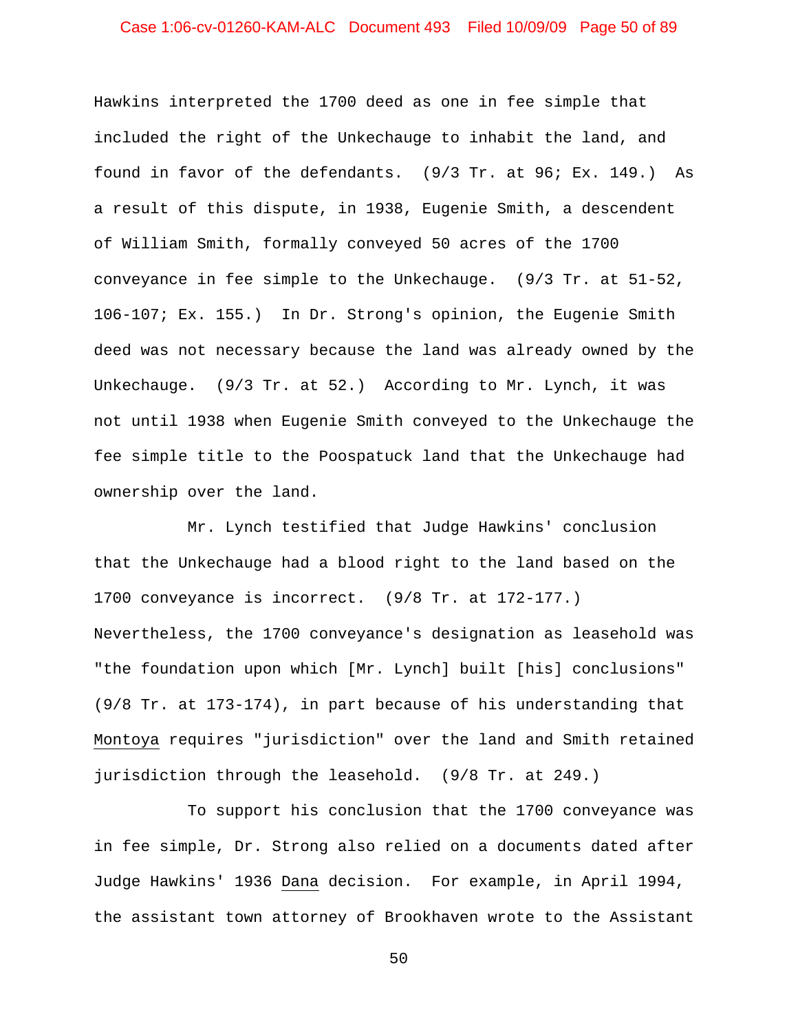Hawkins interpreted the 1700 deed as one in fee simple that included the right of the Unkechauge to inhabit the land, and found in favor of the defendants. (9/3 Tr. at 96; Ex. 149.) As a result of this dispute, in 1938, Eugenie Smith, a descendent of William Smith, formally conveyed 50 acres of the 1700 conveyance in fee simple to the Unkechauge. (9/3 Tr. at 51-52, 106-107; Ex. 155.) In Dr. Strong's opinion, the Eugenie Smith deed was not necessary because the land was already owned by the Unkechauge. (9/3 Tr. at 52.) According to Mr. Lynch, it was not until 1938 when Eugenie Smith conveyed to the Unkechauge the fee simple title to the Poospatuck land that the Unkechauge had ownership over the land.

Mr. Lynch testified that Judge Hawkins' conclusion that the Unkechauge had a blood right to the land based on the 1700 conveyance is incorrect. (9/8 Tr. at 172-177.) Nevertheless, the 1700 conveyance's designation as leasehold was "the foundation upon which [Mr. Lynch] built [his] conclusions" (9/8 Tr. at 173-174), in part because of his understanding that Montoya requires "jurisdiction" over the land and Smith retained jurisdiction through the leasehold. (9/8 Tr. at 249.)

To support his conclusion that the 1700 conveyance was in fee simple, Dr. Strong also relied on a documents dated after Judge Hawkins' 1936 Dana decision. For example, in April 1994, the assistant town attorney of Brookhaven wrote to the Assistant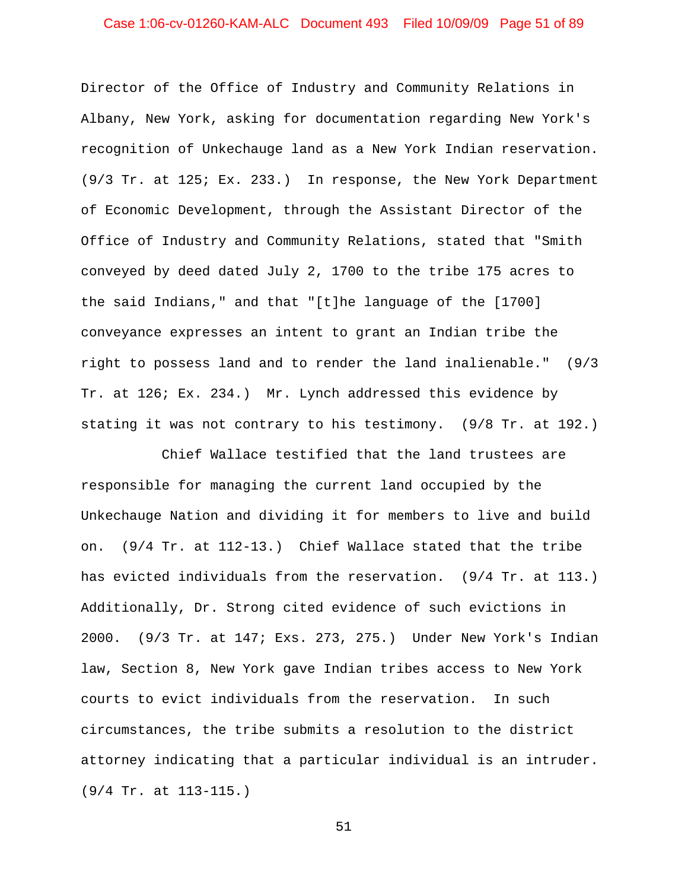Director of the Office of Industry and Community Relations in Albany, New York, asking for documentation regarding New York's recognition of Unkechauge land as a New York Indian reservation. (9/3 Tr. at 125; Ex. 233.) In response, the New York Department of Economic Development, through the Assistant Director of the Office of Industry and Community Relations, stated that "Smith conveyed by deed dated July 2, 1700 to the tribe 175 acres to the said Indians," and that "[t]he language of the [1700] conveyance expresses an intent to grant an Indian tribe the right to possess land and to render the land inalienable." (9/3 Tr. at 126; Ex. 234.) Mr. Lynch addressed this evidence by stating it was not contrary to his testimony. (9/8 Tr. at 192.)

Chief Wallace testified that the land trustees are responsible for managing the current land occupied by the Unkechauge Nation and dividing it for members to live and build on. (9/4 Tr. at 112-13.) Chief Wallace stated that the tribe has evicted individuals from the reservation. (9/4 Tr. at 113.) Additionally, Dr. Strong cited evidence of such evictions in 2000. (9/3 Tr. at 147; Exs. 273, 275.) Under New York's Indian law, Section 8, New York gave Indian tribes access to New York courts to evict individuals from the reservation. In such circumstances, the tribe submits a resolution to the district attorney indicating that a particular individual is an intruder. (9/4 Tr. at 113-115.)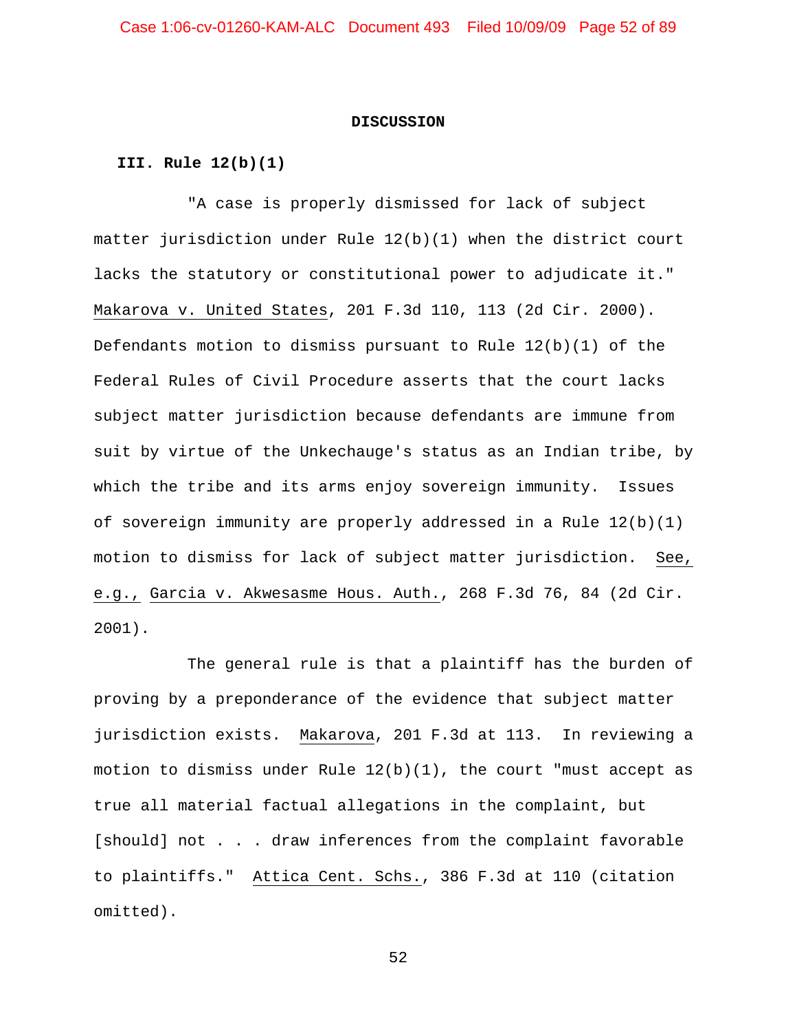## DISCUSSION

### III. Rule 12(b)(1)

"A case is properly dismissed for lack of subject matter jurisdiction under Rule 12(b)(1) when the district court lacks the statutory or constitutional power to adjudicate it." Makarova v. United States, 201 F.3d 110, 113 (2d Cir. 2000). Defendants motion to dismiss pursuant to Rule 12(b)(1) of the Federal Rules of Civil Procedure asserts that the court lacks subject matter jurisdiction because defendants are immune from suit by virtue of the Unkechauge's status as an Indian tribe, by which the tribe and its arms enjoy sovereign immunity. Issues of sovereign immunity are properly addressed in a Rule 12(b)(1) motion to dismiss for lack of subject matter jurisdiction. See, e.g., Garcia v. Akwesasme Hous. Auth., 268 F.3d 76, 84 (2d Cir. 2001).

The general rule is that a plaintiff has the burden of proving by a preponderance of the evidence that subject matter jurisdiction exists. Makarova, 201 F.3d at 113. In reviewing a motion to dismiss under Rule 12(b)(1), the court "must accept as true all material factual allegations in the complaint, but [should] not . . . draw inferences from the complaint favorable to plaintiffs." Attica Cent. Schs., 386 F.3d at 110 (citation omitted).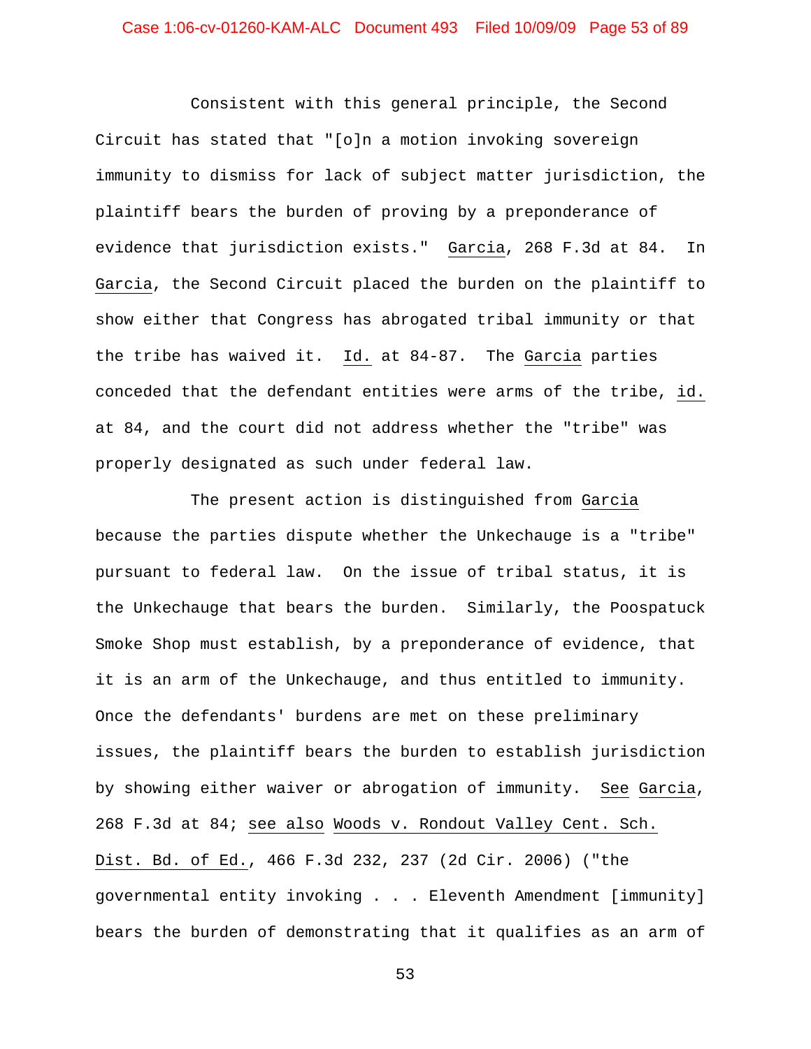Consistent with this general principle, the Second Circuit has stated that "[o]n a motion invoking sovereign immunity to dismiss for lack of subject matter jurisdiction, the plaintiff bears the burden of proving by a preponderance of evidence that jurisdiction exists." Garcia, 268 F.3d at 84. In Garcia, the Second Circuit placed the burden on the plaintiff to show either that Congress has abrogated tribal immunity or that the tribe has waived it. Id. at 84-87. The Garcia parties conceded that the defendant entities were arms of the tribe, id. at 84, and the court did not address whether the "tribe" was properly designated as such under federal law.

The present action is distinguished from Garcia because the parties dispute whether the Unkechauge is a "tribe" pursuant to federal law. On the issue of tribal status, it is the Unkechauge that bears the burden. Similarly, the Poospatuck Smoke Shop must establish, by a preponderance of evidence, that it is an arm of the Unkechauge, and thus entitled to immunity. Once the defendants' burdens are met on these preliminary issues, the plaintiff bears the burden to establish jurisdiction by showing either waiver or abrogation of immunity. See Garcia, 268 F.3d at 84; see also Woods v. Rondout Valley Cent. Sch. Dist. Bd. of Ed., 466 F.3d 232, 237 (2d Cir. 2006) ("the governmental entity invoking . . . Eleventh Amendment [immunity] bears the burden of demonstrating that it qualifies as an arm of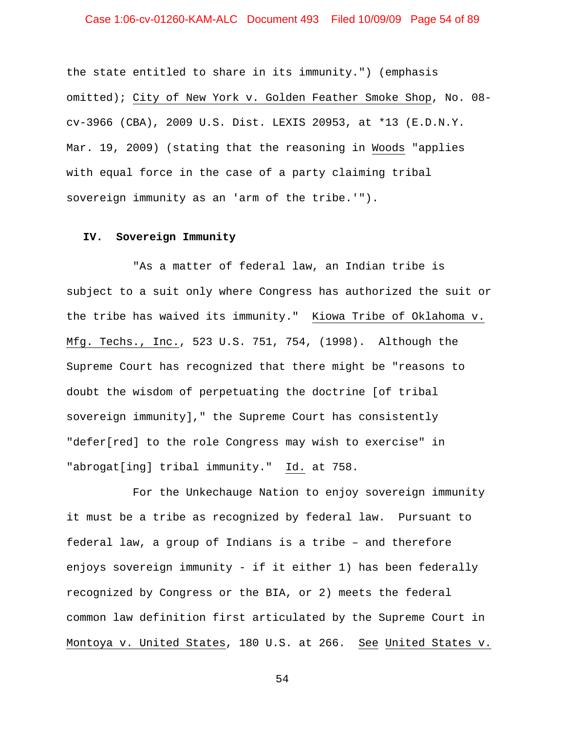the state entitled to share in its immunity.") (emphasis omitted); City of New York v. Golden Feather Smoke Shop, No. 08-cv-3966 (CBA), 2009 U.S. Dist. LEXIS 20953, at *13 (E.D.N.Y. Mar. 19, 2009) (stating that the reasoning in Woods "applies with equal force in the case of a party claiming tribal sovereign immunity as an 'arm of the tribe.'").

## IV. Sovereign Immunity

"As a matter of federal law, an Indian tribe is subject to a suit only where Congress has authorized the suit or the tribe has waived its immunity." Kiowa Tribe of Oklahoma v. Mfg. Techs., Inc., 523 U.S. 751, 754, (1998). Although the Supreme Court has recognized that there might be "reasons to doubt the wisdom of perpetuating the doctrine [of tribal sovereign immunity]," the Supreme Court has consistently "defer[red] to the role Congress may wish to exercise" in "abrogat[ing] tribal immunity." Id. at 758.

For the Unkechauge Nation to enjoy sovereign immunity it must be a tribe as recognized by federal law. Pursuant to federal law, a group of Indians is a tribe – and therefore enjoys sovereign immunity - if it either 1) has been federally recognized by Congress or the BIA, or 2) meets the federal common law definition first articulated by the Supreme Court in Montoya v. United States, 180 U.S. at 266. See United States v.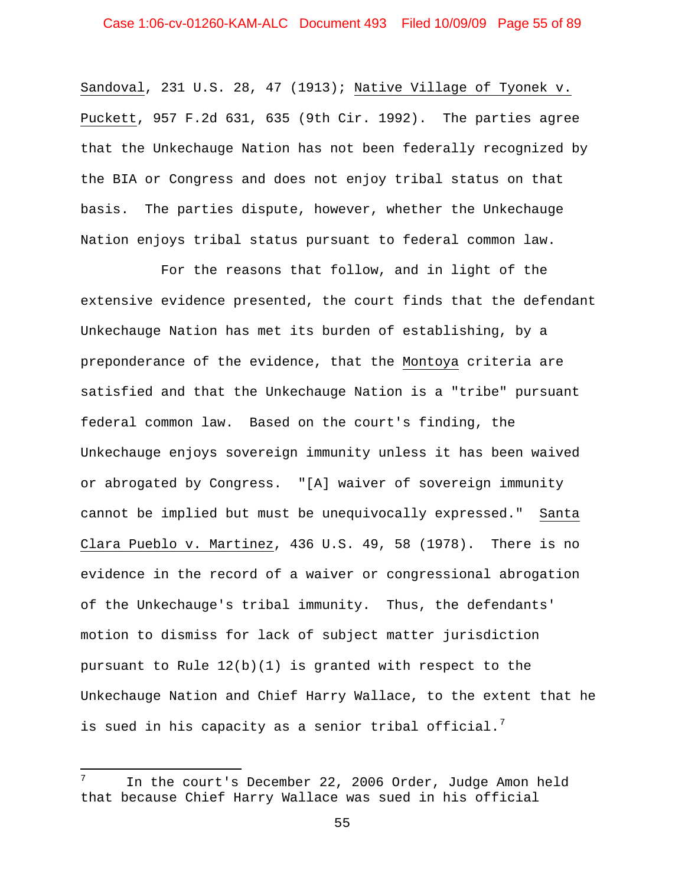Sandoval, 231 U.S. 28, 47 (1913); Native Village of Tyonek v. Puckett, 957 F.2d 631, 635 (9th Cir. 1992). The parties agree that the Unkechauge Nation has not been federally recognized by the BIA or Congress and does not enjoy tribal status on that basis. The parties dispute, however, whether the Unkechauge Nation enjoys tribal status pursuant to federal common law.

For the reasons that follow, and in light of the extensive evidence presented, the court finds that the defendant Unkechauge Nation has met its burden of establishing, by a preponderance of the evidence, that the Montoya criteria are satisfied and that the Unkechauge Nation is a "tribe" pursuant federal common law. Based on the court's finding, the Unkechauge enjoys sovereign immunity unless it has been waived or abrogated by Congress. "[A] waiver of sovereign immunity cannot be implied but must be unequivocally expressed." Santa Clara Pueblo v. Martinez, 436 U.S. 49, 58 (1978). There is no evidence in the record of a waiver or congressional abrogation of the Unkechauge's tribal immunity. Thus, the defendants' motion to dismiss for lack of subject matter jurisdiction pursuant to Rule 12(b)(1) is granted with respect to the Unkechauge Nation and Chief Harry Wallace, to the extent that he is sued in his capacity as a senior tribal official.[7]

---

[7] In the court's December 22, 2006 Order, Judge Amon held that because Chief Harry Wallace was sued in his official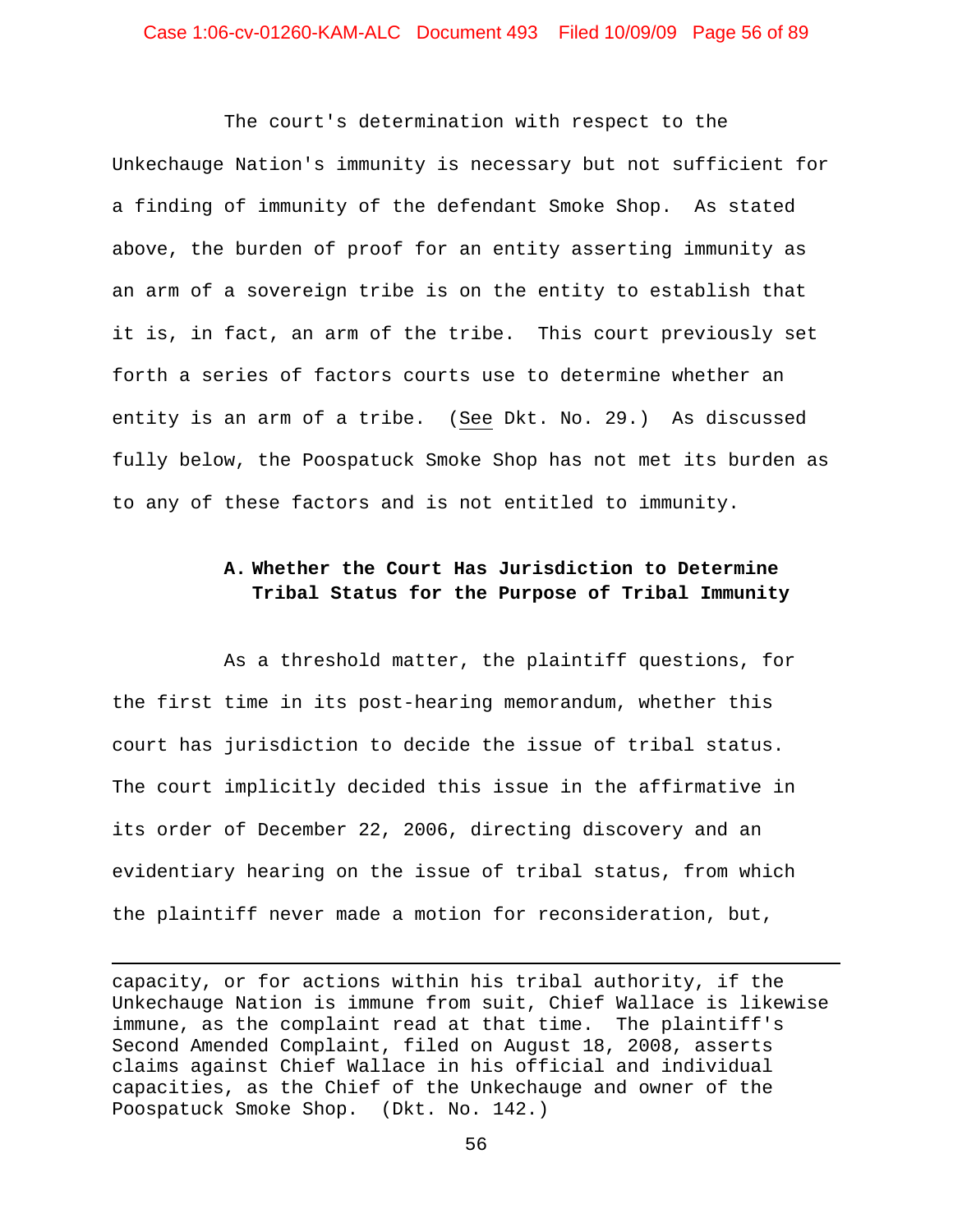The court's determination with respect to the Unkechauge Nation's immunity is necessary but not sufficient for a finding of immunity of the defendant Smoke Shop. As stated above, the burden of proof for an entity asserting immunity as an arm of a sovereign tribe is on the entity to establish that it is, in fact, an arm of the tribe. This court previously set forth a series of factors courts use to determine whether an entity is an arm of a tribe. (See Dkt. No. 29.) As discussed fully below, the Poospatuck Smoke Shop has not met its burden as to any of these factors and is not entitled to immunity.

### A. Whether the Court Has Jurisdiction to Determine Tribal Status for the Purpose of Tribal Immunity

As a threshold matter, the plaintiff questions, for the first time in its post-hearing memorandum, whether this court has jurisdiction to decide the issue of tribal status. The court implicitly decided this issue in the affirmative in its order of December 22, 2006, directing discovery and an evidentiary hearing on the issue of tribal status, from which the plaintiff never made a motion for reconsideration, but,

---

capacity, or for actions within his tribal authority, if the Unkechauge Nation is immune from suit, Chief Wallace is likewise immune, as the complaint read at that time. The plaintiff's Second Amended Complaint, filed on August 18, 2008, asserts claims against Chief Wallace in his official and individual capacities, as the Chief of the Unkechauge and owner of the Poospatuck Smoke Shop. (Dkt. No. 142.)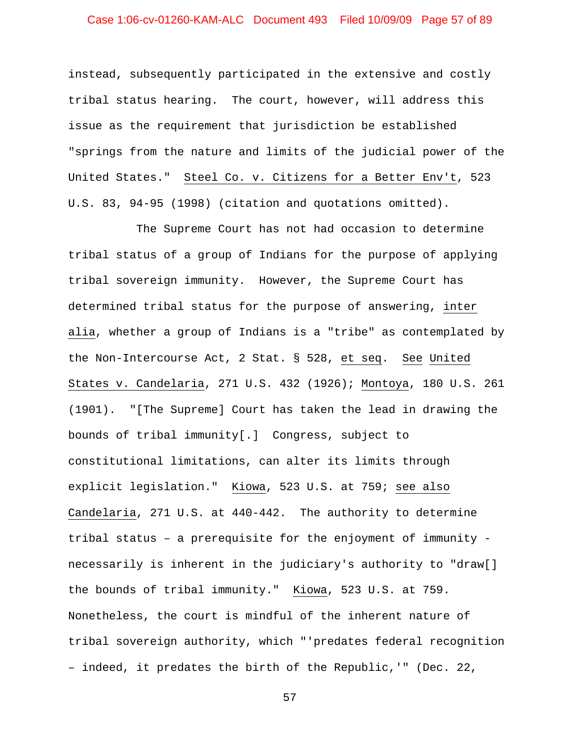instead, subsequently participated in the extensive and costly tribal status hearing. The court, however, will address this issue as the requirement that jurisdiction be established "springs from the nature and limits of the judicial power of the United States." Steel Co. v. Citizens for a Better Env't, 523 U.S. 83, 94-95 (1998) (citation and quotations omitted).

The Supreme Court has not had occasion to determine tribal status of a group of Indians for the purpose of applying tribal sovereign immunity. However, the Supreme Court has determined tribal status for the purpose of answering, inter alia, whether a group of Indians is a "tribe" as contemplated by the Non-Intercourse Act, 2 Stat. § 528, et seq. See United States v. Candelaria, 271 U.S. 432 (1926); Montoya, 180 U.S. 261 (1901). "[The Supreme] Court has taken the lead in drawing the bounds of tribal immunity[.] Congress, subject to constitutional limitations, can alter its limits through explicit legislation." Kiowa, 523 U.S. at 759; see also Candelaria, 271 U.S. at 440-442. The authority to determine tribal status – a prerequisite for the enjoyment of immunity - necessarily is inherent in the judiciary's authority to "draw[] the bounds of tribal immunity." Kiowa, 523 U.S. at 759. Nonetheless, the court is mindful of the inherent nature of tribal sovereign authority, which "'predates federal recognition – indeed, it predates the birth of the Republic,'" (Dec. 22,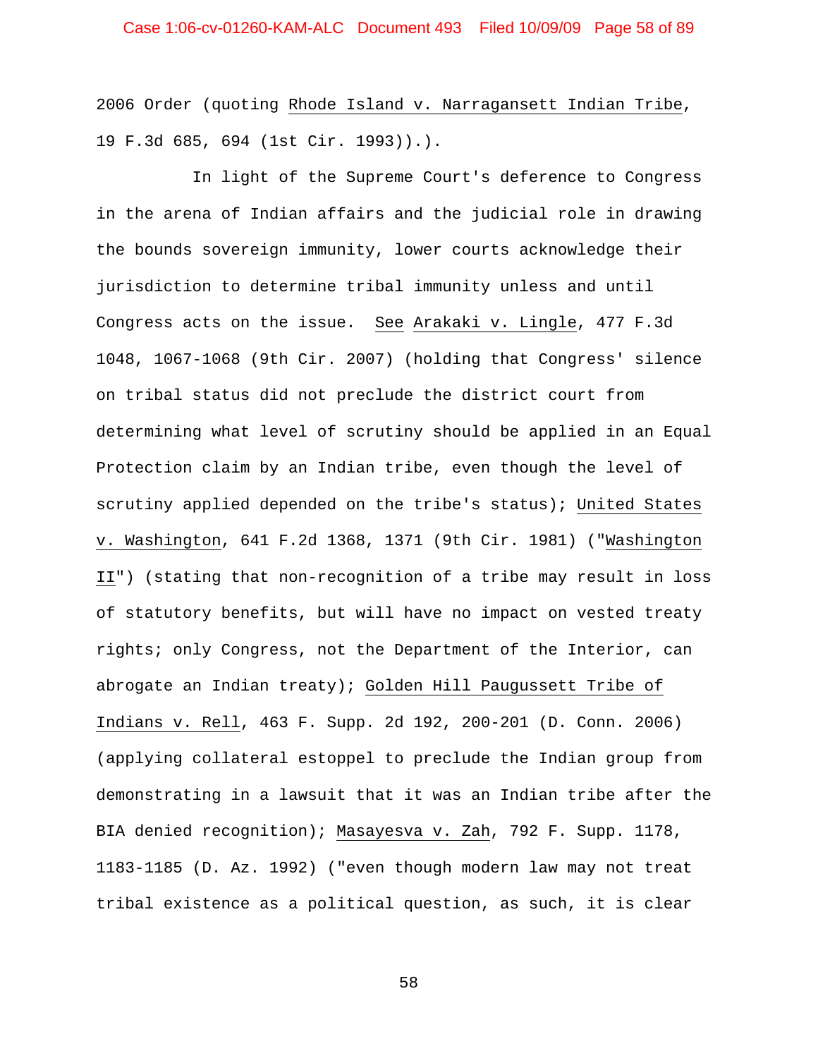2006 Order (quoting _Rhode Island v. Narragansett Indian Tribe_, 19 F.3d 685, 694 (1st Cir. 1993)).).

In light of the Supreme Court's deference to Congress in the arena of Indian affairs and the judicial role in drawing the bounds sovereign immunity, lower courts acknowledge their jurisdiction to determine tribal immunity unless and until Congress acts on the issue. _See_ _Arakaki v. Lingle_, 477 F.3d 1048, 1067-1068 (9th Cir. 2007) (holding that Congress' silence on tribal status did not preclude the district court from determining what level of scrutiny should be applied in an Equal Protection claim by an Indian tribe, even though the level of scrutiny applied depended on the tribe's status); _United States v. Washington_, 641 F.2d 1368, 1371 (9th Cir. 1981) ("_Washington II_") (stating that non-recognition of a tribe may result in loss of statutory benefits, but will have no impact on vested treaty rights; only Congress, not the Department of the Interior, can abrogate an Indian treaty); _Golden Hill Paugussett Tribe of Indians v. Rell_, 463 F. Supp. 2d 192, 200-201 (D. Conn. 2006) (applying collateral estoppel to preclude the Indian group from demonstrating in a lawsuit that it was an Indian tribe after the BIA denied recognition); _Masayesva v. Zah_, 792 F. Supp. 1178, 1183-1185 (D. Az. 1992) ("even though modern law may not treat tribal existence as a political question, as such, it is clear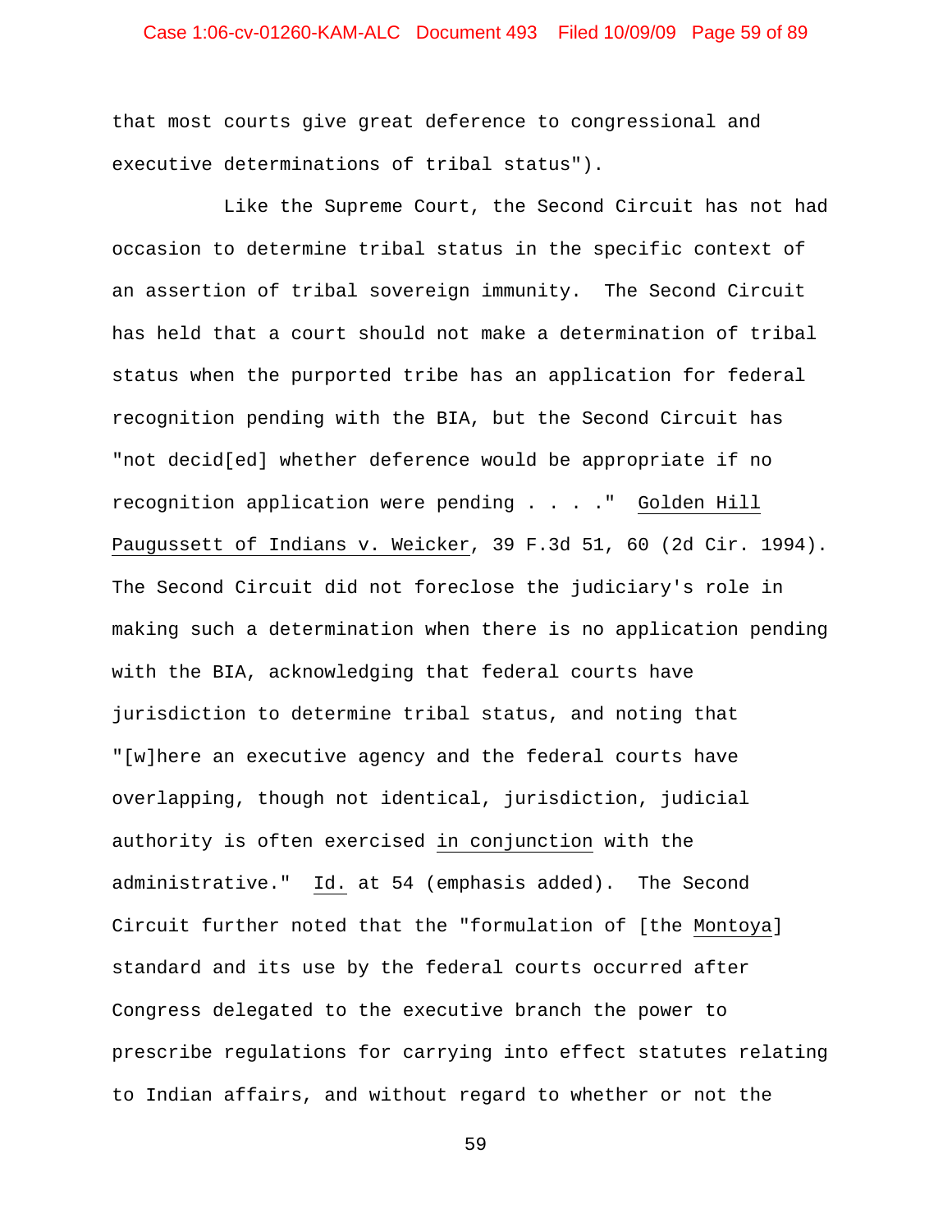that most courts give great deference to congressional and executive determinations of tribal status").

Like the Supreme Court, the Second Circuit has not had occasion to determine tribal status in the specific context of an assertion of tribal sovereign immunity. The Second Circuit has held that a court should not make a determination of tribal status when the purported tribe has an application for federal recognition pending with the BIA, but the Second Circuit has "not decid[ed] whether deference would be appropriate if no recognition application were pending . . . ." Golden Hill Paugussett of Indians v. Weicker, 39 F.3d 51, 60 (2d Cir. 1994). The Second Circuit did not foreclose the judiciary's role in making such a determination when there is no application pending with the BIA, acknowledging that federal courts have jurisdiction to determine tribal status, and noting that "[w]here an executive agency and the federal courts have overlapping, though not identical, jurisdiction, judicial authority is often exercised in conjunction with the administrative." Id. at 54 (emphasis added). The Second Circuit further noted that the "formulation of [the Montoya] standard and its use by the federal courts occurred after Congress delegated to the executive branch the power to prescribe regulations for carrying into effect statutes relating to Indian affairs, and without regard to whether or not the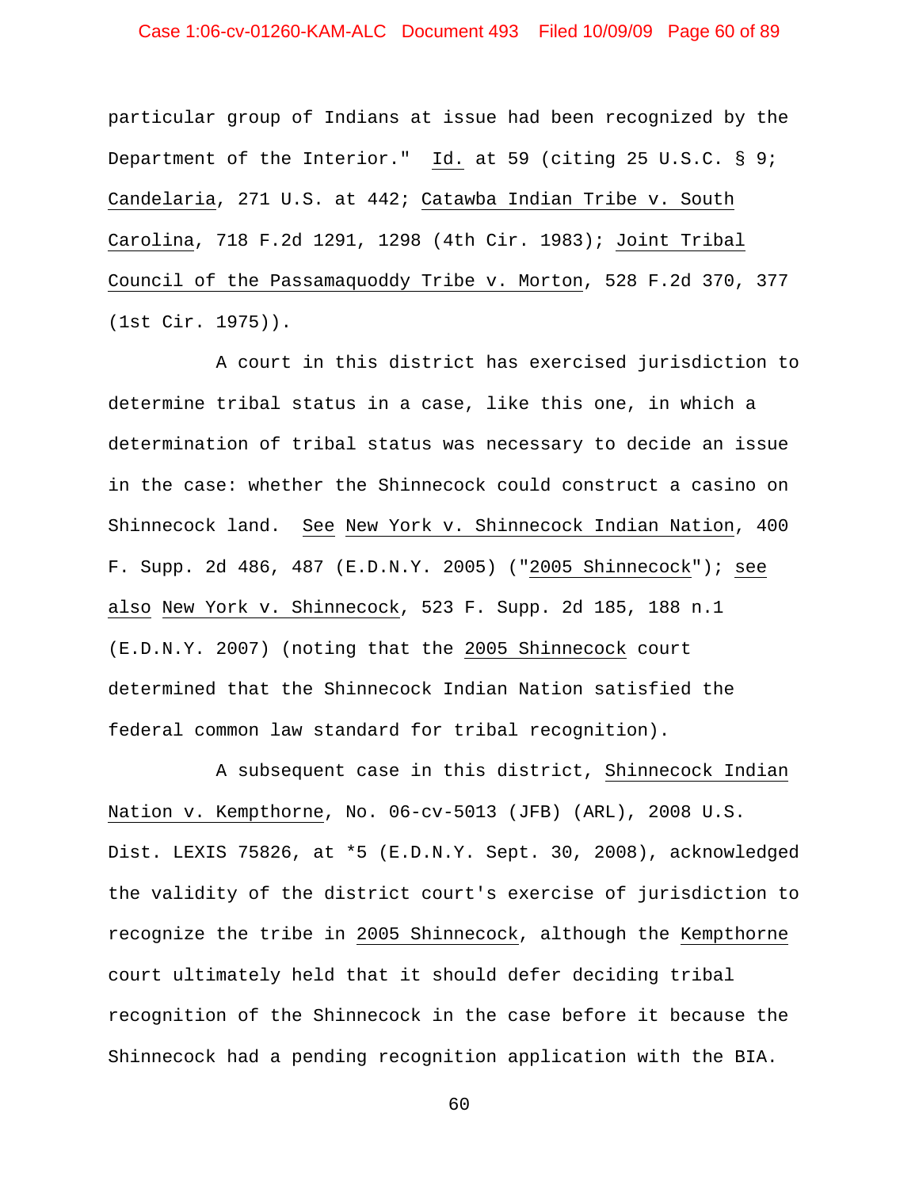particular group of Indians at issue had been recognized by the Department of the Interior." Id. at 59 (citing 25 U.S.C. § 9; Candelaria, 271 U.S. at 442; Catawba Indian Tribe v. South Carolina, 718 F.2d 1291, 1298 (4th Cir. 1983); Joint Tribal Council of the Passamaquoddy Tribe v. Morton, 528 F.2d 370, 377 (1st Cir. 1975)).

A court in this district has exercised jurisdiction to determine tribal status in a case, like this one, in which a determination of tribal status was necessary to decide an issue in the case: whether the Shinnecock could construct a casino on Shinnecock land. See New York v. Shinnecock Indian Nation, 400 F. Supp. 2d 486, 487 (E.D.N.Y. 2005) ("2005 Shinnecock"); see also New York v. Shinnecock, 523 F. Supp. 2d 185, 188 n.1 (E.D.N.Y. 2007) (noting that the 2005 Shinnecock court determined that the Shinnecock Indian Nation satisfied the federal common law standard for tribal recognition).

A subsequent case in this district, Shinnecock Indian Nation v. Kempthorne, No. 06-cv-5013 (JFB) (ARL), 2008 U.S. Dist. LEXIS 75826, at *5 (E.D.N.Y. Sept. 30, 2008), acknowledged the validity of the district court's exercise of jurisdiction to recognize the tribe in 2005 Shinnecock, although the Kempthorne court ultimately held that it should defer deciding tribal recognition of the Shinnecock in the case before it because the Shinnecock had a pending recognition application with the BIA.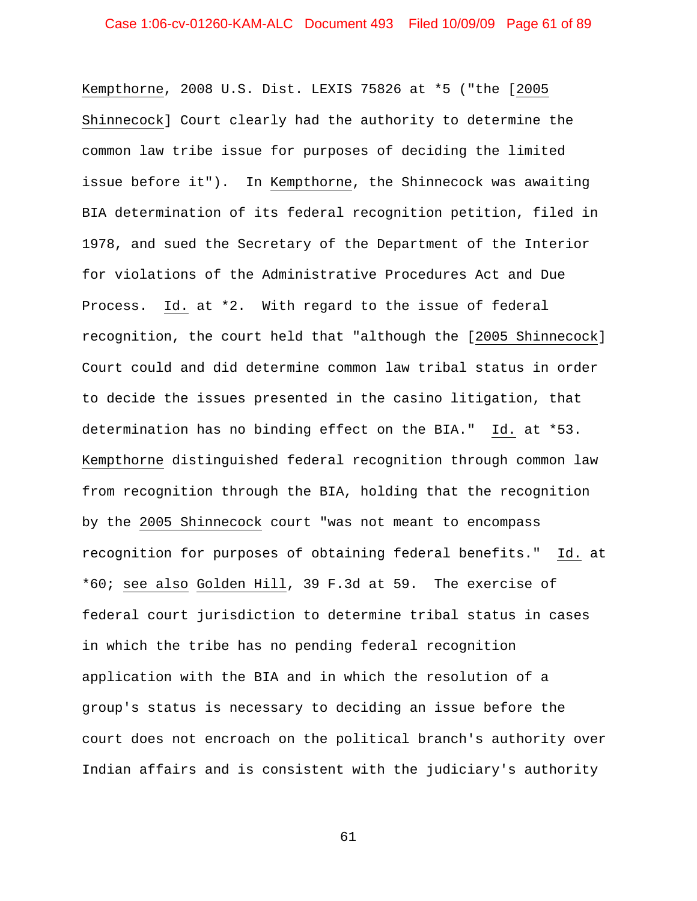Kempthorne, 2008 U.S. Dist. LEXIS 75826 at *5 ("the [2005 Shinnecock] Court clearly had the authority to determine the common law tribe issue for purposes of deciding the limited issue before it"). In Kempthorne, the Shinnecock was awaiting BIA determination of its federal recognition petition, filed in 1978, and sued the Secretary of the Department of the Interior for violations of the Administrative Procedures Act and Due Process. Id. at *2. With regard to the issue of federal recognition, the court held that "although the [2005 Shinnecock] Court could and did determine common law tribal status in order to decide the issues presented in the casino litigation, that determination has no binding effect on the BIA." Id. at *53. Kempthorne distinguished federal recognition through common law from recognition through the BIA, holding that the recognition by the 2005 Shinnecock court "was not meant to encompass recognition for purposes of obtaining federal benefits." Id. at *60; see also Golden Hill, 39 F.3d at 59. The exercise of federal court jurisdiction to determine tribal status in cases in which the tribe has no pending federal recognition application with the BIA and in which the resolution of a group's status is necessary to deciding an issue before the court does not encroach on the political branch's authority over Indian affairs and is consistent with the judiciary's authority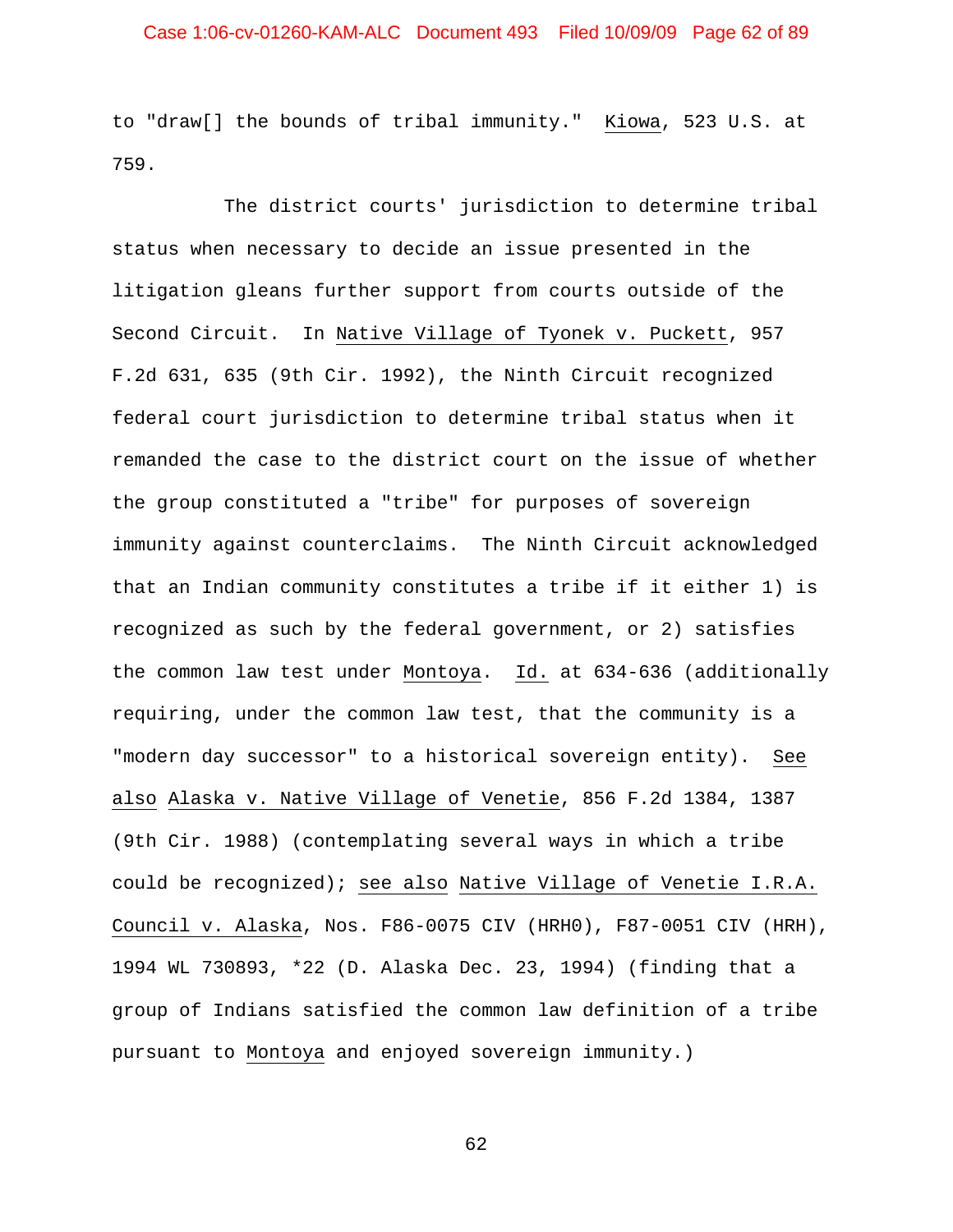to "draw[] the bounds of tribal immunity." Kiowa, 523 U.S. at 759.

The district courts' jurisdiction to determine tribal status when necessary to decide an issue presented in the litigation gleans further support from courts outside of the Second Circuit. In Native Village of Tyonek v. Puckett, 957 F.2d 631, 635 (9th Cir. 1992), the Ninth Circuit recognized federal court jurisdiction to determine tribal status when it remanded the case to the district court on the issue of whether the group constituted a "tribe" for purposes of sovereign immunity against counterclaims. The Ninth Circuit acknowledged that an Indian community constitutes a tribe if it either 1) is recognized as such by the federal government, or 2) satisfies the common law test under Montoya. Id. at 634-636 (additionally requiring, under the common law test, that the community is a "modern day successor" to a historical sovereign entity). See also Alaska v. Native Village of Venetie, 856 F.2d 1384, 1387 (9th Cir. 1988) (contemplating several ways in which a tribe could be recognized); see also Native Village of Venetie I.R.A. Council v. Alaska, Nos. F86-0075 CIV (HRH0), F87-0051 CIV (HRH), 1994 WL 730893, *22 (D. Alaska Dec. 23, 1994) (finding that a group of Indians satisfied the common law definition of a tribe pursuant to Montoya and enjoyed sovereign immunity.)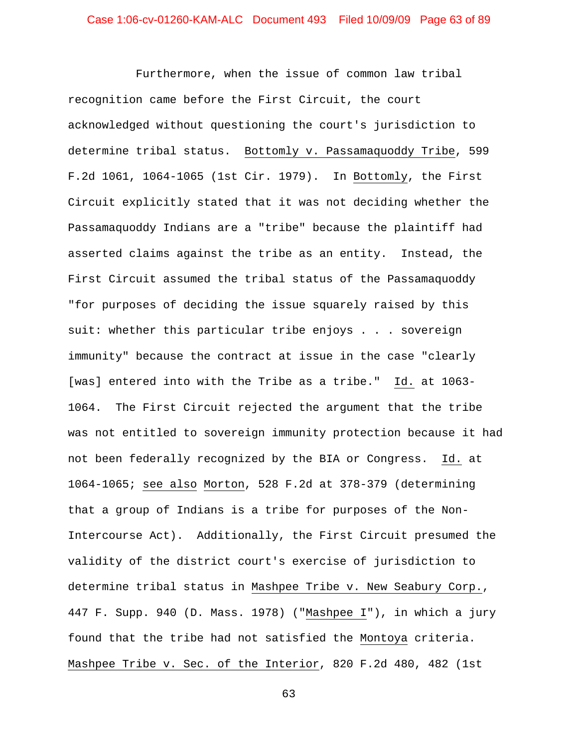Furthermore, when the issue of common law tribal recognition came before the First Circuit, the court acknowledged without questioning the court's jurisdiction to determine tribal status. Bottomly v. Passamaquoddy Tribe, 599 F.2d 1061, 1064-1065 (1st Cir. 1979). In Bottomly, the First Circuit explicitly stated that it was not deciding whether the Passamaquoddy Indians are a "tribe" because the plaintiff had asserted claims against the tribe as an entity. Instead, the First Circuit assumed the tribal status of the Passamaquoddy "for purposes of deciding the issue squarely raised by this suit: whether this particular tribe enjoys . . . sovereign immunity" because the contract at issue in the case "clearly [was] entered into with the Tribe as a tribe." Id. at 1063-1064. The First Circuit rejected the argument that the tribe was not entitled to sovereign immunity protection because it had not been federally recognized by the BIA or Congress. Id. at 1064-1065; see also Morton, 528 F.2d at 378-379 (determining that a group of Indians is a tribe for purposes of the Non-Intercourse Act). Additionally, the First Circuit presumed the validity of the district court's exercise of jurisdiction to determine tribal status in Mashpee Tribe v. New Seabury Corp., 447 F. Supp. 940 (D. Mass. 1978) ("Mashpee I"), in which a jury found that the tribe had not satisfied the Montoya criteria. Mashpee Tribe v. Sec. of the Interior, 820 F.2d 480, 482 (1st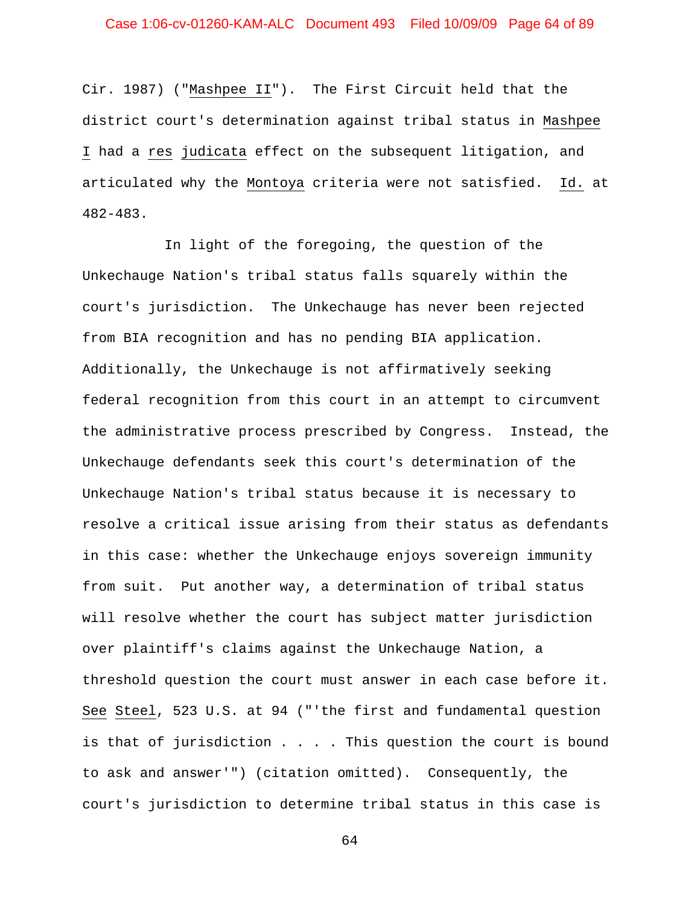Cir. 1987) ("Mashpee II"). The First Circuit held that the district court's determination against tribal status in Mashpee I had a *res judicata* effect on the subsequent litigation, and articulated why the Montoya criteria were not satisfied. *Id.* at 482-483.

In light of the foregoing, the question of the Unkechauge Nation's tribal status falls squarely within the court's jurisdiction. The Unkechauge has never been rejected from BIA recognition and has no pending BIA application. Additionally, the Unkechauge is not affirmatively seeking federal recognition from this court in an attempt to circumvent the administrative process prescribed by Congress. Instead, the Unkechauge defendants seek this court's determination of the Unkechauge Nation's tribal status because it is necessary to resolve a critical issue arising from their status as defendants in this case: whether the Unkechauge enjoys sovereign immunity from suit. Put another way, a determination of tribal status will resolve whether the court has subject matter jurisdiction over plaintiff's claims against the Unkechauge Nation, a threshold question the court must answer in each case before it. *See* Steel, 523 U.S. at 94 ("'the first and fundamental question is that of jurisdiction . . . . This question the court is bound to ask and answer'") (citation omitted). Consequently, the court's jurisdiction to determine tribal status in this case is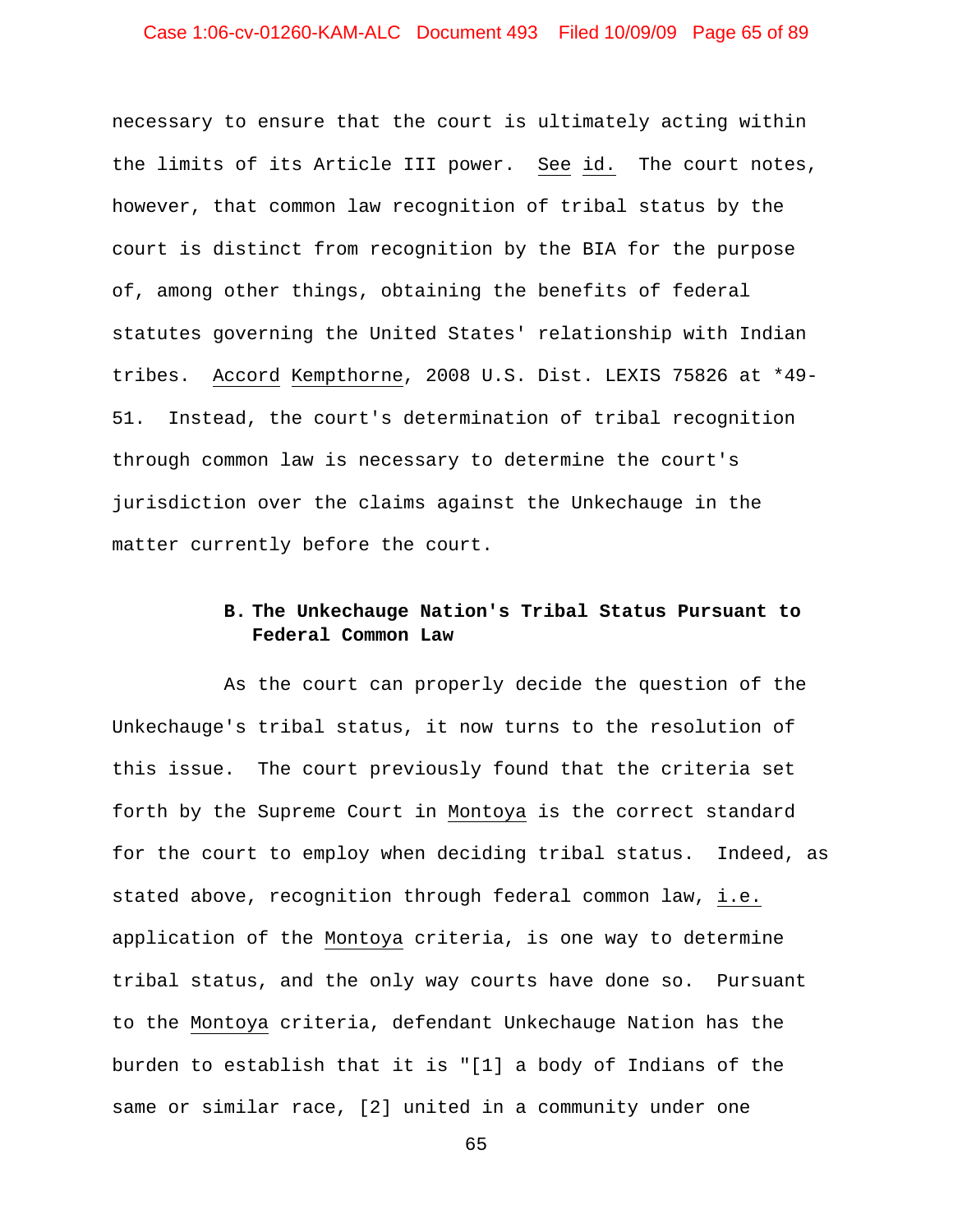necessary to ensure that the court is ultimately acting within the limits of its Article III power. See id. The court notes, however, that common law recognition of tribal status by the court is distinct from recognition by the BIA for the purpose of, among other things, obtaining the benefits of federal statutes governing the United States' relationship with Indian tribes. Accord Kempthorne, 2008 U.S. Dist. LEXIS 75826 at *49-51. Instead, the court's determination of tribal recognition through common law is necessary to determine the court's jurisdiction over the claims against the Unkechauge in the matter currently before the court.

### B. The Unkechauge Nation's Tribal Status Pursuant to Federal Common Law

As the court can properly decide the question of the Unkechauge's tribal status, it now turns to the resolution of this issue. The court previously found that the criteria set forth by the Supreme Court in Montoya is the correct standard for the court to employ when deciding tribal status. Indeed, as stated above, recognition through federal common law, i.e. application of the Montoya criteria, is one way to determine tribal status, and the only way courts have done so. Pursuant to the Montoya criteria, defendant Unkechauge Nation has the burden to establish that it is "[1] a body of Indians of the same or similar race, [2] united in a community under one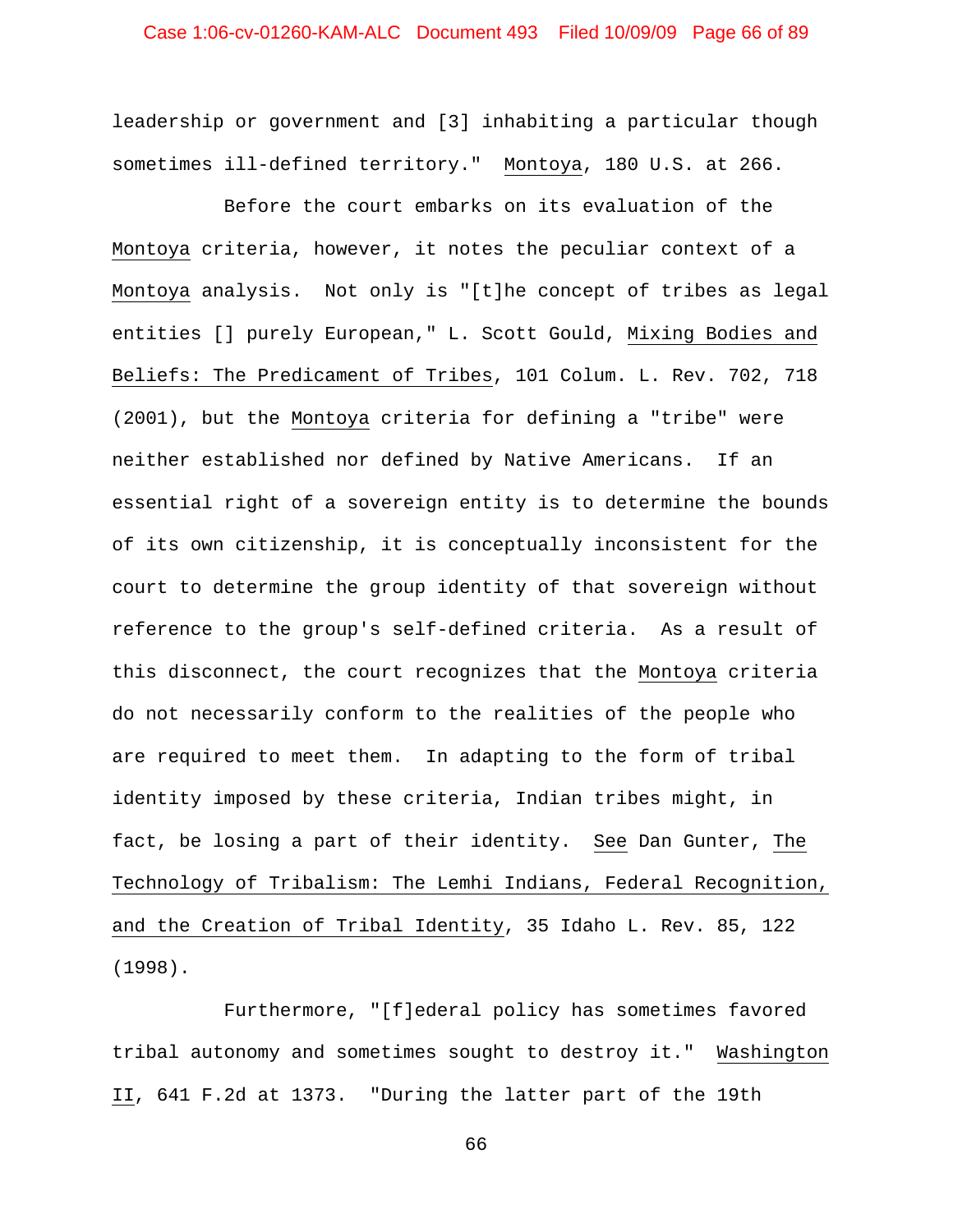leadership or government and [3] inhabiting a particular though sometimes ill-defined territory." Montoya, 180 U.S. at 266.

Before the court embarks on its evaluation of the Montoya criteria, however, it notes the peculiar context of a Montoya analysis. Not only is "[t]he concept of tribes as legal entities [] purely European," L. Scott Gould, Mixing Bodies and Beliefs: The Predicament of Tribes, 101 Colum. L. Rev. 702, 718 (2001), but the Montoya criteria for defining a "tribe" were neither established nor defined by Native Americans. If an essential right of a sovereign entity is to determine the bounds of its own citizenship, it is conceptually inconsistent for the court to determine the group identity of that sovereign without reference to the group's self-defined criteria. As a result of this disconnect, the court recognizes that the Montoya criteria do not necessarily conform to the realities of the people who are required to meet them. In adapting to the form of tribal identity imposed by these criteria, Indian tribes might, in fact, be losing a part of their identity. See Dan Gunter, The Technology of Tribalism: The Lemhi Indians, Federal Recognition, and the Creation of Tribal Identity, 35 Idaho L. Rev. 85, 122 (1998).

Furthermore, "[f]ederal policy has sometimes favored tribal autonomy and sometimes sought to destroy it." Washington II, 641 F.2d at 1373. "During the latter part of the 19th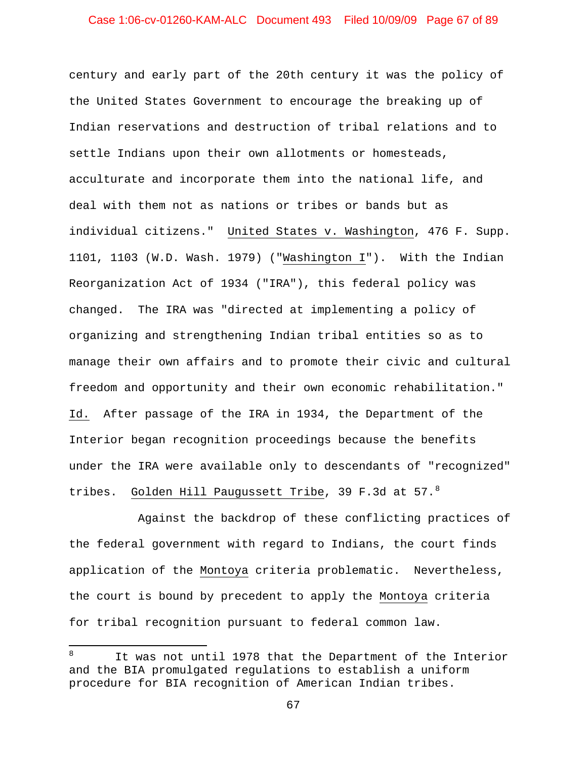century and early part of the 20th century it was the policy of the United States Government to encourage the breaking up of Indian reservations and destruction of tribal relations and to settle Indians upon their own allotments or homesteads, acculturate and incorporate them into the national life, and deal with them not as nations or tribes or bands but as individual citizens." United States v. Washington, 476 F. Supp. 1101, 1103 (W.D. Wash. 1979) ("Washington I"). With the Indian Reorganization Act of 1934 ("IRA"), this federal policy was changed. The IRA was "directed at implementing a policy of organizing and strengthening Indian tribal entities so as to manage their own affairs and to promote their civic and cultural freedom and opportunity and their own economic rehabilitation." Id. After passage of the IRA in 1934, the Department of the Interior began recognition proceedings because the benefits under the IRA were available only to descendants of "recognized" tribes. Golden Hill Paugussett Tribe, 39 F.3d at 57.[8]

Against the backdrop of these conflicting practices of the federal government with regard to Indians, the court finds application of the Montoya criteria problematic. Nevertheless, the court is bound by precedent to apply the Montoya criteria for tribal recognition pursuant to federal common law.

---

[8] It was not until 1978 that the Department of the Interior and the BIA promulgated regulations to establish a uniform procedure for BIA recognition of American Indian tribes.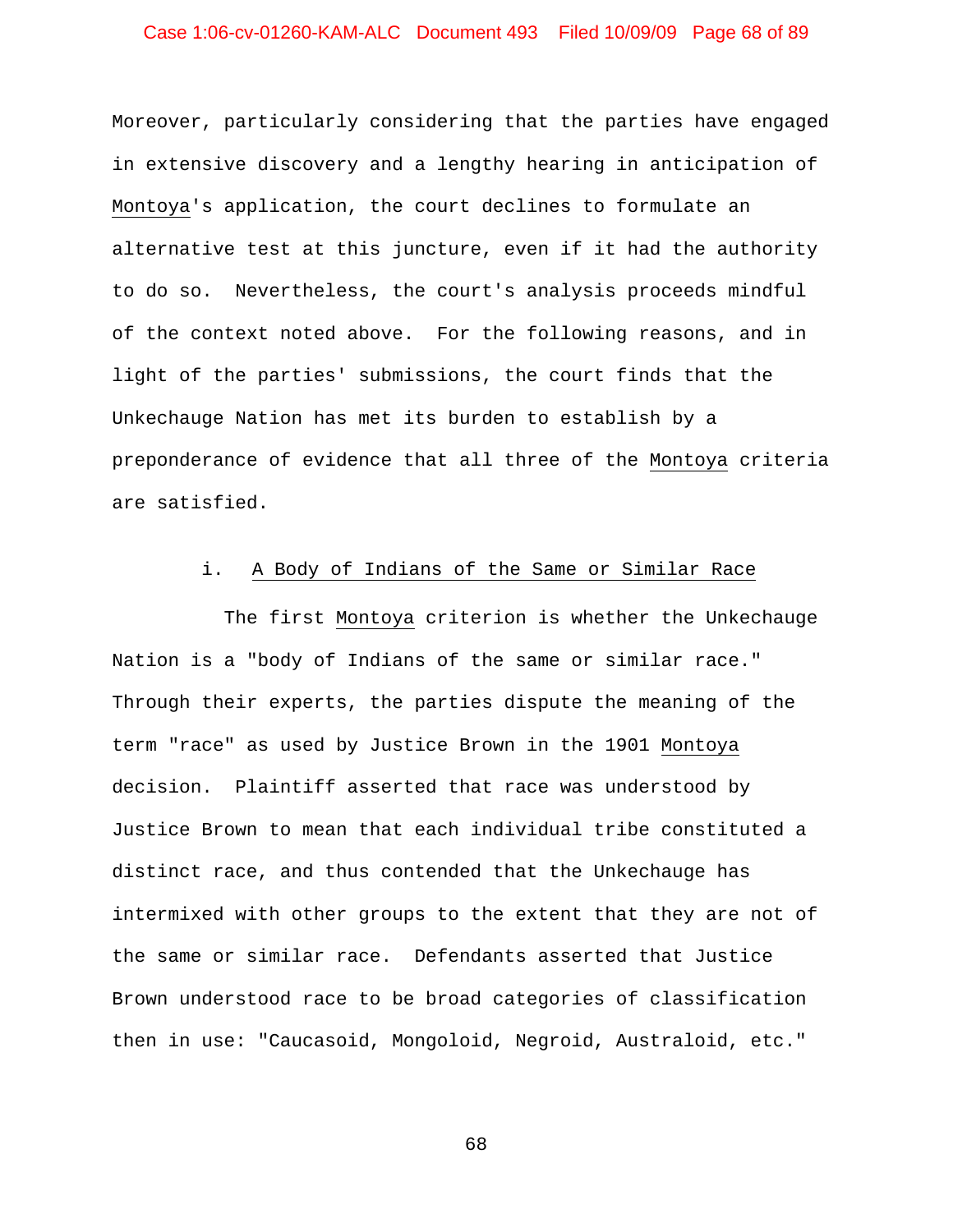Moreover, particularly considering that the parties have engaged in extensive discovery and a lengthy hearing in anticipation of Montoya's application, the court declines to formulate an alternative test at this juncture, even if it had the authority to do so. Nevertheless, the court's analysis proceeds mindful of the context noted above. For the following reasons, and in light of the parties' submissions, the court finds that the Unkechauge Nation has met its burden to establish by a preponderance of evidence that all three of the Montoya criteria are satisfied.

#### i. A Body of Indians of the Same or Similar Race

The first Montoya criterion is whether the Unkechauge Nation is a "body of Indians of the same or similar race." Through their experts, the parties dispute the meaning of the term "race" as used by Justice Brown in the 1901 Montoya decision. Plaintiff asserted that race was understood by Justice Brown to mean that each individual tribe constituted a distinct race, and thus contended that the Unkechauge has intermixed with other groups to the extent that they are not of the same or similar race. Defendants asserted that Justice Brown understood race to be broad categories of classification then in use: "Caucasoid, Mongoloid, Negroid, Australoid, etc."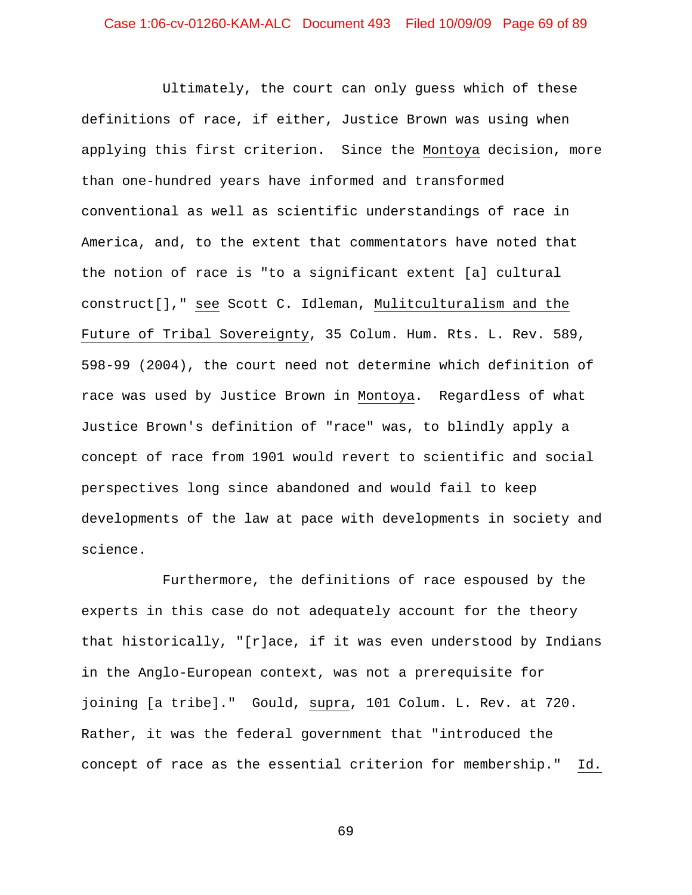Ultimately, the court can only guess which of these definitions of race, if either, Justice Brown was using when applying this first criterion. Since the Montoya decision, more than one-hundred years have informed and transformed conventional as well as scientific understandings of race in America, and, to the extent that commentators have noted that the notion of race is "to a significant extent [a] cultural construct[]," see Scott C. Idleman, Mulitculturalism and the Future of Tribal Sovereignty, 35 Colum. Hum. Rts. L. Rev. 589, 598-99 (2004), the court need not determine which definition of race was used by Justice Brown in Montoya. Regardless of what Justice Brown's definition of "race" was, to blindly apply a concept of race from 1901 would revert to scientific and social perspectives long since abandoned and would fail to keep developments of the law at pace with developments in society and science.

Furthermore, the definitions of race espoused by the experts in this case do not adequately account for the theory that historically, "[r]ace, if it was even understood by Indians in the Anglo-European context, was not a prerequisite for joining [a tribe]." Gould, supra, 101 Colum. L. Rev. at 720. Rather, it was the federal government that "introduced the concept of race as the essential criterion for membership." Id.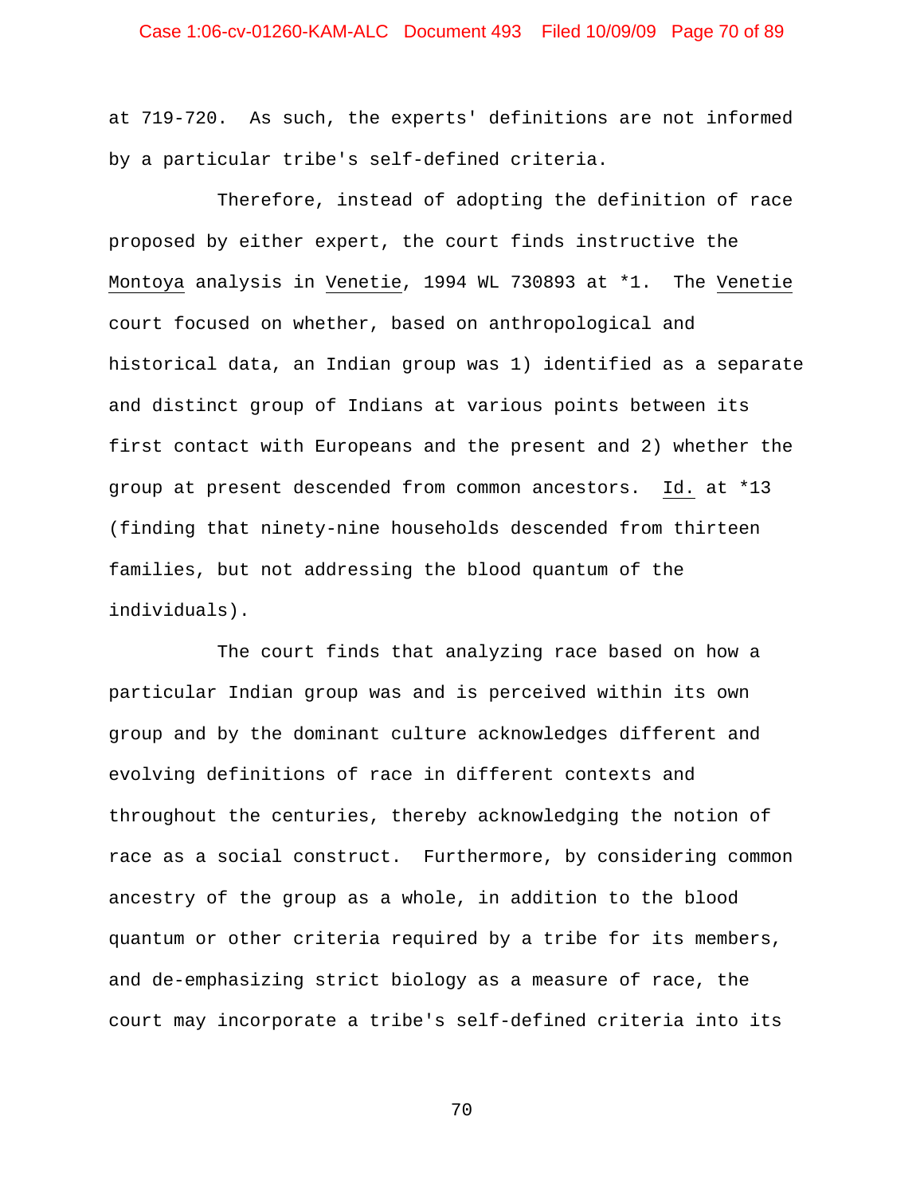at 719-720. As such, the experts' definitions are not informed by a particular tribe's self-defined criteria.

Therefore, instead of adopting the definition of race proposed by either expert, the court finds instructive the Montoya analysis in Venetie, 1994 WL 730893 at *1. The Venetie court focused on whether, based on anthropological and historical data, an Indian group was 1) identified as a separate and distinct group of Indians at various points between its first contact with Europeans and the present and 2) whether the group at present descended from common ancestors. Id. at *13 (finding that ninety-nine households descended from thirteen families, but not addressing the blood quantum of the individuals).

The court finds that analyzing race based on how a particular Indian group was and is perceived within its own group and by the dominant culture acknowledges different and evolving definitions of race in different contexts and throughout the centuries, thereby acknowledging the notion of race as a social construct. Furthermore, by considering common ancestry of the group as a whole, in addition to the blood quantum or other criteria required by a tribe for its members, and de-emphasizing strict biology as a measure of race, the court may incorporate a tribe's self-defined criteria into its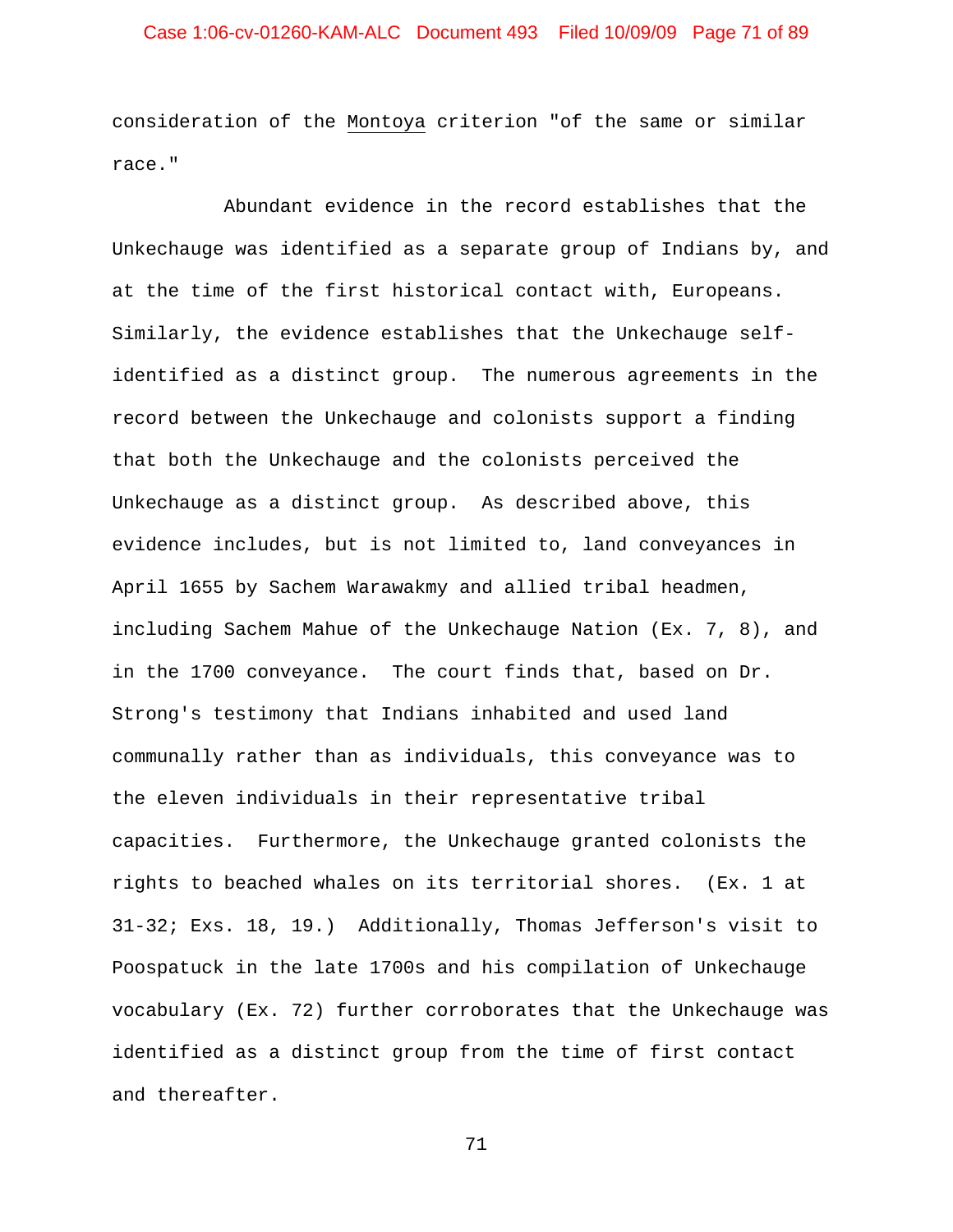consideration of the Montoya criterion "of the same or similar race."

Abundant evidence in the record establishes that the Unkechauge was identified as a separate group of Indians by, and at the time of the first historical contact with, Europeans. Similarly, the evidence establishes that the Unkechauge self-identified as a distinct group. The numerous agreements in the record between the Unkechauge and colonists support a finding that both the Unkechauge and the colonists perceived the Unkechauge as a distinct group. As described above, this evidence includes, but is not limited to, land conveyances in April 1655 by Sachem Warawakmy and allied tribal headmen, including Sachem Mahue of the Unkechauge Nation (Ex. 7, 8), and in the 1700 conveyance. The court finds that, based on Dr. Strong's testimony that Indians inhabited and used land communally rather than as individuals, this conveyance was to the eleven individuals in their representative tribal capacities. Furthermore, the Unkechauge granted colonists the rights to beached whales on its territorial shores. (Ex. 1 at 31-32; Exs. 18, 19.) Additionally, Thomas Jefferson's visit to Poospatuck in the late 1700s and his compilation of Unkechauge vocabulary (Ex. 72) further corroborates that the Unkechauge was identified as a distinct group from the time of first contact and thereafter.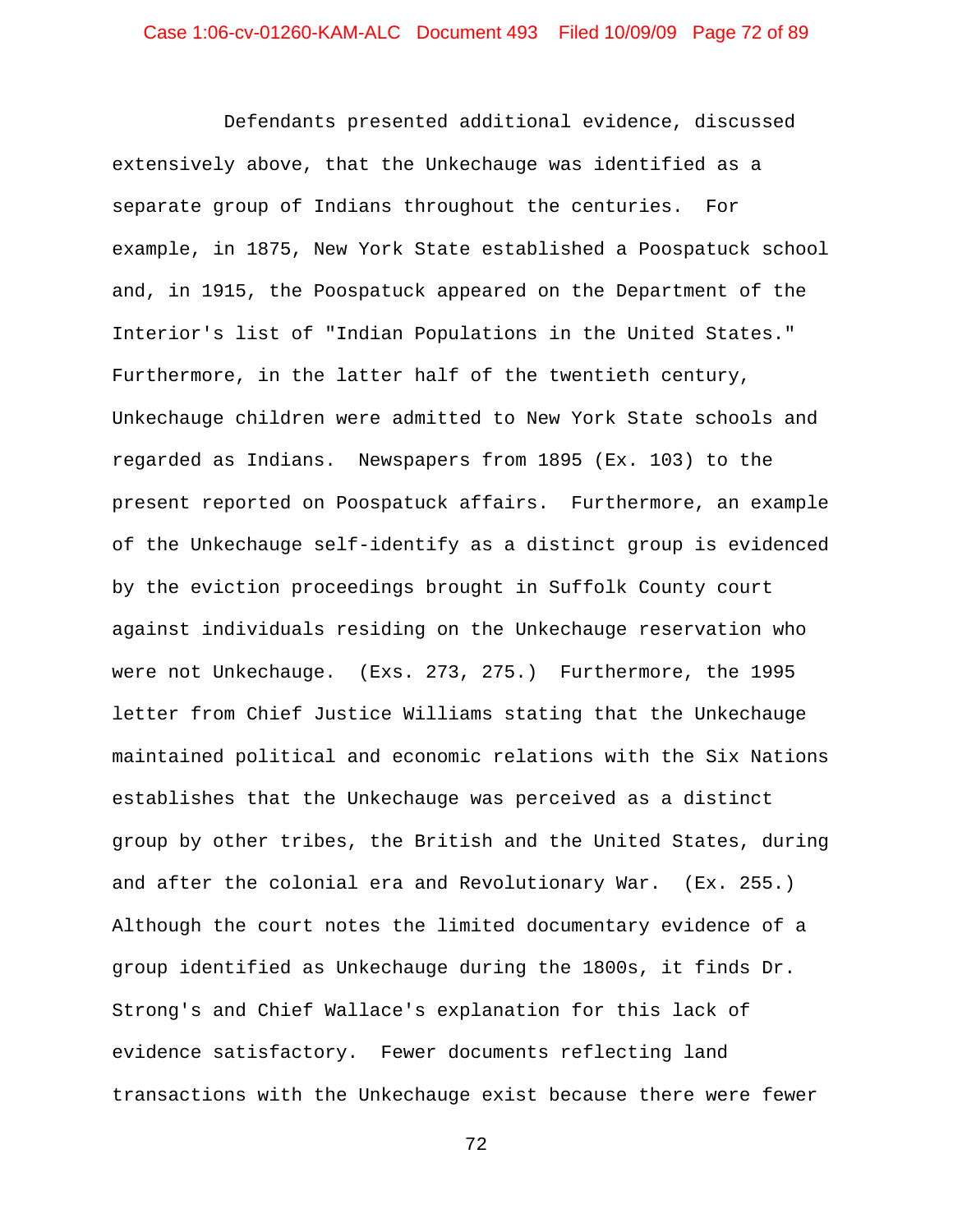Defendants presented additional evidence, discussed extensively above, that the Unkechauge was identified as a separate group of Indians throughout the centuries. For example, in 1875, New York State established a Poospatuck school and, in 1915, the Poospatuck appeared on the Department of the Interior's list of "Indian Populations in the United States." Furthermore, in the latter half of the twentieth century, Unkechauge children were admitted to New York State schools and regarded as Indians. Newspapers from 1895 (Ex. 103) to the present reported on Poospatuck affairs. Furthermore, an example of the Unkechauge self-identify as a distinct group is evidenced by the eviction proceedings brought in Suffolk County court against individuals residing on the Unkechauge reservation who were not Unkechauge. (Exs. 273, 275.) Furthermore, the 1995 letter from Chief Justice Williams stating that the Unkechauge maintained political and economic relations with the Six Nations establishes that the Unkechauge was perceived as a distinct group by other tribes, the British and the United States, during and after the colonial era and Revolutionary War. (Ex. 255.) Although the court notes the limited documentary evidence of a group identified as Unkechauge during the 1800s, it finds Dr. Strong's and Chief Wallace's explanation for this lack of evidence satisfactory. Fewer documents reflecting land transactions with the Unkechauge exist because there were fewer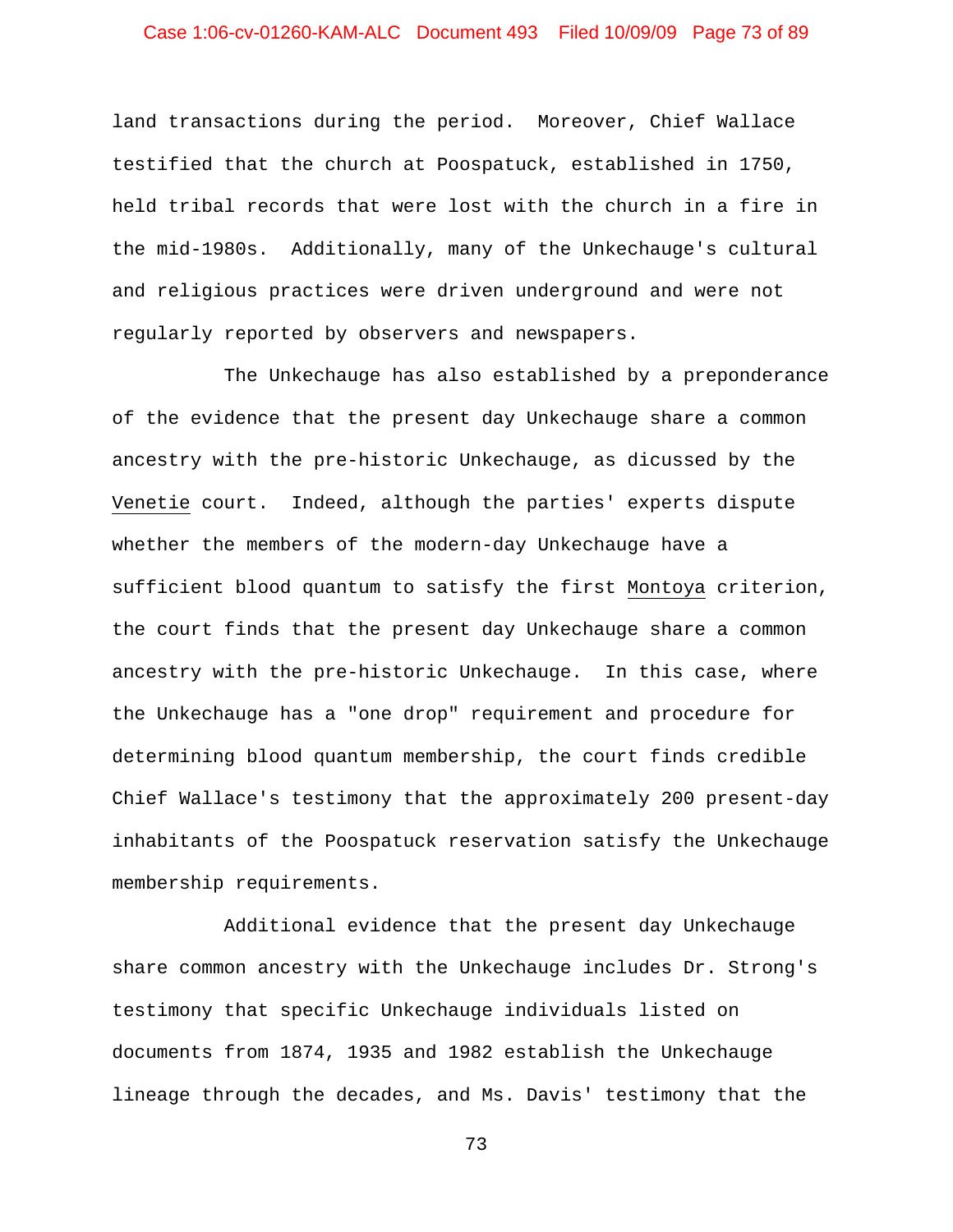land transactions during the period. Moreover, Chief Wallace testified that the church at Poospatuck, established in 1750, held tribal records that were lost with the church in a fire in the mid-1980s. Additionally, many of the Unkechauge's cultural and religious practices were driven underground and were not regularly reported by observers and newspapers.

The Unkechauge has also established by a preponderance of the evidence that the present day Unkechauge share a common ancestry with the pre-historic Unkechauge, as dicussed by the Venetie court. Indeed, although the parties' experts dispute whether the members of the modern-day Unkechauge have a sufficient blood quantum to satisfy the first Montoya criterion, the court finds that the present day Unkechauge share a common ancestry with the pre-historic Unkechauge. In this case, where the Unkechauge has a "one drop" requirement and procedure for determining blood quantum membership, the court finds credible Chief Wallace's testimony that the approximately 200 present-day inhabitants of the Poospatuck reservation satisfy the Unkechauge membership requirements.

Additional evidence that the present day Unkechauge share common ancestry with the Unkechauge includes Dr. Strong's testimony that specific Unkechauge individuals listed on documents from 1874, 1935 and 1982 establish the Unkechauge lineage through the decades, and Ms. Davis' testimony that the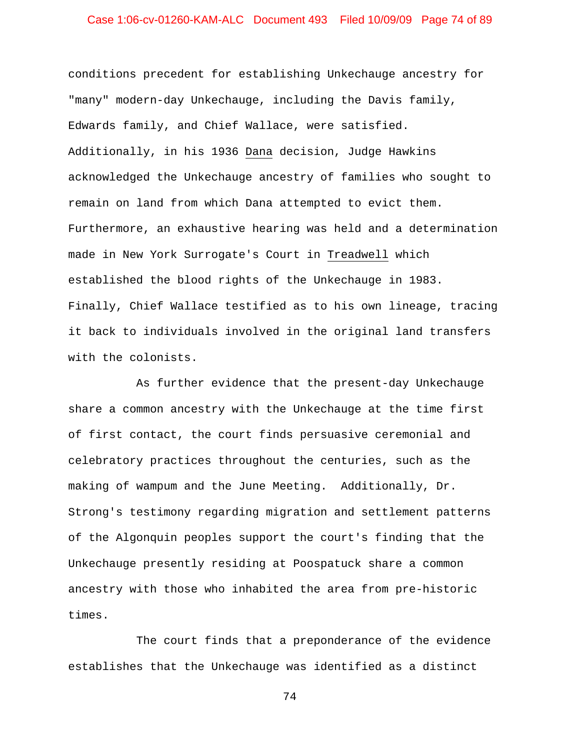conditions precedent for establishing Unkechauge ancestry for "many" modern-day Unkechauge, including the Davis family, Edwards family, and Chief Wallace, were satisfied. Additionally, in his 1936 Dana decision, Judge Hawkins acknowledged the Unkechauge ancestry of families who sought to remain on land from which Dana attempted to evict them. Furthermore, an exhaustive hearing was held and a determination made in New York Surrogate's Court in Treadwell which established the blood rights of the Unkechauge in 1983. Finally, Chief Wallace testified as to his own lineage, tracing it back to individuals involved in the original land transfers with the colonists.

As further evidence that the present-day Unkechauge share a common ancestry with the Unkechauge at the time first of first contact, the court finds persuasive ceremonial and celebratory practices throughout the centuries, such as the making of wampum and the June Meeting. Additionally, Dr. Strong's testimony regarding migration and settlement patterns of the Algonquin peoples support the court's finding that the Unkechauge presently residing at Poospatuck share a common ancestry with those who inhabited the area from pre-historic times.

The court finds that a preponderance of the evidence establishes that the Unkechauge was identified as a distinct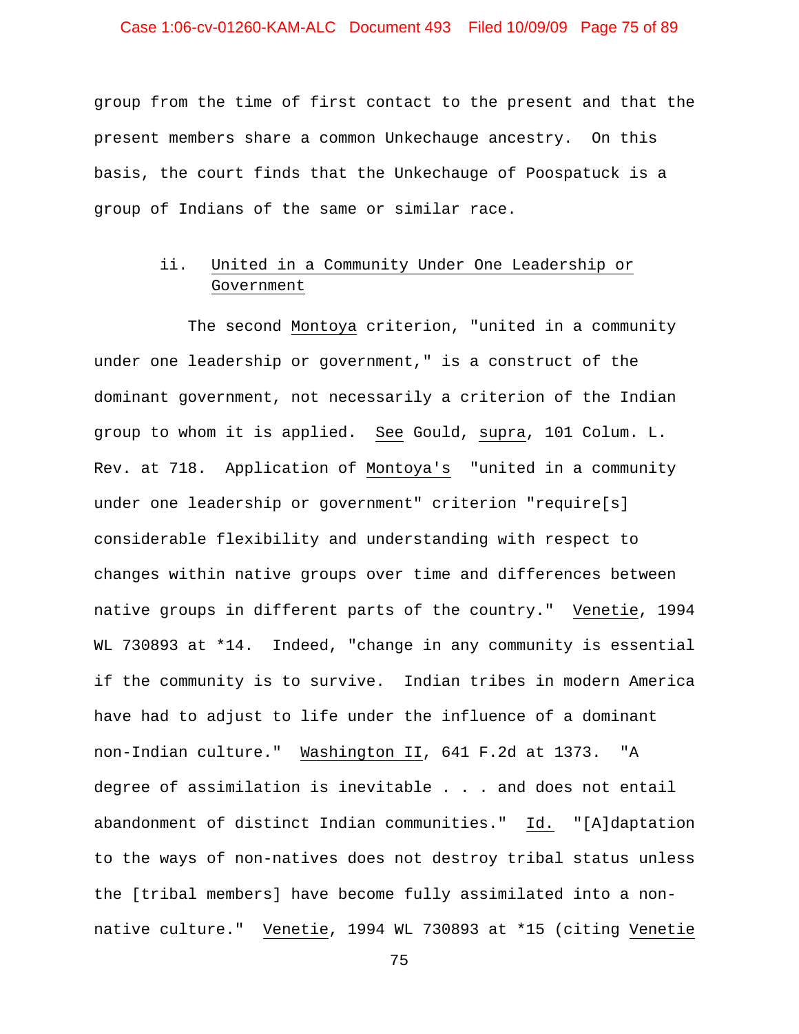group from the time of first contact to the present and that the present members share a common Unkechauge ancestry. On this basis, the court finds that the Unkechauge of Poospatuck is a group of Indians of the same or similar race.

#### ii. United in a Community Under One Leadership or Government

The second Montoya criterion, "united in a community under one leadership or government," is a construct of the dominant government, not necessarily a criterion of the Indian group to whom it is applied. See Gould, supra, 101 Colum. L. Rev. at 718. Application of Montoya's "united in a community under one leadership or government" criterion "require[s] considerable flexibility and understanding with respect to changes within native groups over time and differences between native groups in different parts of the country." Venetie, 1994 WL 730893 at *14. Indeed, "change in any community is essential if the community is to survive. Indian tribes in modern America have had to adjust to life under the influence of a dominant non-Indian culture." Washington II, 641 F.2d at 1373. "A degree of assimilation is inevitable . . . and does not entail abandonment of distinct Indian communities." Id. "[A]daptation to the ways of non-natives does not destroy tribal status unless the [tribal members] have become fully assimilated into a non-native culture." Venetie, 1994 WL 730893 at *15 (citing Venetie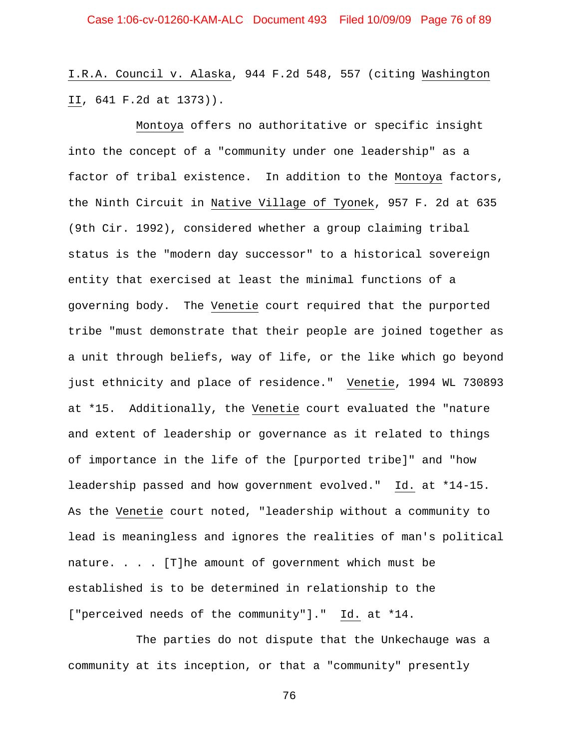I.R.A. Council v. Alaska, 944 F.2d 548, 557 (citing Washington II, 641 F.2d at 1373)).

Montoya offers no authoritative or specific insight into the concept of a "community under one leadership" as a factor of tribal existence. In addition to the Montoya factors, the Ninth Circuit in Native Village of Tyonek, 957 F. 2d at 635 (9th Cir. 1992), considered whether a group claiming tribal status is the "modern day successor" to a historical sovereign entity that exercised at least the minimal functions of a governing body. The Venetie court required that the purported tribe "must demonstrate that their people are joined together as a unit through beliefs, way of life, or the like which go beyond just ethnicity and place of residence." Venetie, 1994 WL 730893 at *15. Additionally, the Venetie court evaluated the "nature and extent of leadership or governance as it related to things of importance in the life of the [purported tribe]" and "how leadership passed and how government evolved." Id. at *14-15. As the Venetie court noted, "leadership without a community to lead is meaningless and ignores the realities of man's political nature. . . . [T]he amount of government which must be established is to be determined in relationship to the ["perceived needs of the community"]." Id. at *14.

The parties do not dispute that the Unkechauge was a community at its inception, or that a "community" presently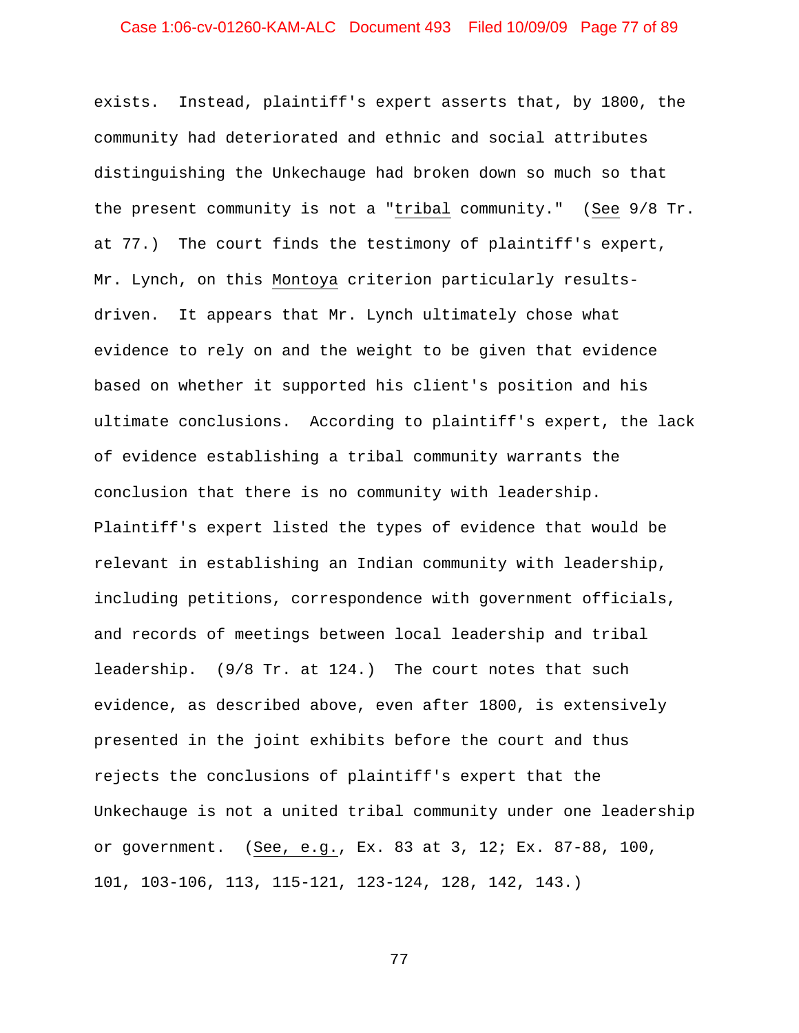exists. Instead, plaintiff's expert asserts that, by 1800, the community had deteriorated and ethnic and social attributes distinguishing the Unkechauge had broken down so much so that the present community is not a "*tribal* community." (*See* 9/8 Tr. at 77.) The court finds the testimony of plaintiff's expert, Mr. Lynch, on this *Montoya* criterion particularly results-driven. It appears that Mr. Lynch ultimately chose what evidence to rely on and the weight to be given that evidence based on whether it supported his client's position and his ultimate conclusions. According to plaintiff's expert, the lack of evidence establishing a tribal community warrants the conclusion that there is no community with leadership. Plaintiff's expert listed the types of evidence that would be relevant in establishing an Indian community with leadership, including petitions, correspondence with government officials, and records of meetings between local leadership and tribal leadership. (9/8 Tr. at 124.) The court notes that such evidence, as described above, even after 1800, is extensively presented in the joint exhibits before the court and thus rejects the conclusions of plaintiff's expert that the Unkechauge is not a united tribal community under one leadership or government. (*See, e.g.*, Ex. 83 at 3, 12; Ex. 87-88, 100, 101, 103-106, 113, 115-121, 123-124, 128, 142, 143.)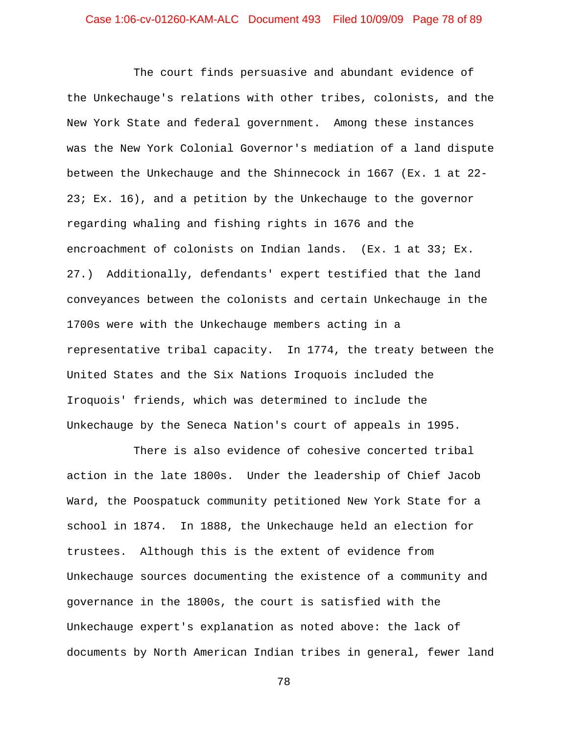The court finds persuasive and abundant evidence of the Unkechauge's relations with other tribes, colonists, and the New York State and federal government. Among these instances was the New York Colonial Governor's mediation of a land dispute between the Unkechauge and the Shinnecock in 1667 (Ex. 1 at 22-23; Ex. 16), and a petition by the Unkechauge to the governor regarding whaling and fishing rights in 1676 and the encroachment of colonists on Indian lands. (Ex. 1 at 33; Ex. 27.) Additionally, defendants' expert testified that the land conveyances between the colonists and certain Unkechauge in the 1700s were with the Unkechauge members acting in a representative tribal capacity. In 1774, the treaty between the United States and the Six Nations Iroquois included the Iroquois' friends, which was determined to include the Unkechauge by the Seneca Nation's court of appeals in 1995.

There is also evidence of cohesive concerted tribal action in the late 1800s. Under the leadership of Chief Jacob Ward, the Poospatuck community petitioned New York State for a school in 1874. In 1888, the Unkechauge held an election for trustees. Although this is the extent of evidence from Unkechauge sources documenting the existence of a community and governance in the 1800s, the court is satisfied with the Unkechauge expert's explanation as noted above: the lack of documents by North American Indian tribes in general, fewer land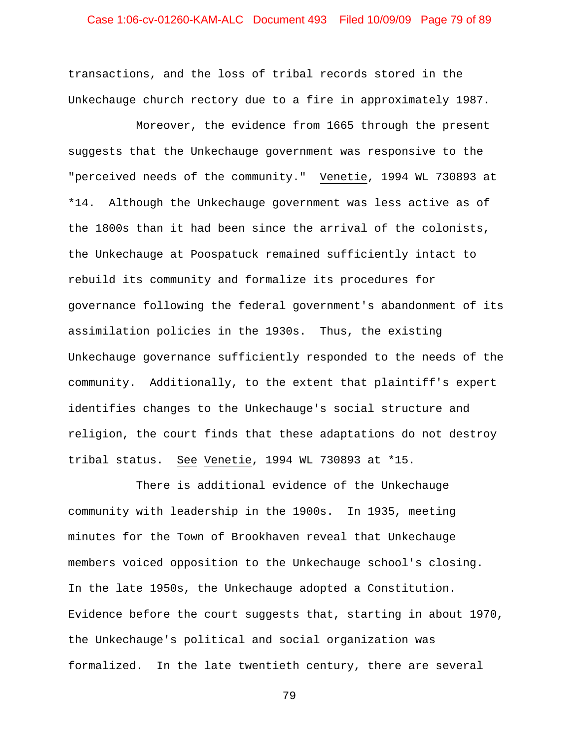transactions, and the loss of tribal records stored in the Unkechauge church rectory due to a fire in approximately 1987.

Moreover, the evidence from 1665 through the present suggests that the Unkechauge government was responsive to the "perceived needs of the community." Venetie, 1994 WL 730893 at *14. Although the Unkechauge government was less active as of the 1800s than it had been since the arrival of the colonists, the Unkechauge at Poospatuck remained sufficiently intact to rebuild its community and formalize its procedures for governance following the federal government's abandonment of its assimilation policies in the 1930s. Thus, the existing Unkechauge governance sufficiently responded to the needs of the community. Additionally, to the extent that plaintiff's expert identifies changes to the Unkechauge's social structure and religion, the court finds that these adaptations do not destroy tribal status. See Venetie, 1994 WL 730893 at *15.

There is additional evidence of the Unkechauge community with leadership in the 1900s. In 1935, meeting minutes for the Town of Brookhaven reveal that Unkechauge members voiced opposition to the Unkechauge school's closing. In the late 1950s, the Unkechauge adopted a Constitution. Evidence before the court suggests that, starting in about 1970, the Unkechauge's political and social organization was formalized. In the late twentieth century, there are several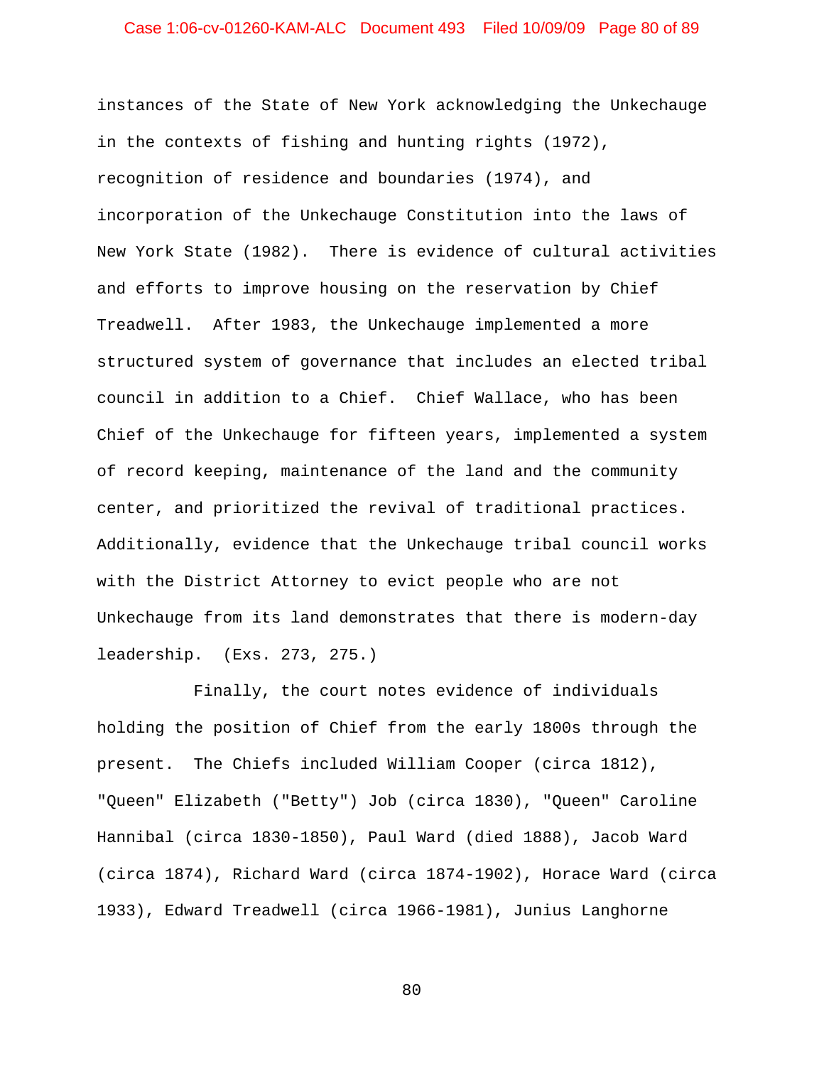instances of the State of New York acknowledging the Unkechauge in the contexts of fishing and hunting rights (1972), recognition of residence and boundaries (1974), and incorporation of the Unkechauge Constitution into the laws of New York State (1982). There is evidence of cultural activities and efforts to improve housing on the reservation by Chief Treadwell. After 1983, the Unkechauge implemented a more structured system of governance that includes an elected tribal council in addition to a Chief. Chief Wallace, who has been Chief of the Unkechauge for fifteen years, implemented a system of record keeping, maintenance of the land and the community center, and prioritized the revival of traditional practices. Additionally, evidence that the Unkechauge tribal council works with the District Attorney to evict people who are not Unkechauge from its land demonstrates that there is modern-day leadership. (Exs. 273, 275.)

Finally, the court notes evidence of individuals holding the position of Chief from the early 1800s through the present. The Chiefs included William Cooper (circa 1812), "Queen" Elizabeth ("Betty") Job (circa 1830), "Queen" Caroline Hannibal (circa 1830-1850), Paul Ward (died 1888), Jacob Ward (circa 1874), Richard Ward (circa 1874-1902), Horace Ward (circa 1933), Edward Treadwell (circa 1966-1981), Junius Langhorne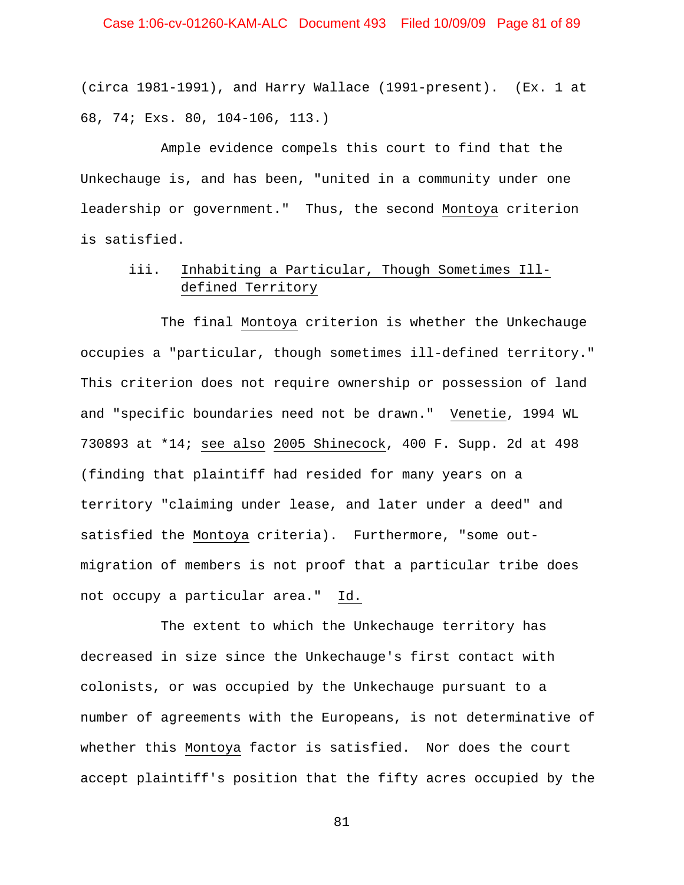(circa 1981-1991), and Harry Wallace (1991-present). (Ex. 1 at 68, 74; Exs. 80, 104-106, 113.)

Ample evidence compels this court to find that the Unkechauge is, and has been, "united in a community under one leadership or government." Thus, the second Montoya criterion is satisfied.

### iii. Inhabiting a Particular, Though Sometimes Ill-defined Territory

The final Montoya criterion is whether the Unkechauge occupies a "particular, though sometimes ill-defined territory." This criterion does not require ownership or possession of land and "specific boundaries need not be drawn." Venetie, 1994 WL 730893 at *14; see also 2005 Shinecock, 400 F. Supp. 2d at 498 (finding that plaintiff had resided for many years on a territory "claiming under lease, and later under a deed" and satisfied the Montoya criteria). Furthermore, "some out-migration of members is not proof that a particular tribe does not occupy a particular area." Id.

The extent to which the Unkechauge territory has decreased in size since the Unkechauge's first contact with colonists, or was occupied by the Unkechauge pursuant to a number of agreements with the Europeans, is not determinative of whether this Montoya factor is satisfied. Nor does the court accept plaintiff's position that the fifty acres occupied by the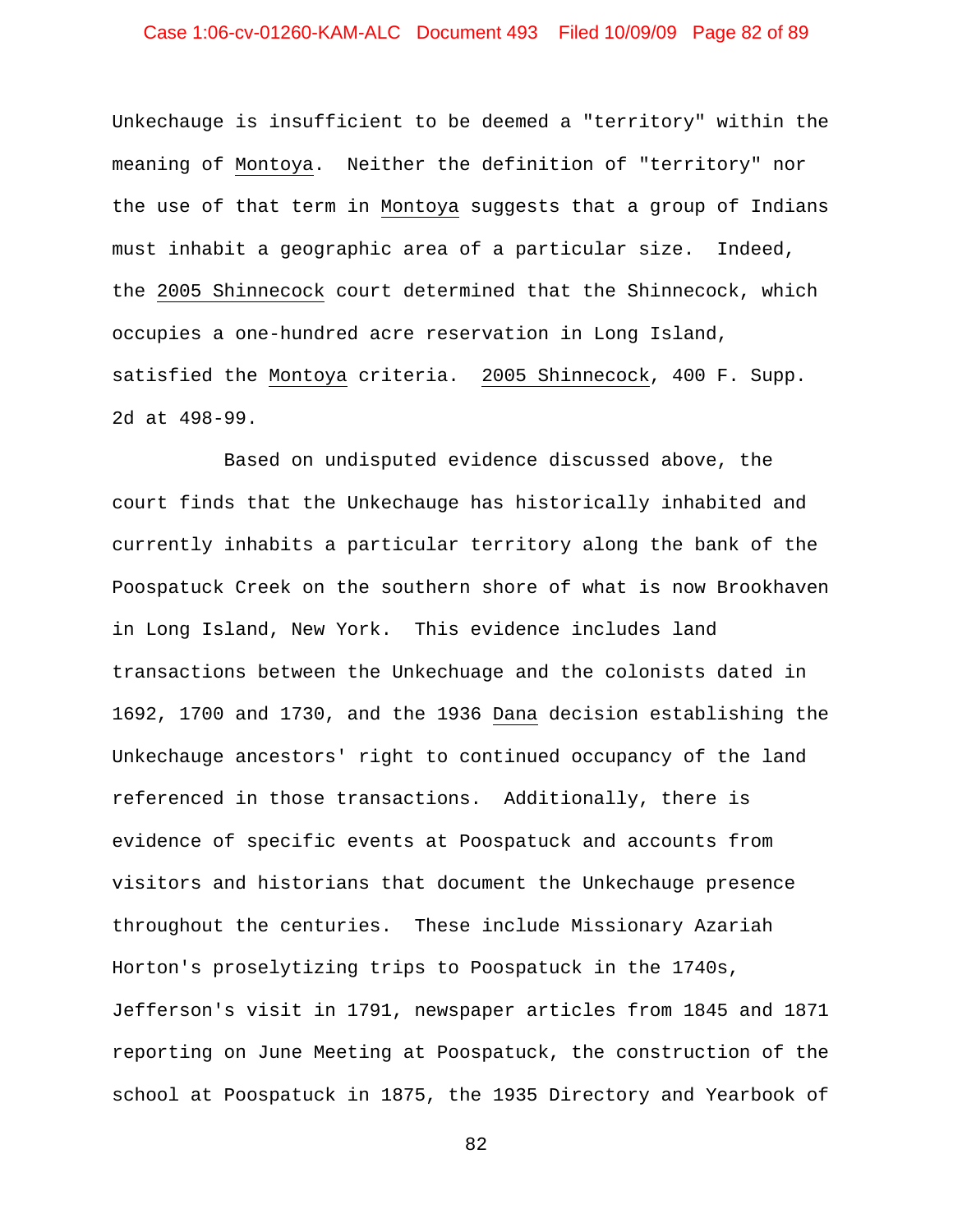Unkechauge is insufficient to be deemed a "territory" within the meaning of Montoya. Neither the definition of "territory" nor the use of that term in Montoya suggests that a group of Indians must inhabit a geographic area of a particular size. Indeed, the 2005 Shinnecock court determined that the Shinnecock, which occupies a one-hundred acre reservation in Long Island, satisfied the Montoya criteria. 2005 Shinnecock, 400 F. Supp. 2d at 498-99.

Based on undisputed evidence discussed above, the court finds that the Unkechauge has historically inhabited and currently inhabits a particular territory along the bank of the Poospatuck Creek on the southern shore of what is now Brookhaven in Long Island, New York. This evidence includes land transactions between the Unkechuage and the colonists dated in 1692, 1700 and 1730, and the 1936 Dana decision establishing the Unkechauge ancestors' right to continued occupancy of the land referenced in those transactions. Additionally, there is evidence of specific events at Poospatuck and accounts from visitors and historians that document the Unkechauge presence throughout the centuries. These include Missionary Azariah Horton's proselytizing trips to Poospatuck in the 1740s, Jefferson's visit in 1791, newspaper articles from 1845 and 1871 reporting on June Meeting at Poospatuck, the construction of the school at Poospatuck in 1875, the 1935 Directory and Yearbook of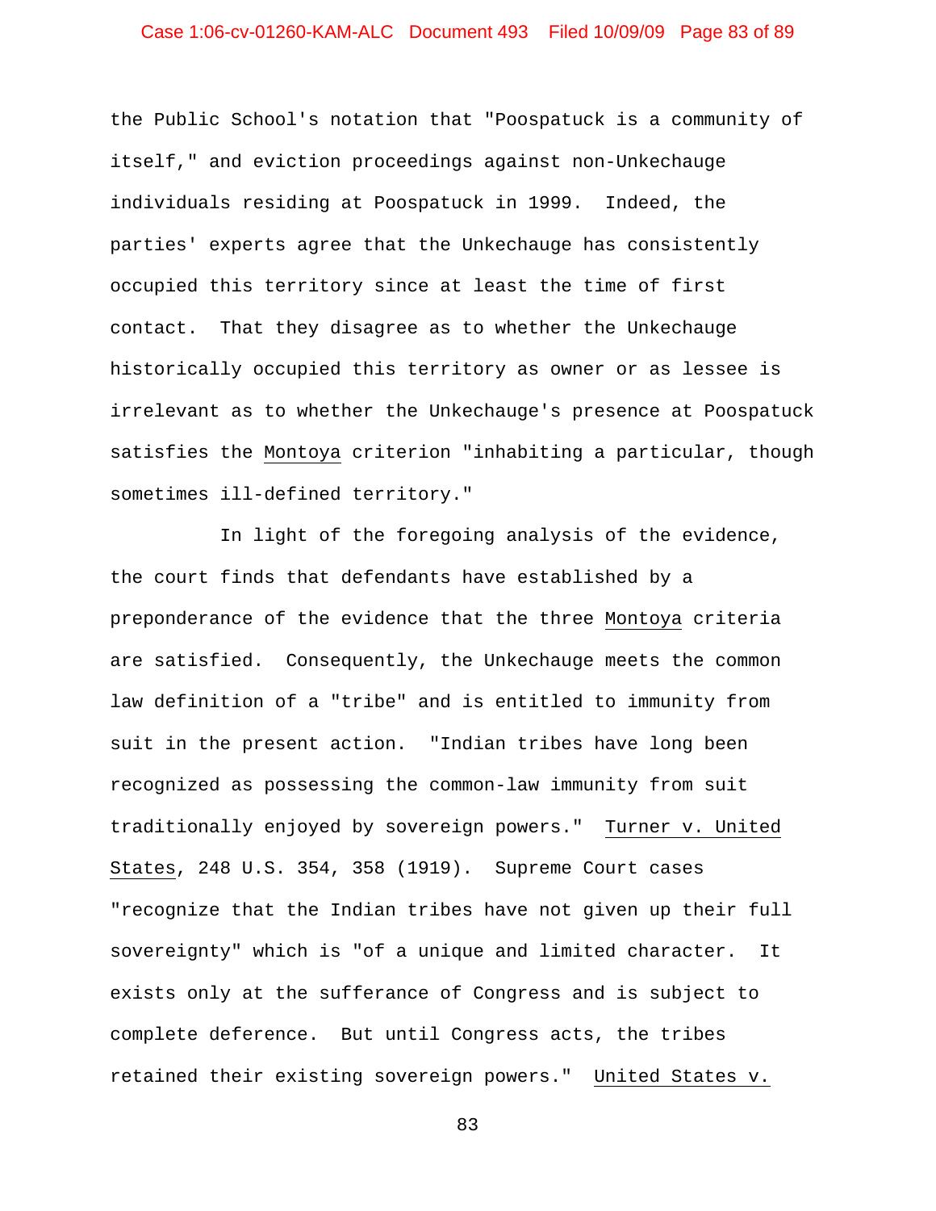the Public School's notation that "Poospatuck is a community of itself," and eviction proceedings against non-Unkechauge individuals residing at Poospatuck in 1999. Indeed, the parties' experts agree that the Unkechauge has consistently occupied this territory since at least the time of first contact. That they disagree as to whether the Unkechauge historically occupied this territory as owner or as lessee is irrelevant as to whether the Unkechauge's presence at Poospatuck satisfies the Montoya criterion "inhabiting a particular, though sometimes ill-defined territory."

In light of the foregoing analysis of the evidence, the court finds that defendants have established by a preponderance of the evidence that the three Montoya criteria are satisfied. Consequently, the Unkechauge meets the common law definition of a "tribe" and is entitled to immunity from suit in the present action. "Indian tribes have long been recognized as possessing the common-law immunity from suit traditionally enjoyed by sovereign powers." Turner v. United States, 248 U.S. 354, 358 (1919). Supreme Court cases "recognize that the Indian tribes have not given up their full sovereignty" which is "of a unique and limited character. It exists only at the sufferance of Congress and is subject to complete deference. But until Congress acts, the tribes retained their existing sovereign powers." United States v.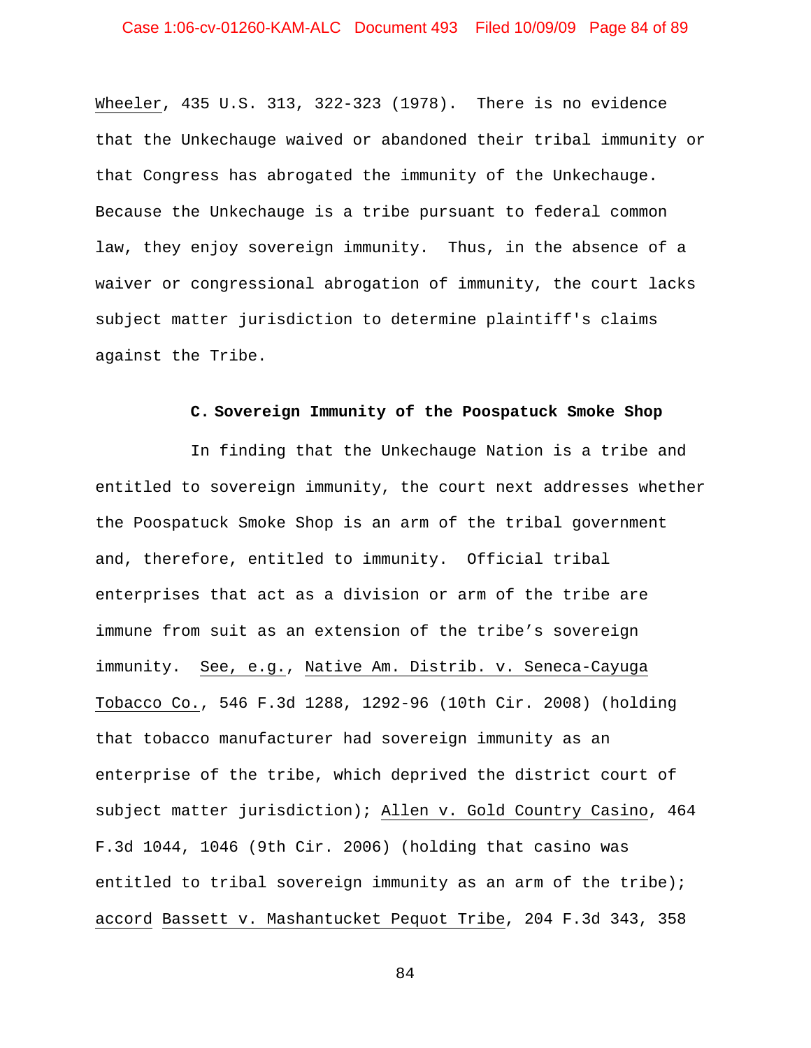Wheeler, 435 U.S. 313, 322-323 (1978). There is no evidence that the Unkechauge waived or abandoned their tribal immunity or that Congress has abrogated the immunity of the Unkechauge. Because the Unkechauge is a tribe pursuant to federal common law, they enjoy sovereign immunity. Thus, in the absence of a waiver or congressional abrogation of immunity, the court lacks subject matter jurisdiction to determine plaintiff's claims against the Tribe.

### C. Sovereign Immunity of the Poospatuck Smoke Shop

In finding that the Unkechauge Nation is a tribe and entitled to sovereign immunity, the court next addresses whether the Poospatuck Smoke Shop is an arm of the tribal government and, therefore, entitled to immunity. Official tribal enterprises that act as a division or arm of the tribe are immune from suit as an extension of the tribe's sovereign immunity. See, e.g., Native Am. Distrib. v. Seneca-Cayuga Tobacco Co., 546 F.3d 1288, 1292-96 (10th Cir. 2008) (holding that tobacco manufacturer had sovereign immunity as an enterprise of the tribe, which deprived the district court of subject matter jurisdiction); Allen v. Gold Country Casino, 464 F.3d 1044, 1046 (9th Cir. 2006) (holding that casino was entitled to tribal sovereign immunity as an arm of the tribe); accord Bassett v. Mashantucket Pequot Tribe, 204 F.3d 343, 358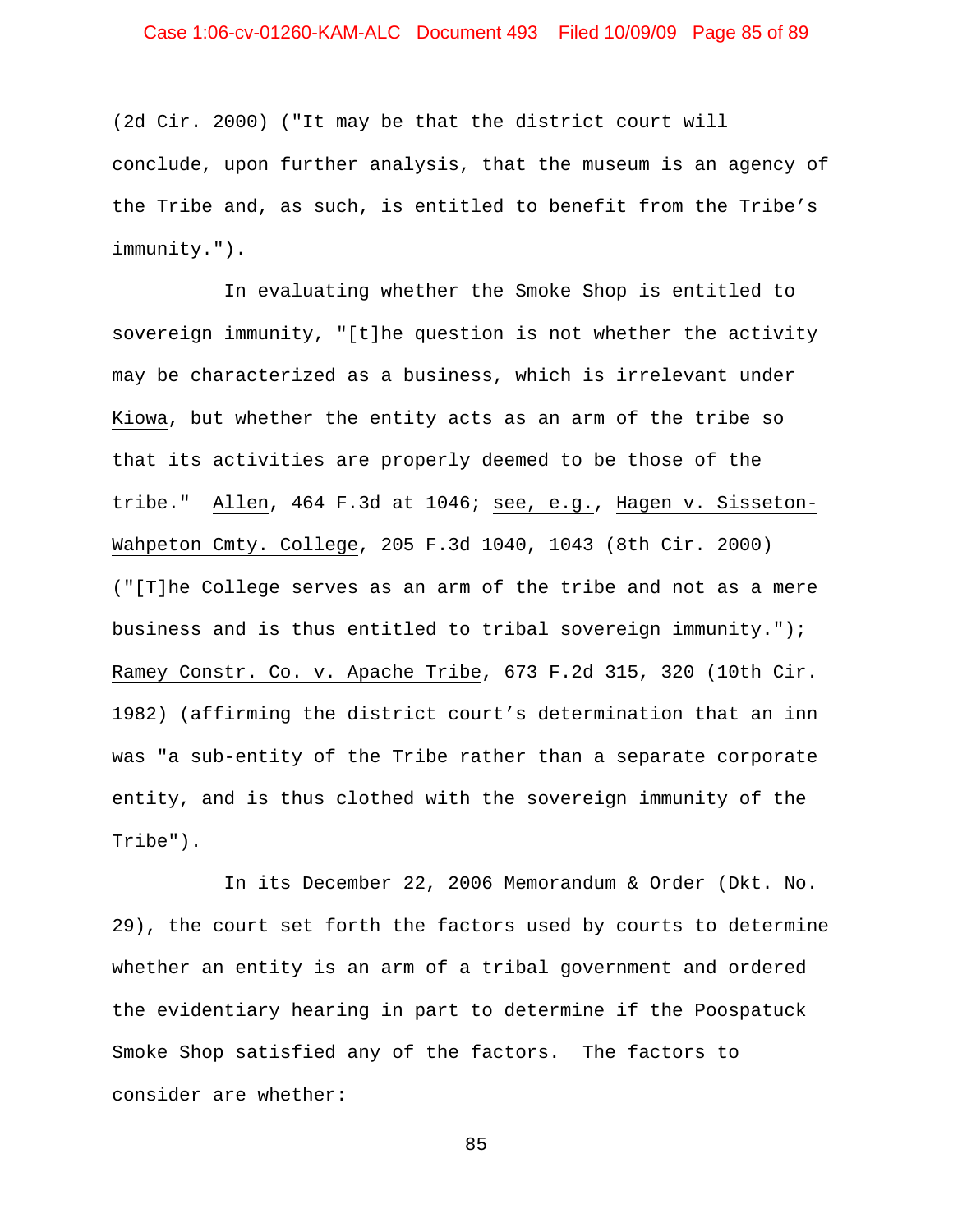(2d Cir. 2000) ("It may be that the district court will conclude, upon further analysis, that the museum is an agency of the Tribe and, as such, is entitled to benefit from the Tribe's immunity.").

In evaluating whether the Smoke Shop is entitled to sovereign immunity, "[t]he question is not whether the activity may be characterized as a business, which is irrelevant under Kiowa, but whether the entity acts as an arm of the tribe so that its activities are properly deemed to be those of the tribe." Allen, 464 F.3d at 1046; see, e.g., Hagen v. Sisseton-Wahpeton Cmty. College, 205 F.3d 1040, 1043 (8th Cir. 2000) ("[T]he College serves as an arm of the tribe and not as a mere business and is thus entitled to tribal sovereign immunity."); Ramey Constr. Co. v. Apache Tribe, 673 F.2d 315, 320 (10th Cir. 1982) (affirming the district court's determination that an inn was "a sub-entity of the Tribe rather than a separate corporate entity, and is thus clothed with the sovereign immunity of the Tribe").

In its December 22, 2006 Memorandum & Order (Dkt. No. 29), the court set forth the factors used by courts to determine whether an entity is an arm of a tribal government and ordered the evidentiary hearing in part to determine if the Poospatuck Smoke Shop satisfied any of the factors. The factors to consider are whether: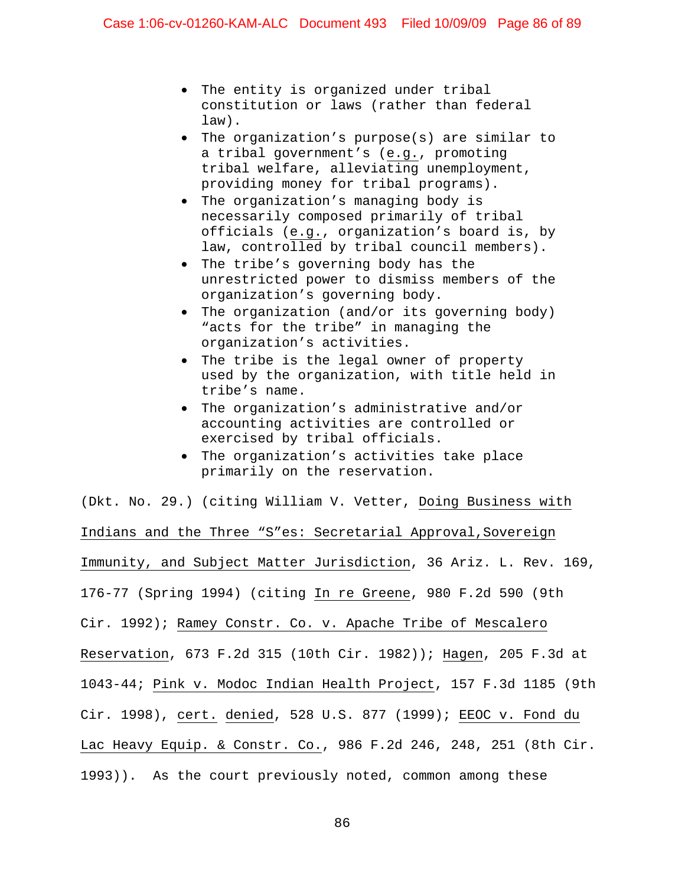- The entity is organized under tribal constitution or laws (rather than federal law).
- The organization's purpose(s) are similar to a tribal government's (e.g., promoting tribal welfare, alleviating unemployment, providing money for tribal programs).
- The organization's managing body is necessarily composed primarily of tribal officials (e.g., organization's board is, by law, controlled by tribal council members).
- The tribe's governing body has the unrestricted power to dismiss members of the organization's governing body.
- The organization (and/or its governing body) "acts for the tribe" in managing the organization's activities.
- The tribe is the legal owner of property used by the organization, with title held in tribe's name.
- The organization's administrative and/or accounting activities are controlled or exercised by tribal officials.
- The organization's activities take place primarily on the reservation.

(Dkt. No. 29.) (citing William V. Vetter, Doing Business with Indians and the Three "S"es: Secretarial Approval,Sovereign Immunity, and Subject Matter Jurisdiction, 36 Ariz. L. Rev. 169, 176-77 (Spring 1994) (citing In re Greene, 980 F.2d 590 (9th Cir. 1992); Ramey Constr. Co. v. Apache Tribe of Mescalero Reservation, 673 F.2d 315 (10th Cir. 1982)); Hagen, 205 F.3d at 1043-44; Pink v. Modoc Indian Health Project, 157 F.3d 1185 (9th Cir. 1998), cert. denied, 528 U.S. 877 (1999); EEOC v. Fond du Lac Heavy Equip. & Constr. Co., 986 F.2d 246, 248, 251 (8th Cir. 1993)). As the court previously noted, common among these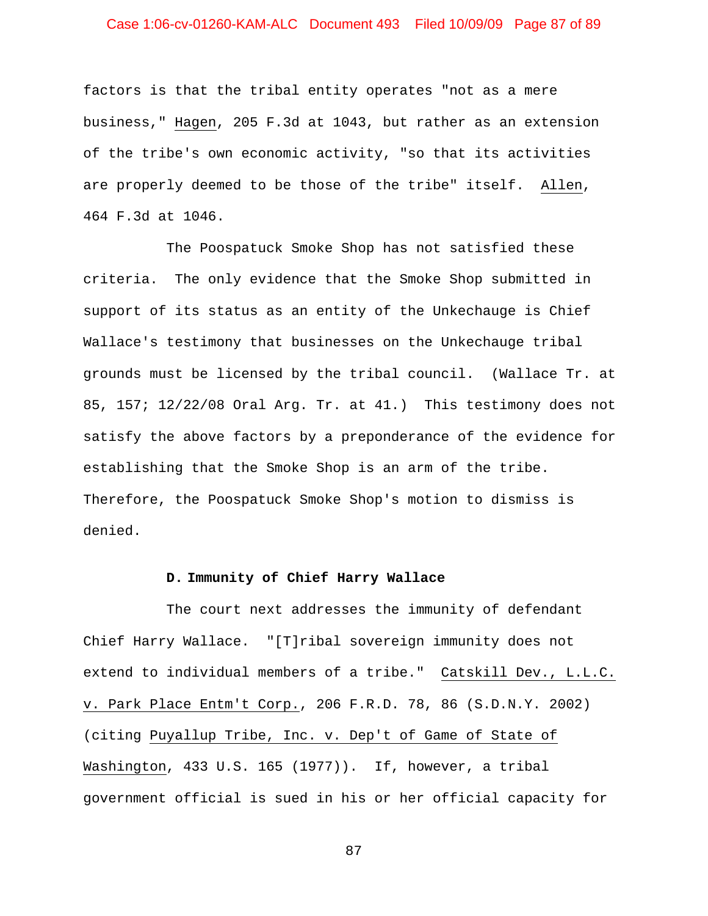factors is that the tribal entity operates "not as a mere business," Hagen, 205 F.3d at 1043, but rather as an extension of the tribe's own economic activity, "so that its activities are properly deemed to be those of the tribe" itself. Allen, 464 F.3d at 1046.

The Poospatuck Smoke Shop has not satisfied these criteria. The only evidence that the Smoke Shop submitted in support of its status as an entity of the Unkechauge is Chief Wallace's testimony that businesses on the Unkechauge tribal grounds must be licensed by the tribal council. (Wallace Tr. at 85, 157; 12/22/08 Oral Arg. Tr. at 41.) This testimony does not satisfy the above factors by a preponderance of the evidence for establishing that the Smoke Shop is an arm of the tribe. Therefore, the Poospatuck Smoke Shop's motion to dismiss is denied.

**D. Immunity of Chief Harry Wallace**

The court next addresses the immunity of defendant Chief Harry Wallace. "[T]ribal sovereign immunity does not extend to individual members of a tribe." Catskill Dev., L.L.C. v. Park Place Entm't Corp., 206 F.R.D. 78, 86 (S.D.N.Y. 2002) (citing Puyallup Tribe, Inc. v. Dep't of Game of State of Washington, 433 U.S. 165 (1977)). If, however, a tribal government official is sued in his or her official capacity for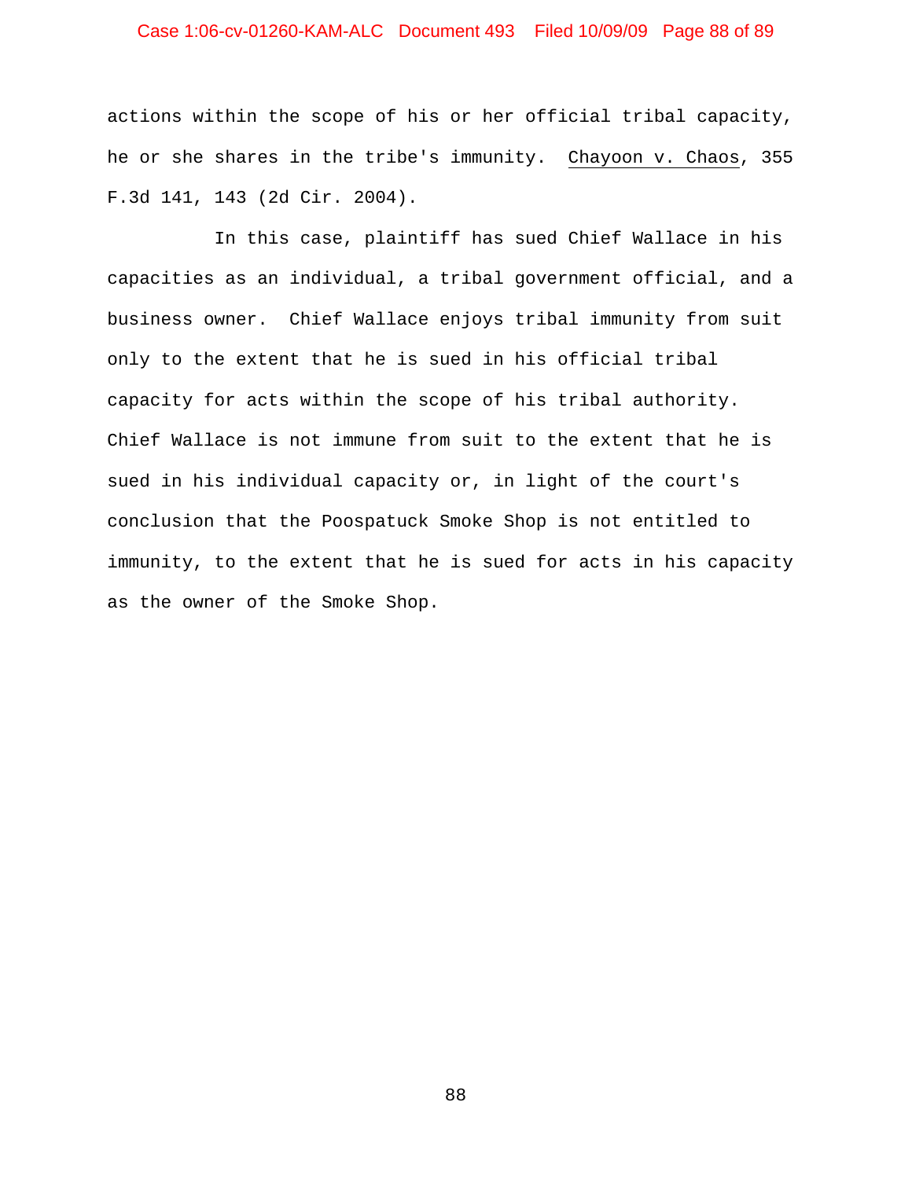actions within the scope of his or her official tribal capacity, he or she shares in the tribe's immunity. Chayoon v. Chaos, 355 F.3d 141, 143 (2d Cir. 2004).

In this case, plaintiff has sued Chief Wallace in his capacities as an individual, a tribal government official, and a business owner. Chief Wallace enjoys tribal immunity from suit only to the extent that he is sued in his official tribal capacity for acts within the scope of his tribal authority. Chief Wallace is not immune from suit to the extent that he is sued in his individual capacity or, in light of the court's conclusion that the Poospatuck Smoke Shop is not entitled to immunity, to the extent that he is sued for acts in his capacity as the owner of the Smoke Shop.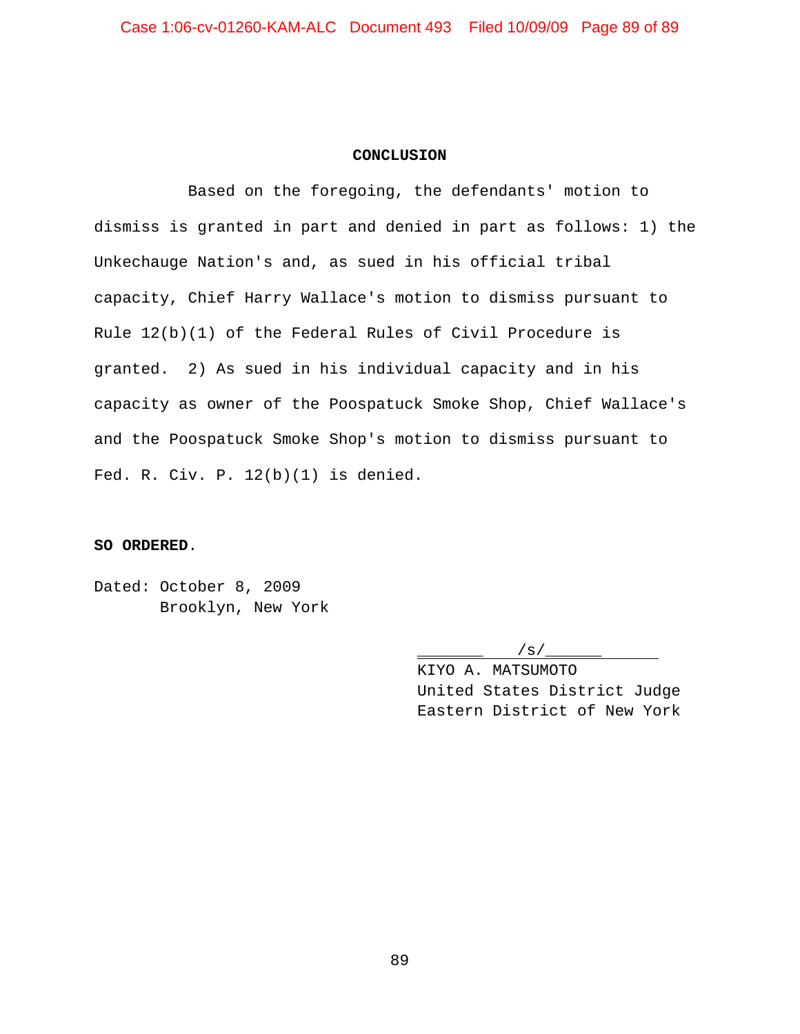## CONCLUSION

Based on the foregoing, the defendants' motion to dismiss is granted in part and denied in part as follows: 1) the Unkechauge Nation's and, as sued in his official tribal capacity, Chief Harry Wallace's motion to dismiss pursuant to Rule 12(b)(1) of the Federal Rules of Civil Procedure is granted. 2) As sued in his individual capacity and in his capacity as owner of the Poospatuck Smoke Shop, Chief Wallace's and the Poospatuck Smoke Shop's motion to dismiss pursuant to Fed. R. Civ. P. 12(b)(1) is denied.

**SO ORDERED**.

Dated: October 8, 2009
Brooklyn, New York

/s/

KIYO A. MATSUMOTO
United States District Judge
Eastern District of New York